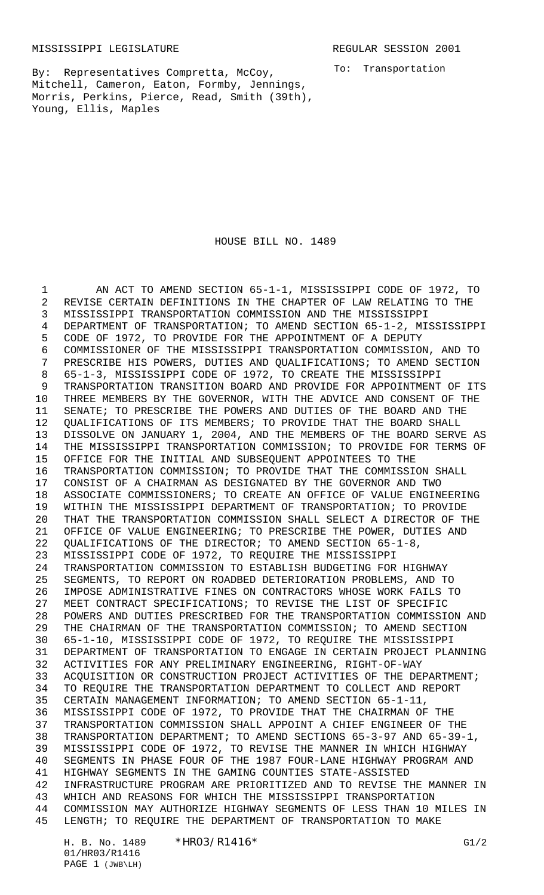MISSISSIPPI LEGISLATURE　　　　　　　　　　REGULAR SESSION 2001

By: Representatives Compretta, McCoy, Mitchell, Cameron, Eaton, Formby, Jennings, Morris, Perkins, Pierce, Read, Smith (39th), Young, Ellis, Maples

To: Transportation

# HOUSE BILL NO. 1489

AN ACT TO AMEND SECTION 65-1-1, MISSISSIPPI CODE OF 1972, TO REVISE CERTAIN DEFINITIONS IN THE CHAPTER OF LAW RELATING TO THE MISSISSIPPI TRANSPORTATION COMMISSION AND THE MISSISSIPPI DEPARTMENT OF TRANSPORTATION; TO AMEND SECTION 65-1-2, MISSISSIPPI CODE OF 1972, TO PROVIDE FOR THE APPOINTMENT OF A DEPUTY COMMISSIONER OF THE MISSISSIPPI TRANSPORTATION COMMISSION, AND TO PRESCRIBE HIS POWERS, DUTIES AND QUALIFICATIONS; TO AMEND SECTION 65-1-3, MISSISSIPPI CODE OF 1972, TO CREATE THE MISSISSIPPI TRANSPORTATION TRANSITION BOARD AND PROVIDE FOR APPOINTMENT OF ITS THREE MEMBERS BY THE GOVERNOR, WITH THE ADVICE AND CONSENT OF THE SENATE; TO PRESCRIBE THE POWERS AND DUTIES OF THE BOARD AND THE QUALIFICATIONS OF ITS MEMBERS; TO PROVIDE THAT THE BOARD SHALL DISSOLVE ON JANUARY 1, 2004, AND THE MEMBERS OF THE BOARD SERVE AS THE MISSISSIPPI TRANSPORTATION COMMISSION; TO PROVIDE FOR TERMS OF OFFICE FOR THE INITIAL AND SUBSEQUENT APPOINTEES TO THE TRANSPORTATION COMMISSION; TO PROVIDE THAT THE COMMISSION SHALL CONSIST OF A CHAIRMAN AS DESIGNATED BY THE GOVERNOR AND TWO ASSOCIATE COMMISSIONERS; TO CREATE AN OFFICE OF VALUE ENGINEERING WITHIN THE MISSISSIPPI DEPARTMENT OF TRANSPORTATION; TO PROVIDE THAT THE TRANSPORTATION COMMISSION SHALL SELECT A DIRECTOR OF THE OFFICE OF VALUE ENGINEERING; TO PRESCRIBE THE POWER, DUTIES AND QUALIFICATIONS OF THE DIRECTOR; TO AMEND SECTION 65-1-8, MISSISSIPPI CODE OF 1972, TO REQUIRE THE MISSISSIPPI TRANSPORTATION COMMISSION TO ESTABLISH BUDGETING FOR HIGHWAY SEGMENTS, TO REPORT ON ROADBED DETERIORATION PROBLEMS, AND TO IMPOSE ADMINISTRATIVE FINES ON CONTRACTORS WHOSE WORK FAILS TO MEET CONTRACT SPECIFICATIONS; TO REVISE THE LIST OF SPECIFIC POWERS AND DUTIES PRESCRIBED FOR THE TRANSPORTATION COMMISSION AND THE CHAIRMAN OF THE TRANSPORTATION COMMISSION; TO AMEND SECTION 65-1-10, MISSISSIPPI CODE OF 1972, TO REQUIRE THE MISSISSIPPI DEPARTMENT OF TRANSPORTATION TO ENGAGE IN CERTAIN PROJECT PLANNING ACTIVITIES FOR ANY PRELIMINARY ENGINEERING, RIGHT-OF-WAY ACQUISITION OR CONSTRUCTION PROJECT ACTIVITIES OF THE DEPARTMENT; TO REQUIRE THE TRANSPORTATION DEPARTMENT TO COLLECT AND REPORT CERTAIN MANAGEMENT INFORMATION; TO AMEND SECTION 65-1-11, MISSISSIPPI CODE OF 1972, TO PROVIDE THAT THE CHAIRMAN OF THE TRANSPORTATION COMMISSION SHALL APPOINT A CHIEF ENGINEER OF THE TRANSPORTATION DEPARTMENT; TO AMEND SECTIONS 65-3-97 AND 65-39-1, MISSISSIPPI CODE OF 1972, TO REVISE THE MANNER IN WHICH HIGHWAY SEGMENTS IN PHASE FOUR OF THE 1987 FOUR-LANE HIGHWAY PROGRAM AND HIGHWAY SEGMENTS IN THE GAMING COUNTIES STATE-ASSISTED INFRASTRUCTURE PROGRAM ARE PRIORITIZED AND TO REVISE THE MANNER IN WHICH AND REASONS FOR WHICH THE MISSISSIPPI TRANSPORTATION COMMISSION MAY AUTHORIZE HIGHWAY SEGMENTS OF LESS THAN 10 MILES IN LENGTH; TO REQUIRE THE DEPARTMENT OF TRANSPORTATION TO MAKE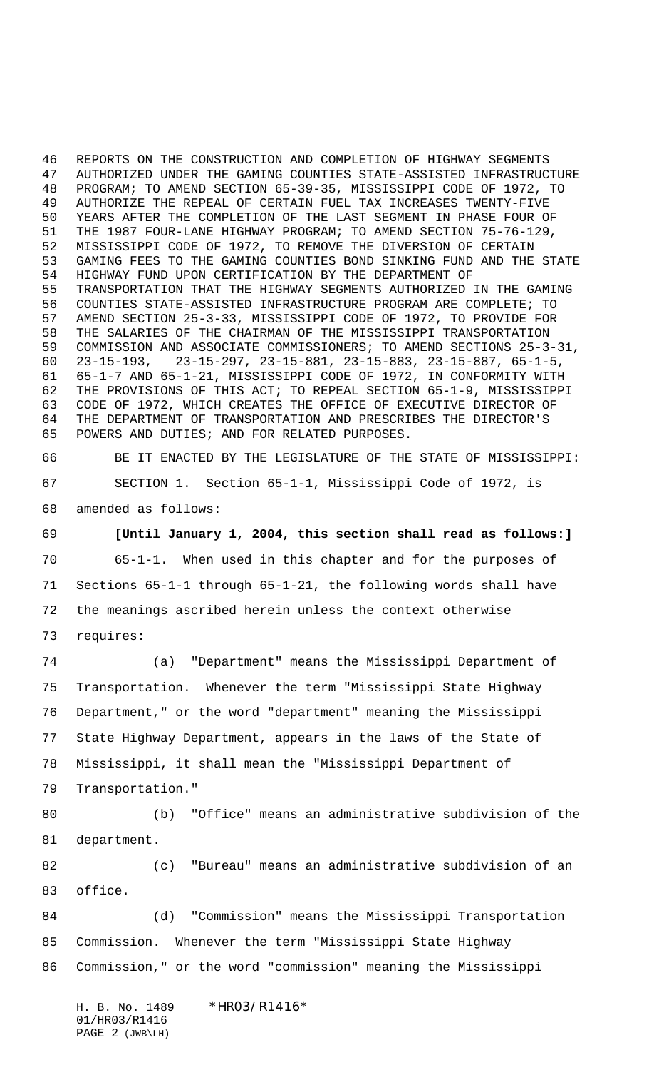REPORTS ON THE CONSTRUCTION AND COMPLETION OF HIGHWAY SEGMENTS AUTHORIZED UNDER THE GAMING COUNTIES STATE-ASSISTED INFRASTRUCTURE PROGRAM; TO AMEND SECTION 65-39-35, MISSISSIPPI CODE OF 1972, TO AUTHORIZE THE REPEAL OF CERTAIN FUEL TAX INCREASES TWENTY-FIVE YEARS AFTER THE COMPLETION OF THE LAST SEGMENT IN PHASE FOUR OF THE 1987 FOUR-LANE HIGHWAY PROGRAM; TO AMEND SECTION 75-76-129, MISSISSIPPI CODE OF 1972, TO REMOVE THE DIVERSION OF CERTAIN GAMING FEES TO THE GAMING COUNTIES BOND SINKING FUND AND THE STATE HIGHWAY FUND UPON CERTIFICATION BY THE DEPARTMENT OF TRANSPORTATION THAT THE HIGHWAY SEGMENTS AUTHORIZED IN THE GAMING COUNTIES STATE-ASSISTED INFRASTRUCTURE PROGRAM ARE COMPLETE; TO AMEND SECTION 25-3-33, MISSISSIPPI CODE OF 1972, TO PROVIDE FOR THE SALARIES OF THE CHAIRMAN OF THE MISSISSIPPI TRANSPORTATION COMMISSION AND ASSOCIATE COMMISSIONERS; TO AMEND SECTIONS 25-3-31, 23-15-193, 23-15-297, 23-15-881, 23-15-883, 23-15-887, 65-1-5, 65-1-7 AND 65-1-21, MISSISSIPPI CODE OF 1972, IN CONFORMITY WITH THE PROVISIONS OF THIS ACT; TO REPEAL SECTION 65-1-9, MISSISSIPPI CODE OF 1972, WHICH CREATES THE OFFICE OF EXECUTIVE DIRECTOR OF THE DEPARTMENT OF TRANSPORTATION AND PRESCRIBES THE DIRECTOR'S POWERS AND DUTIES; AND FOR RELATED PURPOSES.

BE IT ENACTED BY THE LEGISLATURE OF THE STATE OF MISSISSIPPI:

SECTION 1. Section 65-1-1, Mississippi Code of 1972, is amended as follows:

**[Until January 1, 2004, this section shall read as follows:]**

65-1-1. When used in this chapter and for the purposes of Sections 65-1-1 through 65-1-21, the following words shall have the meanings ascribed herein unless the context otherwise requires:

(a) "Department" means the Mississippi Department of Transportation. Whenever the term "Mississippi State Highway Department," or the word "department" meaning the Mississippi State Highway Department, appears in the laws of the State of Mississippi, it shall mean the "Mississippi Department of Transportation."

(b) "Office" means an administrative subdivision of the department.

(c) "Bureau" means an administrative subdivision of an office.

(d) "Commission" means the Mississippi Transportation Commission. Whenever the term "Mississippi State Highway Commission," or the word "commission" meaning the Mississippi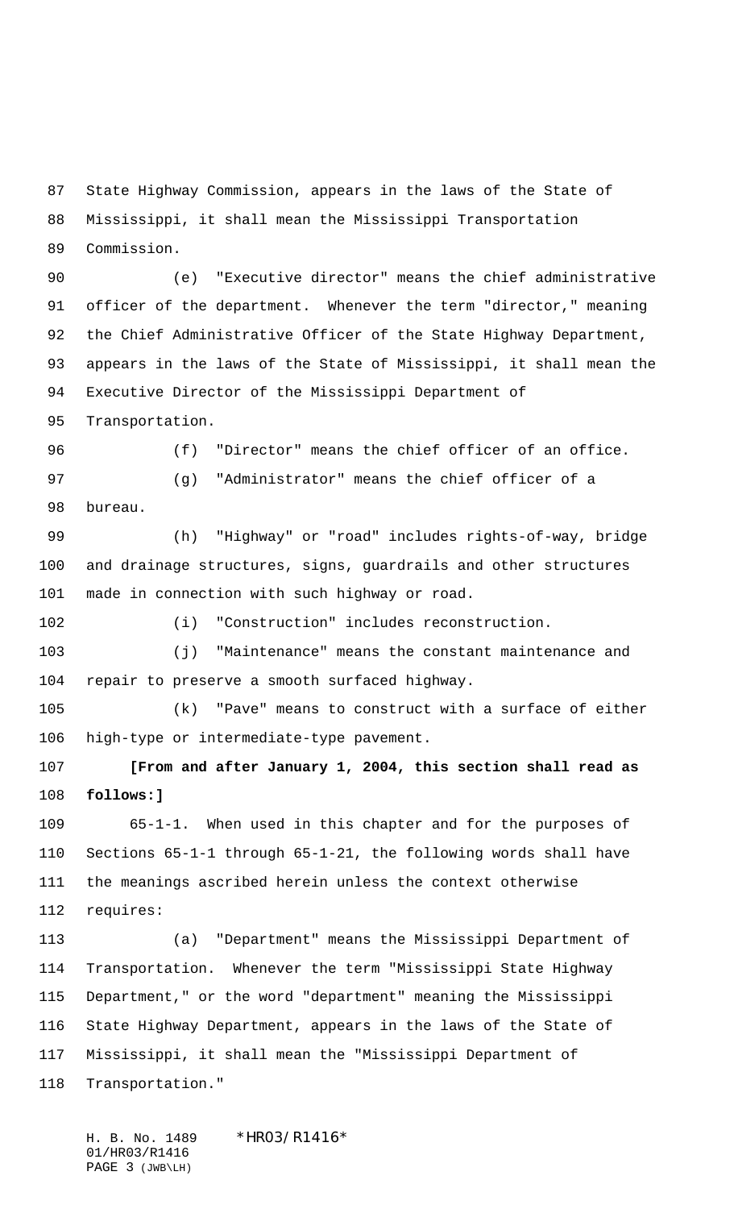State Highway Commission, appears in the laws of the State of Mississippi, it shall mean the Mississippi Transportation Commission.

(e) "Executive director" means the chief administrative officer of the department. Whenever the term "director," meaning the Chief Administrative Officer of the State Highway Department, appears in the laws of the State of Mississippi, it shall mean the Executive Director of the Mississippi Department of Transportation.

(f) "Director" means the chief officer of an office.

(g) "Administrator" means the chief officer of a bureau.

(h) "Highway" or "road" includes rights-of-way, bridge and drainage structures, signs, guardrails and other structures made in connection with such highway or road.

(i) "Construction" includes reconstruction.

(j) "Maintenance" means the constant maintenance and repair to preserve a smooth surfaced highway.

(k) "Pave" means to construct with a surface of either high-type or intermediate-type pavement.

**[From and after January 1, 2004, this section shall read as follows:]**

65-1-1. When used in this chapter and for the purposes of Sections 65-1-1 through 65-1-21, the following words shall have the meanings ascribed herein unless the context otherwise requires:

(a) "Department" means the Mississippi Department of Transportation. Whenever the term "Mississippi State Highway Department," or the word "department" meaning the Mississippi State Highway Department, appears in the laws of the State of Mississippi, it shall mean the "Mississippi Department of Transportation."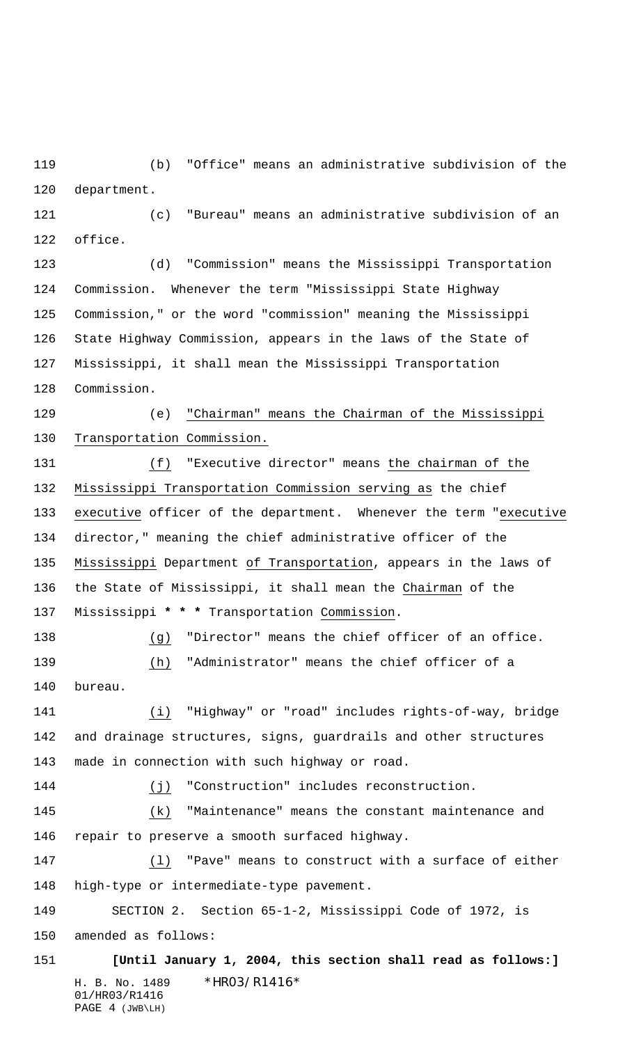(b) "Office" means an administrative subdivision of the department.

(c) "Bureau" means an administrative subdivision of an office.

(d) "Commission" means the Mississippi Transportation Commission. Whenever the term "Mississippi State Highway Commission," or the word "commission" meaning the Mississippi State Highway Commission, appears in the laws of the State of Mississippi, it shall mean the Mississippi Transportation Commission.

(e) "Chairman" means the Chairman of the Mississippi Transportation Commission.

(f) "Executive director" means the chairman of the Mississippi Transportation Commission serving as the chief executive officer of the department. Whenever the term "executive director," meaning the chief administrative officer of the Mississippi Department of Transportation, appears in the laws of the State of Mississippi, it shall mean the Chairman of the Mississippi **\* \* \*** Transportation Commission.

(g) "Director" means the chief officer of an office.

(h) "Administrator" means the chief officer of a bureau.

(i) "Highway" or "road" includes rights-of-way, bridge and drainage structures, signs, guardrails and other structures made in connection with such highway or road.

(j) "Construction" includes reconstruction.

(k) "Maintenance" means the constant maintenance and repair to preserve a smooth surfaced highway.

(l) "Pave" means to construct with a surface of either high-type or intermediate-type pavement.

SECTION 2. Section 65-1-2, Mississippi Code of 1972, is amended as follows:

**[Until January 1, 2004, this section shall read as follows:]**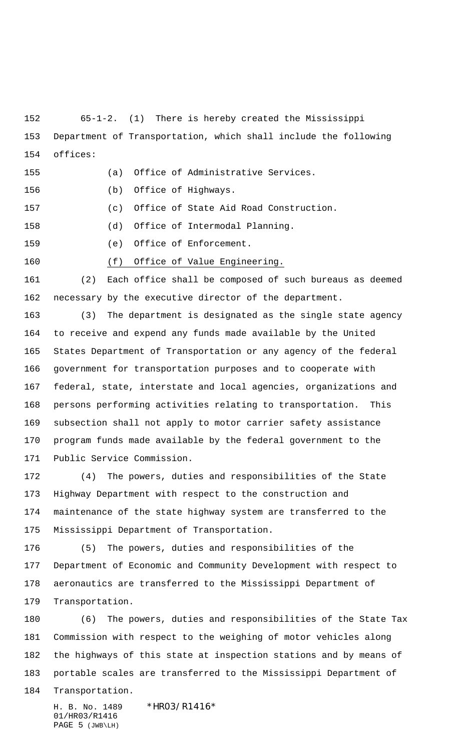65-1-2. (1) There is hereby created the Mississippi Department of Transportation, which shall include the following offices:

(a) Office of Administrative Services.

(b) Office of Highways.

(c) Office of State Aid Road Construction.

(d) Office of Intermodal Planning.

(e) Office of Enforcement.

(f) Office of Value Engineering.

(2) Each office shall be composed of such bureaus as deemed necessary by the executive director of the department.

(3) The department is designated as the single state agency to receive and expend any funds made available by the United States Department of Transportation or any agency of the federal government for transportation purposes and to cooperate with federal, state, interstate and local agencies, organizations and persons performing activities relating to transportation. This subsection shall not apply to motor carrier safety assistance program funds made available by the federal government to the Public Service Commission.

(4) The powers, duties and responsibilities of the State Highway Department with respect to the construction and maintenance of the state highway system are transferred to the Mississippi Department of Transportation.

(5) The powers, duties and responsibilities of the Department of Economic and Community Development with respect to aeronautics are transferred to the Mississippi Department of Transportation.

(6) The powers, duties and responsibilities of the State Tax Commission with respect to the weighing of motor vehicles along the highways of this state at inspection stations and by means of portable scales are transferred to the Mississippi Department of Transportation.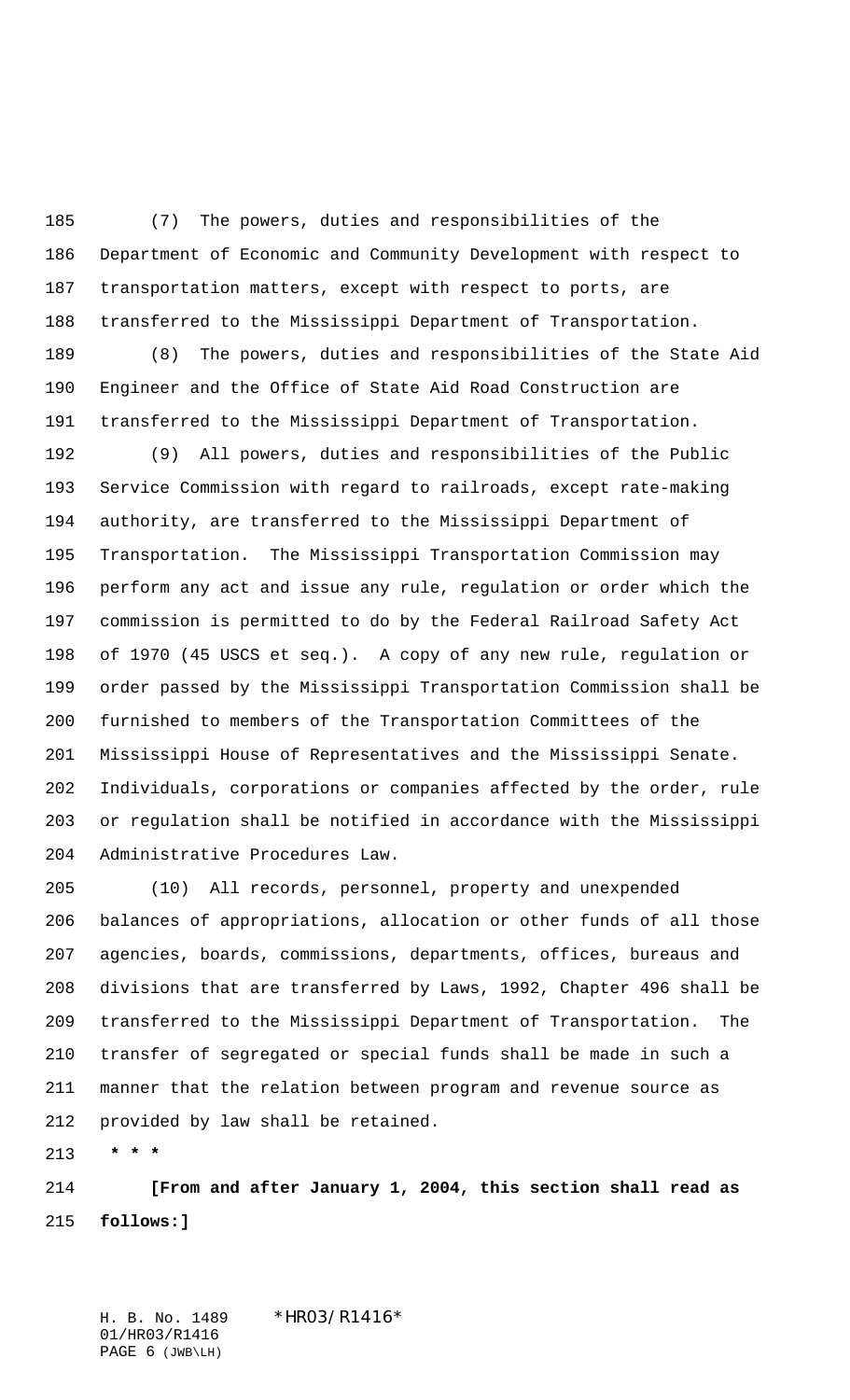(7) The powers, duties and responsibilities of the Department of Economic and Community Development with respect to transportation matters, except with respect to ports, are transferred to the Mississippi Department of Transportation.

(8) The powers, duties and responsibilities of the State Aid Engineer and the Office of State Aid Road Construction are transferred to the Mississippi Department of Transportation.

(9) All powers, duties and responsibilities of the Public Service Commission with regard to railroads, except rate-making authority, are transferred to the Mississippi Department of Transportation. The Mississippi Transportation Commission may perform any act and issue any rule, regulation or order which the commission is permitted to do by the Federal Railroad Safety Act of 1970 (45 USCS et seq.). A copy of any new rule, regulation or order passed by the Mississippi Transportation Commission shall be furnished to members of the Transportation Committees of the Mississippi House of Representatives and the Mississippi Senate. Individuals, corporations or companies affected by the order, rule or regulation shall be notified in accordance with the Mississippi Administrative Procedures Law.

(10) All records, personnel, property and unexpended balances of appropriations, allocation or other funds of all those agencies, boards, commissions, departments, offices, bureaus and divisions that are transferred by Laws, 1992, Chapter 496 shall be transferred to the Mississippi Department of Transportation. The transfer of segregated or special funds shall be made in such a manner that the relation between program and revenue source as provided by law shall be retained.

**\* \* \***

**[From and after January 1, 2004, this section shall read as follows:]**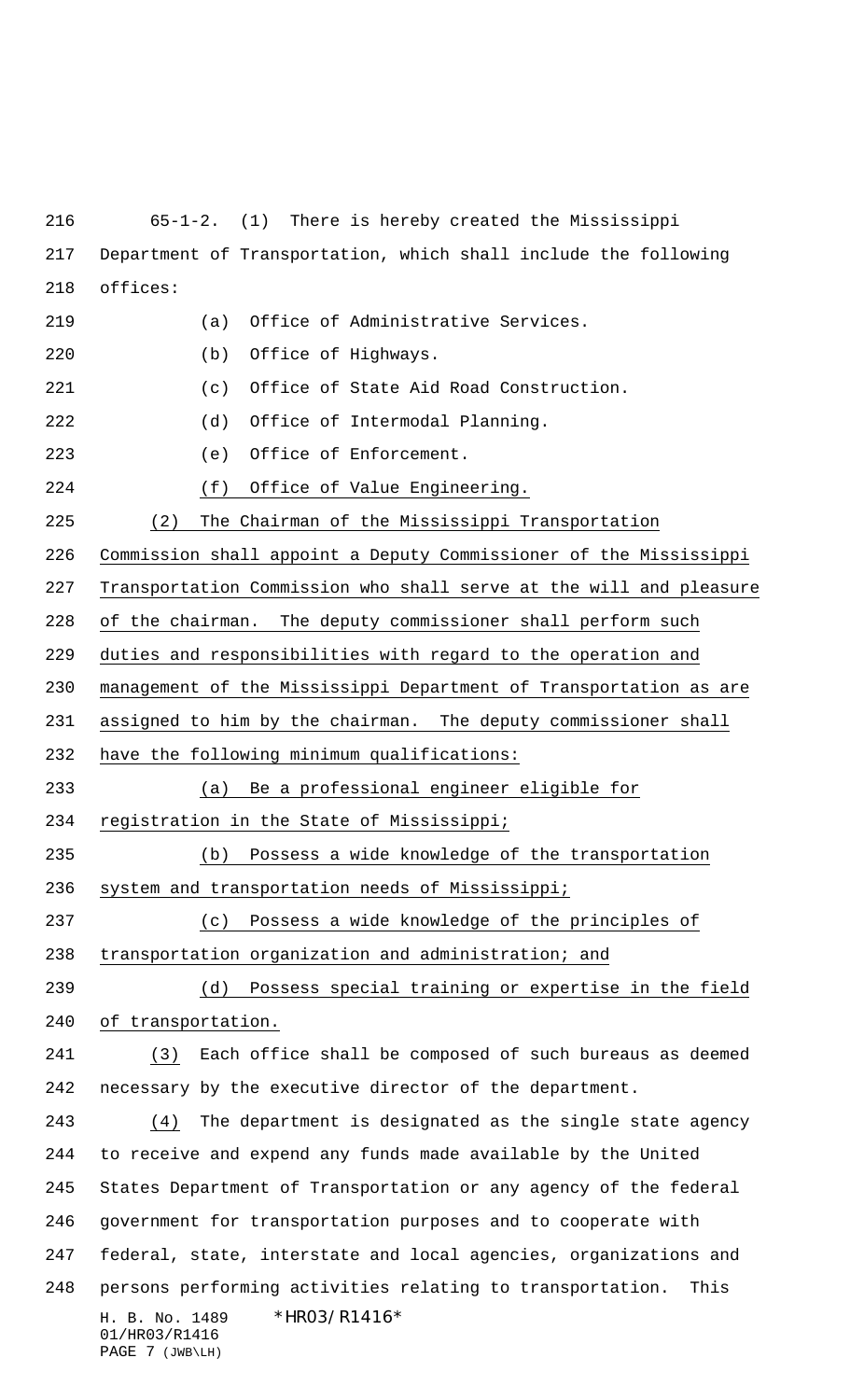65-1-2. (1) There is hereby created the Mississippi Department of Transportation, which shall include the following offices:

(a) Office of Administrative Services.

(b) Office of Highways.

(c) Office of State Aid Road Construction.

(d) Office of Intermodal Planning.

(e) Office of Enforcement.

(f) Office of Value Engineering.

(2) The Chairman of the Mississippi Transportation Commission shall appoint a Deputy Commissioner of the Mississippi Transportation Commission who shall serve at the will and pleasure of the chairman. The deputy commissioner shall perform such duties and responsibilities with regard to the operation and management of the Mississippi Department of Transportation as are assigned to him by the chairman. The deputy commissioner shall have the following minimum qualifications:

(a) Be a professional engineer eligible for registration in the State of Mississippi;

(b) Possess a wide knowledge of the transportation system and transportation needs of Mississippi;

(c) Possess a wide knowledge of the principles of transportation organization and administration; and

(d) Possess special training or expertise in the field of transportation.

(3) Each office shall be composed of such bureaus as deemed necessary by the executive director of the department.

(4) The department is designated as the single state agency to receive and expend any funds made available by the United States Department of Transportation or any agency of the federal government for transportation purposes and to cooperate with federal, state, interstate and local agencies, organizations and persons performing activities relating to transportation. This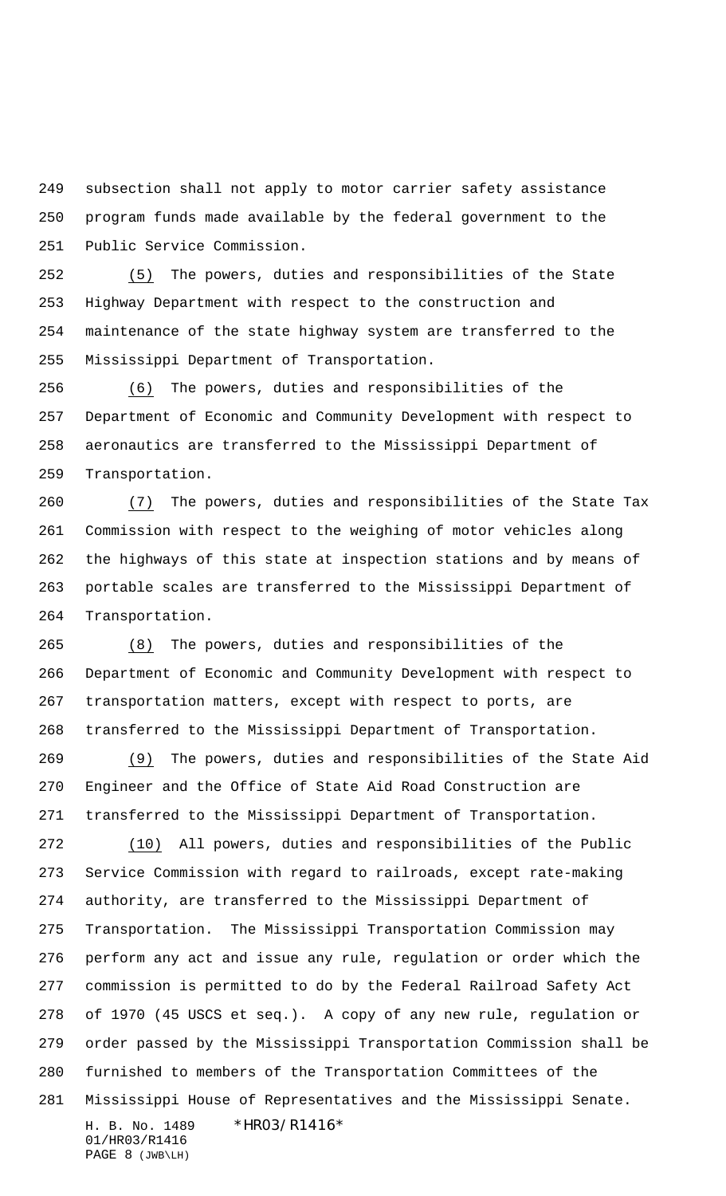subsection shall not apply to motor carrier safety assistance program funds made available by the federal government to the Public Service Commission.

(5) The powers, duties and responsibilities of the State Highway Department with respect to the construction and maintenance of the state highway system are transferred to the Mississippi Department of Transportation.

(6) The powers, duties and responsibilities of the Department of Economic and Community Development with respect to aeronautics are transferred to the Mississippi Department of Transportation.

(7) The powers, duties and responsibilities of the State Tax Commission with respect to the weighing of motor vehicles along the highways of this state at inspection stations and by means of portable scales are transferred to the Mississippi Department of Transportation.

(8) The powers, duties and responsibilities of the Department of Economic and Community Development with respect to transportation matters, except with respect to ports, are transferred to the Mississippi Department of Transportation.

(9) The powers, duties and responsibilities of the State Aid Engineer and the Office of State Aid Road Construction are transferred to the Mississippi Department of Transportation.

(10) All powers, duties and responsibilities of the Public Service Commission with regard to railroads, except rate-making authority, are transferred to the Mississippi Department of Transportation. The Mississippi Transportation Commission may perform any act and issue any rule, regulation or order which the commission is permitted to do by the Federal Railroad Safety Act of 1970 (45 USCS et seq.). A copy of any new rule, regulation or order passed by the Mississippi Transportation Commission shall be furnished to members of the Transportation Committees of the Mississippi House of Representatives and the Mississippi Senate.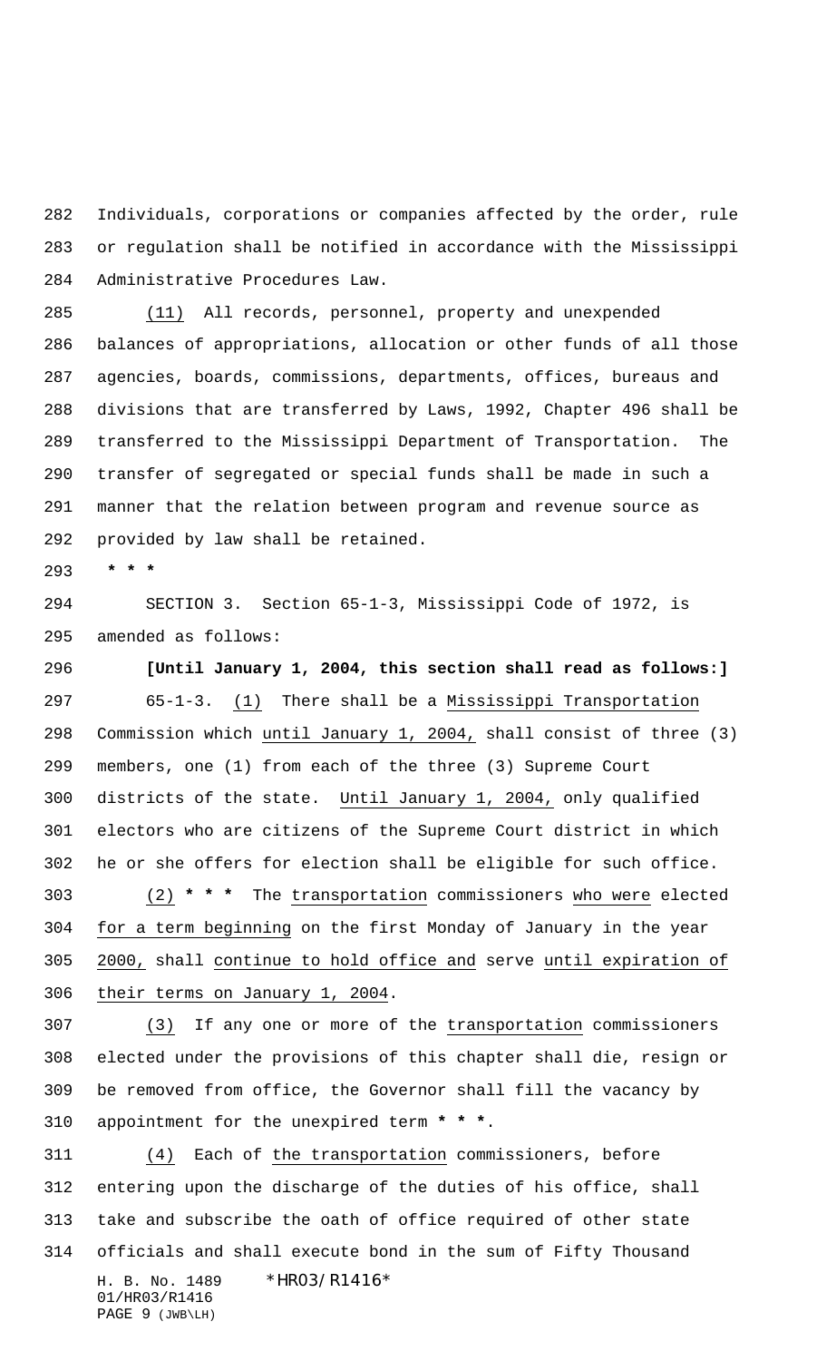Individuals, corporations or companies affected by the order, rule or regulation shall be notified in accordance with the Mississippi Administrative Procedures Law.

(11) All records, personnel, property and unexpended balances of appropriations, allocation or other funds of all those agencies, boards, commissions, departments, offices, bureaus and divisions that are transferred by Laws, 1992, Chapter 496 shall be transferred to the Mississippi Department of Transportation. The transfer of segregated or special funds shall be made in such a manner that the relation between program and revenue source as provided by law shall be retained.

**\* \* \***

SECTION 3. Section 65-1-3, Mississippi Code of 1972, is amended as follows:

**[Until January 1, 2004, this section shall read as follows:]**

65-1-3. (1) There shall be a Mississippi Transportation Commission which until January 1, 2004, shall consist of three (3) members, one (1) from each of the three (3) Supreme Court districts of the state. Until January 1, 2004, only qualified electors who are citizens of the Supreme Court district in which he or she offers for election shall be eligible for such office.

(2) **\* \* \*** The transportation commissioners who were elected for a term beginning on the first Monday of January in the year 2000, shall continue to hold office and serve until expiration of their terms on January 1, 2004.

(3) If any one or more of the transportation commissioners elected under the provisions of this chapter shall die, resign or be removed from office, the Governor shall fill the vacancy by appointment for the unexpired term **\* \* \***.

(4) Each of the transportation commissioners, before entering upon the discharge of the duties of his office, shall take and subscribe the oath of office required of other state officials and shall execute bond in the sum of Fifty Thousand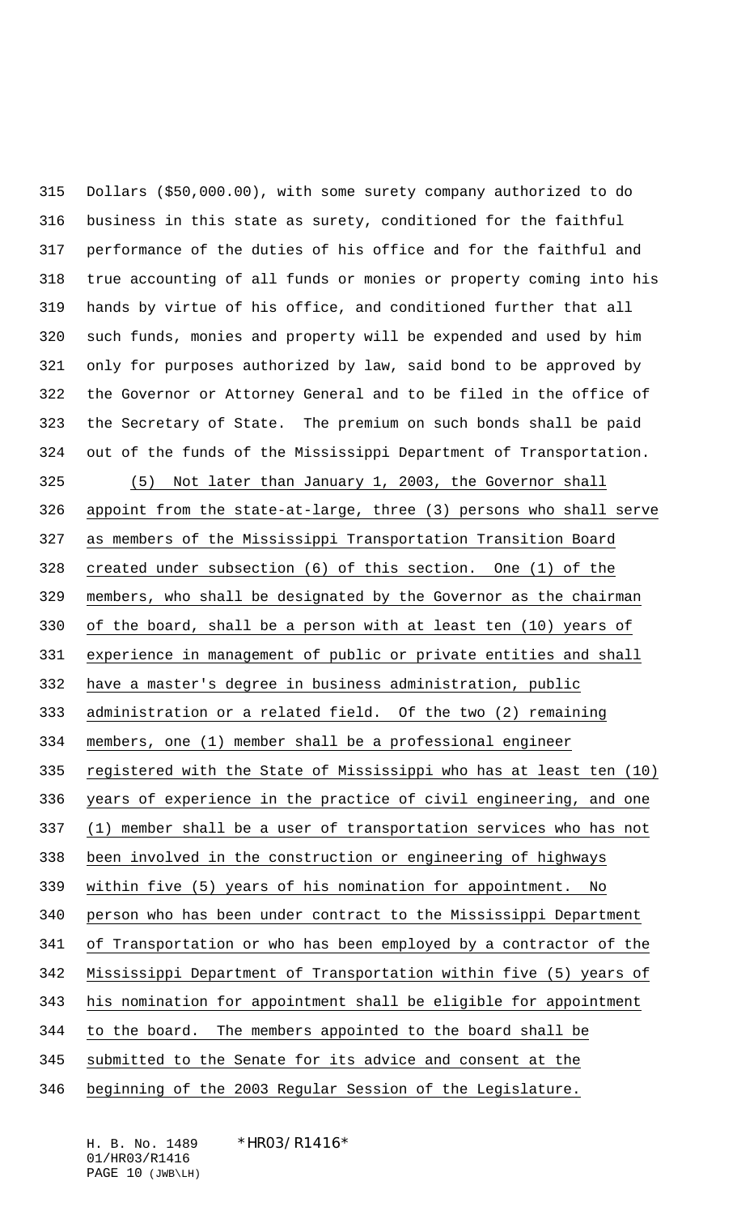Dollars ($50,000.00), with some surety company authorized to do business in this state as surety, conditioned for the faithful performance of the duties of his office and for the faithful and true accounting of all funds or monies or property coming into his hands by virtue of his office, and conditioned further that all such funds, monies and property will be expended and used by him only for purposes authorized by law, said bond to be approved by the Governor or Attorney General and to be filed in the office of the Secretary of State. The premium on such bonds shall be paid out of the funds of the Mississippi Department of Transportation.

(5) Not later than January 1, 2003, the Governor shall appoint from the state-at-large, three (3) persons who shall serve as members of the Mississippi Transportation Transition Board created under subsection (6) of this section. One (1) of the members, who shall be designated by the Governor as the chairman of the board, shall be a person with at least ten (10) years of experience in management of public or private entities and shall have a master's degree in business administration, public administration or a related field. Of the two (2) remaining members, one (1) member shall be a professional engineer registered with the State of Mississippi who has at least ten (10) years of experience in the practice of civil engineering, and one (1) member shall be a user of transportation services who has not been involved in the construction or engineering of highways within five (5) years of his nomination for appointment. No person who has been under contract to the Mississippi Department of Transportation or who has been employed by a contractor of the Mississippi Department of Transportation within five (5) years of his nomination for appointment shall be eligible for appointment to the board. The members appointed to the board shall be submitted to the Senate for its advice and consent at the beginning of the 2003 Regular Session of the Legislature.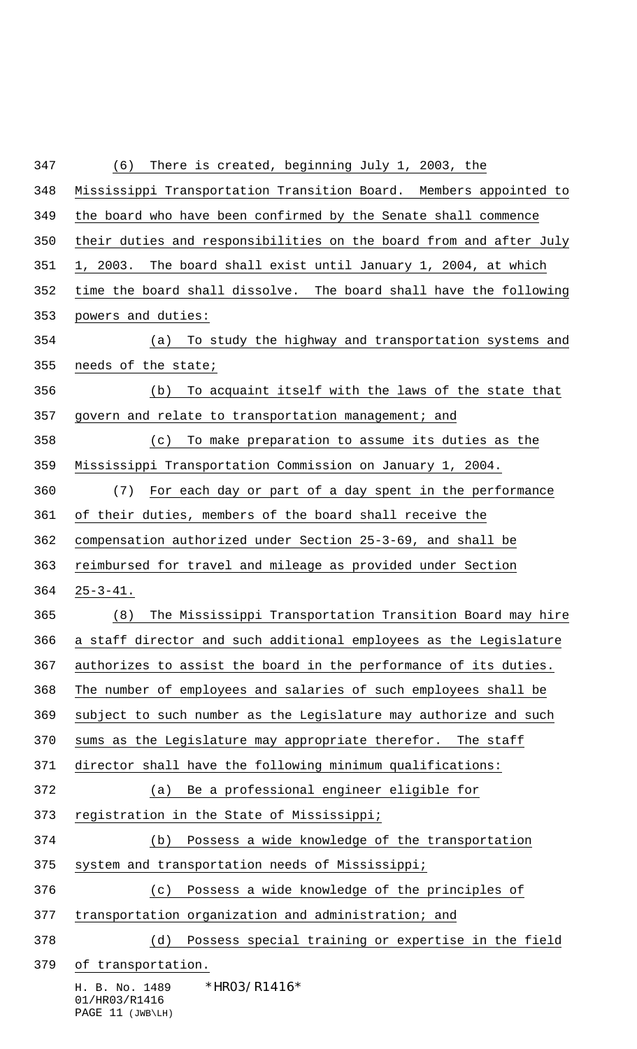(6) There is created, beginning July 1, 2003, the Mississippi Transportation Transition Board. Members appointed to the board who have been confirmed by the Senate shall commence their duties and responsibilities on the board from and after July 1, 2003. The board shall exist until January 1, 2004, at which time the board shall dissolve. The board shall have the following powers and duties:

(a) To study the highway and transportation systems and needs of the state;

(b) To acquaint itself with the laws of the state that govern and relate to transportation management; and

(c) To make preparation to assume its duties as the Mississippi Transportation Commission on January 1, 2004.

(7) For each day or part of a day spent in the performance of their duties, members of the board shall receive the compensation authorized under Section 25-3-69, and shall be reimbursed for travel and mileage as provided under Section 25-3-41.

(8) The Mississippi Transportation Transition Board may hire a staff director and such additional employees as the Legislature authorizes to assist the board in the performance of its duties. The number of employees and salaries of such employees shall be subject to such number as the Legislature may authorize and such sums as the Legislature may appropriate therefor. The staff director shall have the following minimum qualifications:

(a) Be a professional engineer eligible for registration in the State of Mississippi;

(b) Possess a wide knowledge of the transportation system and transportation needs of Mississippi;

(c) Possess a wide knowledge of the principles of transportation organization and administration; and

(d) Possess special training or expertise in the field of transportation.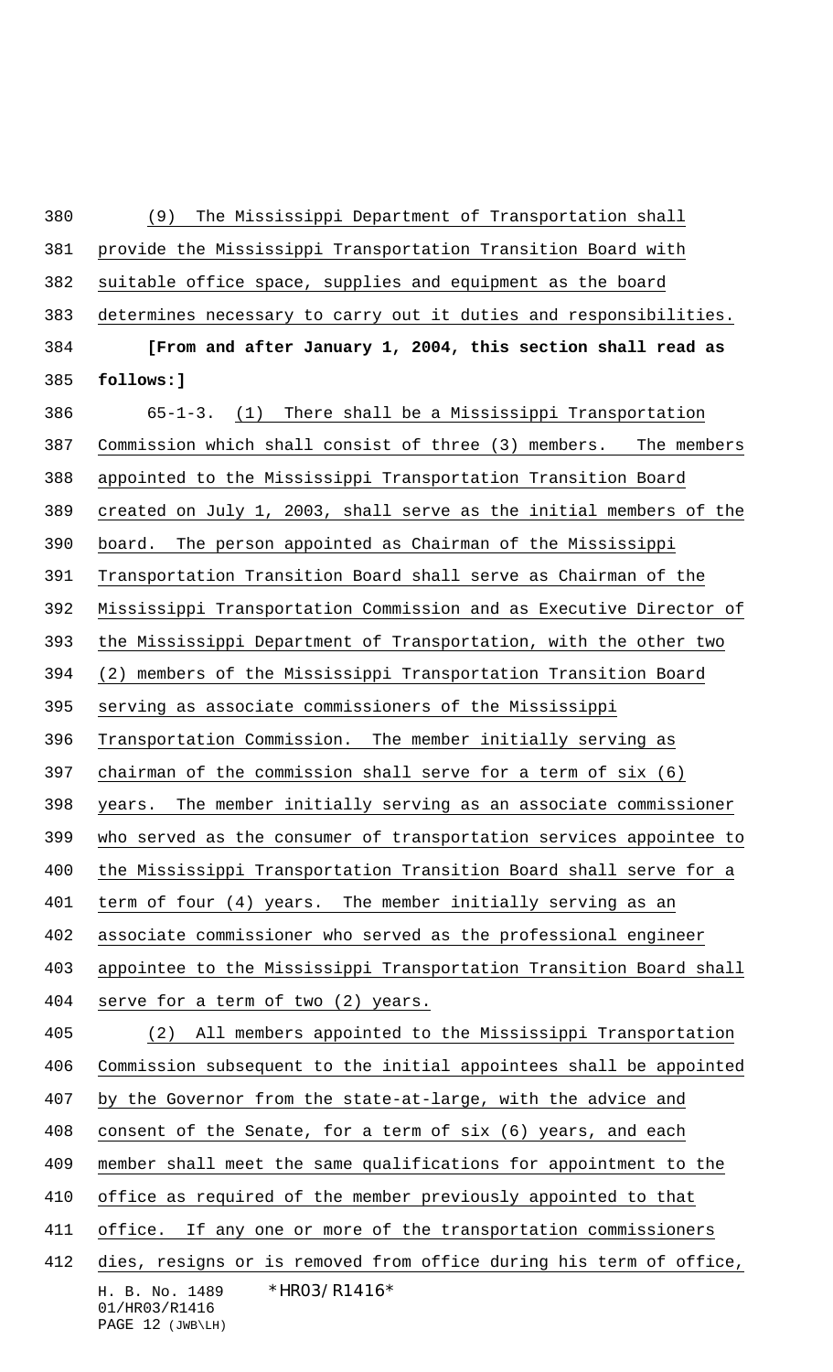(9) The Mississippi Department of Transportation shall provide the Mississippi Transportation Transition Board with suitable office space, supplies and equipment as the board determines necessary to carry out it duties and responsibilities.

**[From and after January 1, 2004, this section shall read as follows:]**

65-1-3. (1) There shall be a Mississippi Transportation Commission which shall consist of three (3) members. The members appointed to the Mississippi Transportation Transition Board created on July 1, 2003, shall serve as the initial members of the board. The person appointed as Chairman of the Mississippi Transportation Transition Board shall serve as Chairman of the Mississippi Transportation Commission and as Executive Director of the Mississippi Department of Transportation, with the other two (2) members of the Mississippi Transportation Transition Board serving as associate commissioners of the Mississippi Transportation Commission. The member initially serving as chairman of the commission shall serve for a term of six (6) years. The member initially serving as an associate commissioner who served as the consumer of transportation services appointee to the Mississippi Transportation Transition Board shall serve for a term of four (4) years. The member initially serving as an associate commissioner who served as the professional engineer appointee to the Mississippi Transportation Transition Board shall serve for a term of two (2) years.

(2) All members appointed to the Mississippi Transportation Commission subsequent to the initial appointees shall be appointed by the Governor from the state-at-large, with the advice and consent of the Senate, for a term of six (6) years, and each member shall meet the same qualifications for appointment to the office as required of the member previously appointed to that office. If any one or more of the transportation commissioners dies, resigns or is removed from office during his term of office,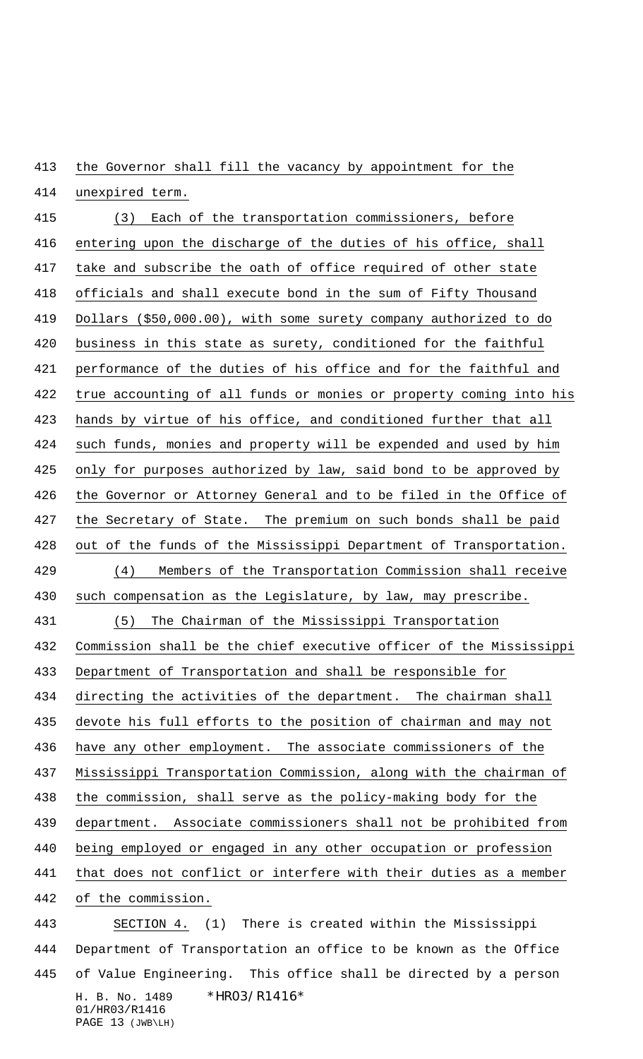the Governor shall fill the vacancy by appointment for the unexpired term.

(3) Each of the transportation commissioners, before entering upon the discharge of the duties of his office, shall take and subscribe the oath of office required of other state officials and shall execute bond in the sum of Fifty Thousand Dollars ($50,000.00), with some surety company authorized to do business in this state as surety, conditioned for the faithful performance of the duties of his office and for the faithful and true accounting of all funds or monies or property coming into his hands by virtue of his office, and conditioned further that all such funds, monies and property will be expended and used by him only for purposes authorized by law, said bond to be approved by the Governor or Attorney General and to be filed in the Office of the Secretary of State. The premium on such bonds shall be paid out of the funds of the Mississippi Department of Transportation.

(4) Members of the Transportation Commission shall receive such compensation as the Legislature, by law, may prescribe.

(5) The Chairman of the Mississippi Transportation Commission shall be the chief executive officer of the Mississippi Department of Transportation and shall be responsible for directing the activities of the department. The chairman shall devote his full efforts to the position of chairman and may not have any other employment. The associate commissioners of the Mississippi Transportation Commission, along with the chairman of the commission, shall serve as the policy-making body for the department. Associate commissioners shall not be prohibited from being employed or engaged in any other occupation or profession that does not conflict or interfere with their duties as a member of the commission.

SECTION 4. (1) There is created within the Mississippi Department of Transportation an office to be known as the Office of Value Engineering. This office shall be directed by a person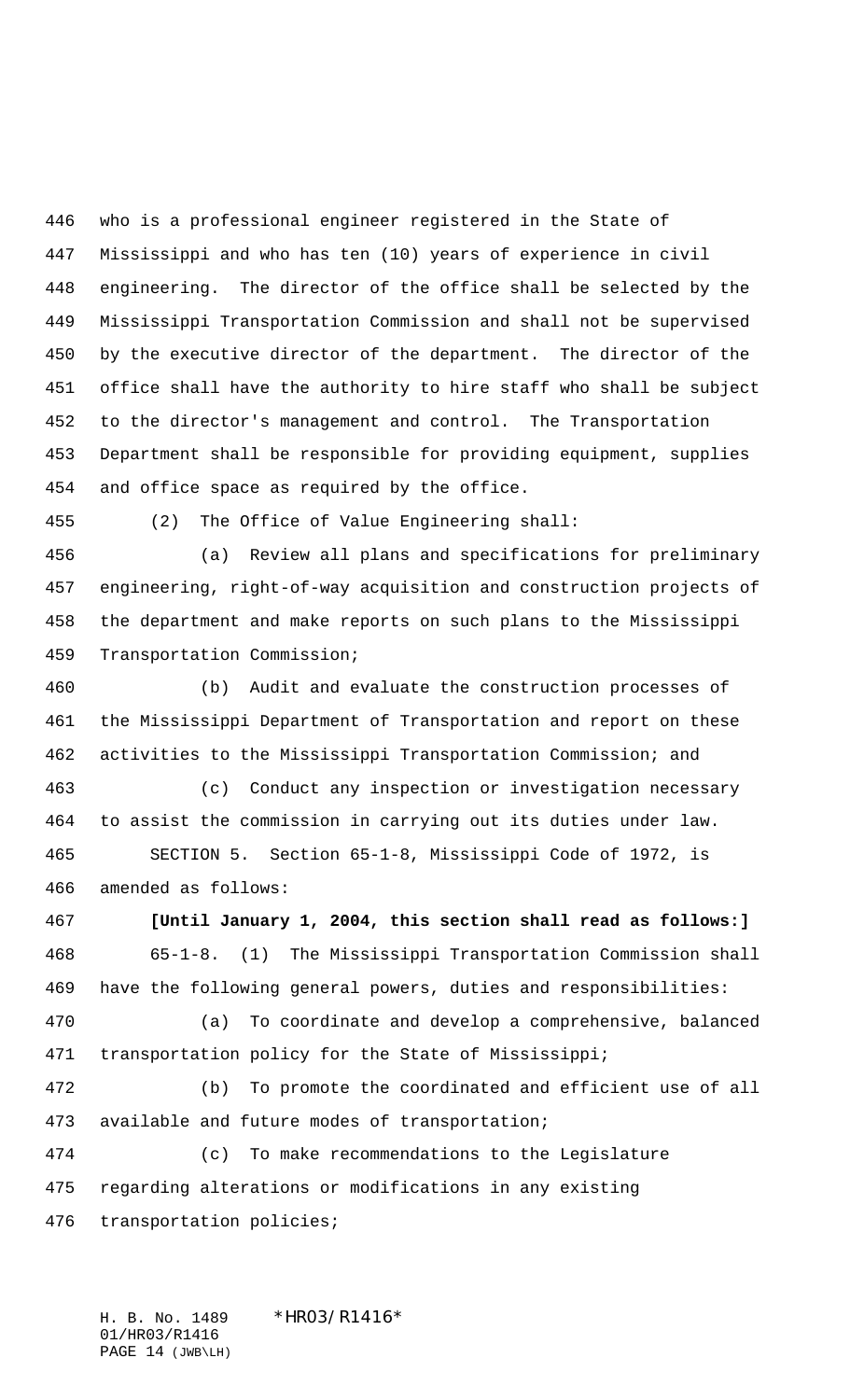who is a professional engineer registered in the State of Mississippi and who has ten (10) years of experience in civil engineering. The director of the office shall be selected by the Mississippi Transportation Commission and shall not be supervised by the executive director of the department. The director of the office shall have the authority to hire staff who shall be subject to the director's management and control. The Transportation Department shall be responsible for providing equipment, supplies and office space as required by the office.

(2) The Office of Value Engineering shall:

(a) Review all plans and specifications for preliminary engineering, right-of-way acquisition and construction projects of the department and make reports on such plans to the Mississippi Transportation Commission;

(b) Audit and evaluate the construction processes of the Mississippi Department of Transportation and report on these activities to the Mississippi Transportation Commission; and

(c) Conduct any inspection or investigation necessary to assist the commission in carrying out its duties under law.

SECTION 5. Section 65-1-8, Mississippi Code of 1972, is amended as follows:

**[Until January 1, 2004, this section shall read as follows:]**

65-1-8. (1) The Mississippi Transportation Commission shall have the following general powers, duties and responsibilities:

(a) To coordinate and develop a comprehensive, balanced transportation policy for the State of Mississippi;

(b) To promote the coordinated and efficient use of all available and future modes of transportation;

(c) To make recommendations to the Legislature regarding alterations or modifications in any existing transportation policies;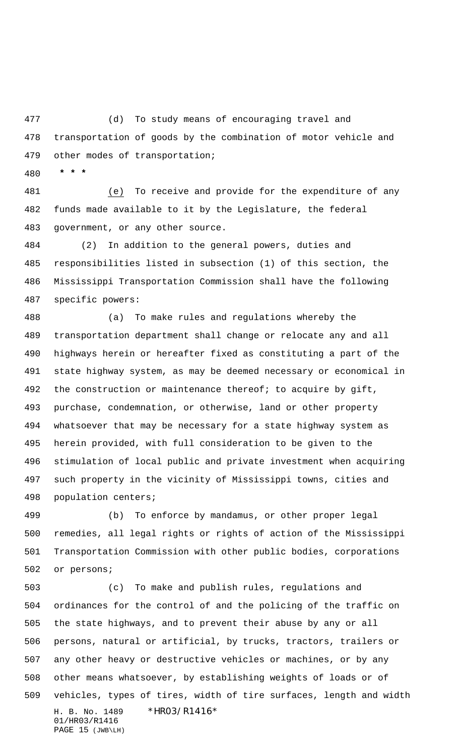(d) To study means of encouraging travel and transportation of goods by the combination of motor vehicle and other modes of transportation;

* * *

<u>(e)</u> To receive and provide for the expenditure of any funds made available to it by the Legislature, the federal government, or any other source.

(2) In addition to the general powers, duties and responsibilities listed in subsection (1) of this section, the Mississippi Transportation Commission shall have the following specific powers:

(a) To make rules and regulations whereby the transportation department shall change or relocate any and all highways herein or hereafter fixed as constituting a part of the state highway system, as may be deemed necessary or economical in the construction or maintenance thereof; to acquire by gift, purchase, condemnation, or otherwise, land or other property whatsoever that may be necessary for a state highway system as herein provided, with full consideration to be given to the stimulation of local public and private investment when acquiring such property in the vicinity of Mississippi towns, cities and population centers;

(b) To enforce by mandamus, or other proper legal remedies, all legal rights or rights of action of the Mississippi Transportation Commission with other public bodies, corporations or persons;

(c) To make and publish rules, regulations and ordinances for the control of and the policing of the traffic on the state highways, and to prevent their abuse by any or all persons, natural or artificial, by trucks, tractors, trailers or any other heavy or destructive vehicles or machines, or by any other means whatsoever, by establishing weights of loads or of vehicles, types of tires, width of tire surfaces, length and width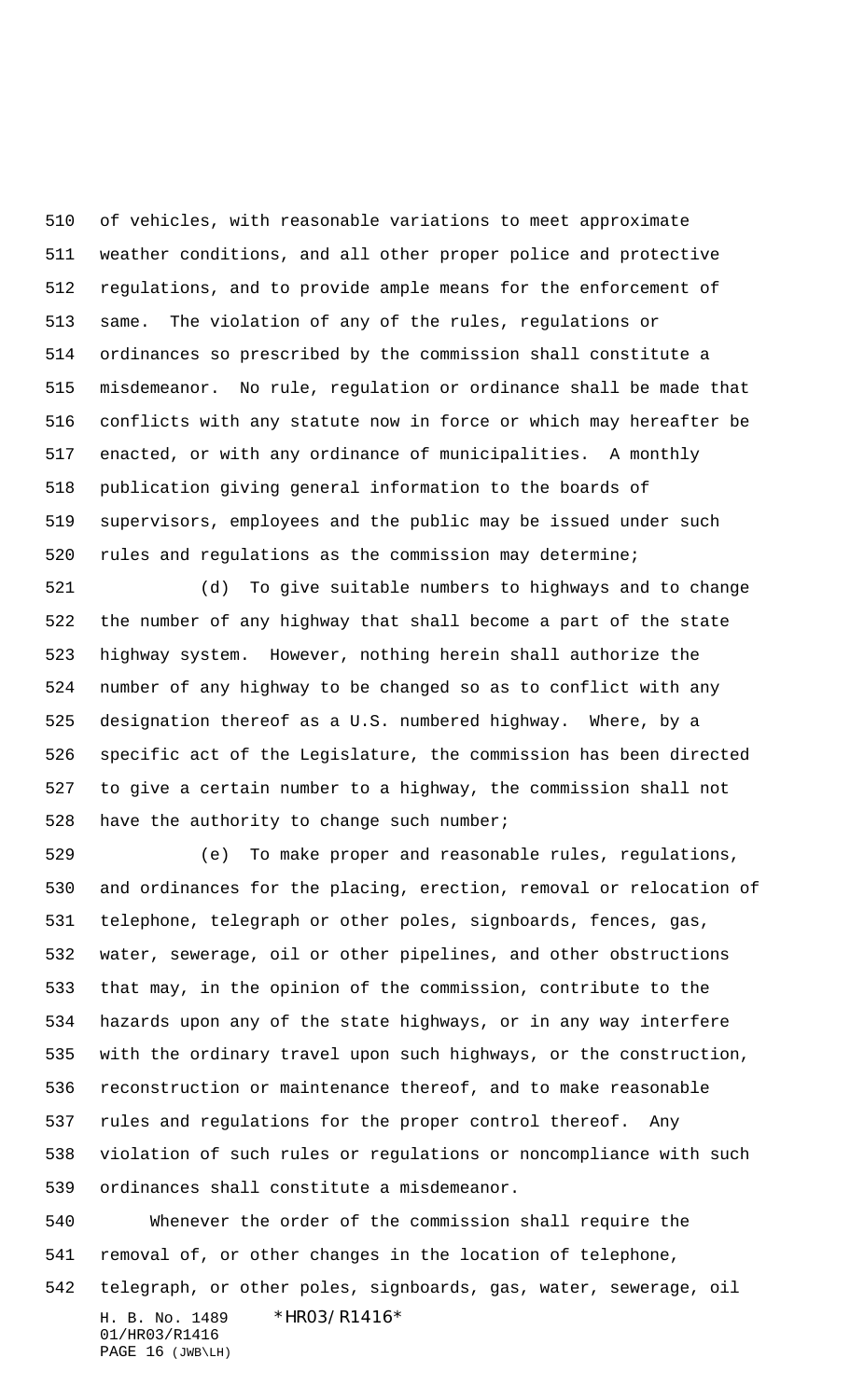of vehicles, with reasonable variations to meet approximate weather conditions, and all other proper police and protective regulations, and to provide ample means for the enforcement of same. The violation of any of the rules, regulations or ordinances so prescribed by the commission shall constitute a misdemeanor. No rule, regulation or ordinance shall be made that conflicts with any statute now in force or which may hereafter be enacted, or with any ordinance of municipalities. A monthly publication giving general information to the boards of supervisors, employees and the public may be issued under such rules and regulations as the commission may determine;

(d) To give suitable numbers to highways and to change the number of any highway that shall become a part of the state highway system. However, nothing herein shall authorize the number of any highway to be changed so as to conflict with any designation thereof as a U.S. numbered highway. Where, by a specific act of the Legislature, the commission has been directed to give a certain number to a highway, the commission shall not have the authority to change such number;

(e) To make proper and reasonable rules, regulations, and ordinances for the placing, erection, removal or relocation of telephone, telegraph or other poles, signboards, fences, gas, water, sewerage, oil or other pipelines, and other obstructions that may, in the opinion of the commission, contribute to the hazards upon any of the state highways, or in any way interfere with the ordinary travel upon such highways, or the construction, reconstruction or maintenance thereof, and to make reasonable rules and regulations for the proper control thereof. Any violation of such rules or regulations or noncompliance with such ordinances shall constitute a misdemeanor.

Whenever the order of the commission shall require the removal of, or other changes in the location of telephone, telegraph, or other poles, signboards, gas, water, sewerage, oil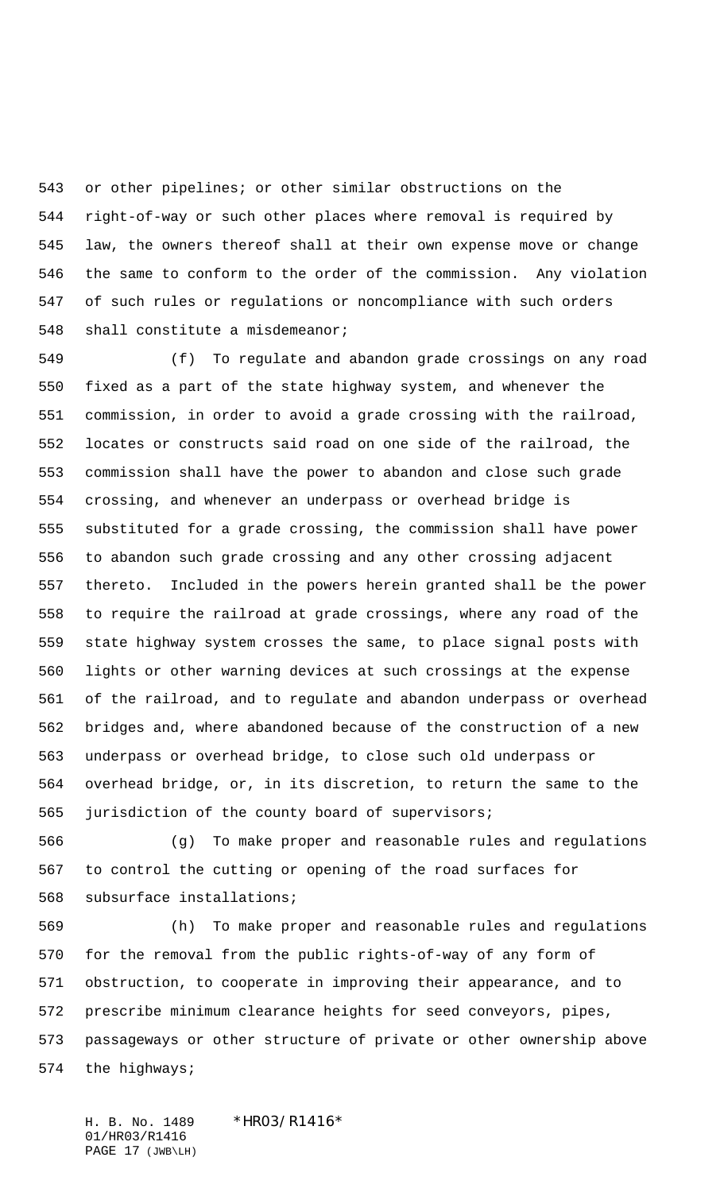or other pipelines; or other similar obstructions on the right-of-way or such other places where removal is required by law, the owners thereof shall at their own expense move or change the same to conform to the order of the commission. Any violation of such rules or regulations or noncompliance with such orders shall constitute a misdemeanor;

(f) To regulate and abandon grade crossings on any road fixed as a part of the state highway system, and whenever the commission, in order to avoid a grade crossing with the railroad, locates or constructs said road on one side of the railroad, the commission shall have the power to abandon and close such grade crossing, and whenever an underpass or overhead bridge is substituted for a grade crossing, the commission shall have power to abandon such grade crossing and any other crossing adjacent thereto. Included in the powers herein granted shall be the power to require the railroad at grade crossings, where any road of the state highway system crosses the same, to place signal posts with lights or other warning devices at such crossings at the expense of the railroad, and to regulate and abandon underpass or overhead bridges and, where abandoned because of the construction of a new underpass or overhead bridge, to close such old underpass or overhead bridge, or, in its discretion, to return the same to the jurisdiction of the county board of supervisors;

(g) To make proper and reasonable rules and regulations to control the cutting or opening of the road surfaces for subsurface installations;

(h) To make proper and reasonable rules and regulations for the removal from the public rights-of-way of any form of obstruction, to cooperate in improving their appearance, and to prescribe minimum clearance heights for seed conveyors, pipes, passageways or other structure of private or other ownership above the highways;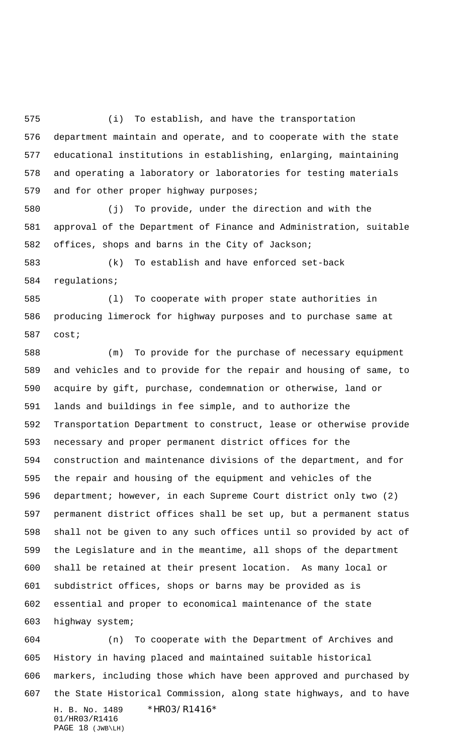(i) To establish, and have the transportation department maintain and operate, and to cooperate with the state educational institutions in establishing, enlarging, maintaining and operating a laboratory or laboratories for testing materials and for other proper highway purposes;

(j) To provide, under the direction and with the approval of the Department of Finance and Administration, suitable offices, shops and barns in the City of Jackson;

(k) To establish and have enforced set-back regulations;

(l) To cooperate with proper state authorities in producing limerock for highway purposes and to purchase same at cost;

(m) To provide for the purchase of necessary equipment and vehicles and to provide for the repair and housing of same, to acquire by gift, purchase, condemnation or otherwise, land or lands and buildings in fee simple, and to authorize the Transportation Department to construct, lease or otherwise provide necessary and proper permanent district offices for the construction and maintenance divisions of the department, and for the repair and housing of the equipment and vehicles of the department; however, in each Supreme Court district only two (2) permanent district offices shall be set up, but a permanent status shall not be given to any such offices until so provided by act of the Legislature and in the meantime, all shops of the department shall be retained at their present location. As many local or subdistrict offices, shops or barns may be provided as is essential and proper to economical maintenance of the state highway system;

(n) To cooperate with the Department of Archives and History in having placed and maintained suitable historical markers, including those which have been approved and purchased by the State Historical Commission, along state highways, and to have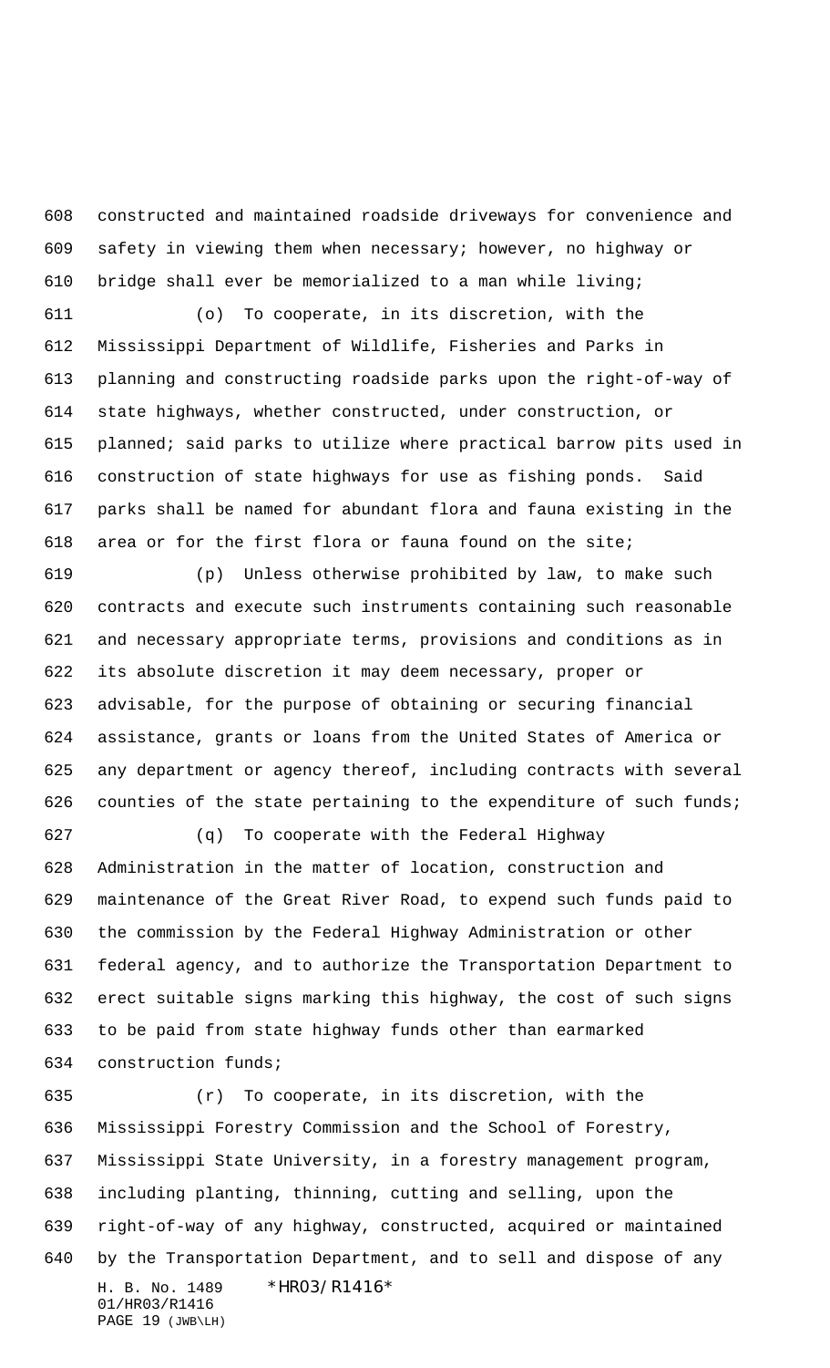constructed and maintained roadside driveways for convenience and safety in viewing them when necessary; however, no highway or bridge shall ever be memorialized to a man while living;

(o) To cooperate, in its discretion, with the Mississippi Department of Wildlife, Fisheries and Parks in planning and constructing roadside parks upon the right-of-way of state highways, whether constructed, under construction, or planned; said parks to utilize where practical barrow pits used in construction of state highways for use as fishing ponds. Said parks shall be named for abundant flora and fauna existing in the area or for the first flora or fauna found on the site;

(p) Unless otherwise prohibited by law, to make such contracts and execute such instruments containing such reasonable and necessary appropriate terms, provisions and conditions as in its absolute discretion it may deem necessary, proper or advisable, for the purpose of obtaining or securing financial assistance, grants or loans from the United States of America or any department or agency thereof, including contracts with several counties of the state pertaining to the expenditure of such funds;

(q) To cooperate with the Federal Highway Administration in the matter of location, construction and maintenance of the Great River Road, to expend such funds paid to the commission by the Federal Highway Administration or other federal agency, and to authorize the Transportation Department to erect suitable signs marking this highway, the cost of such signs to be paid from state highway funds other than earmarked construction funds;

(r) To cooperate, in its discretion, with the Mississippi Forestry Commission and the School of Forestry, Mississippi State University, in a forestry management program, including planting, thinning, cutting and selling, upon the right-of-way of any highway, constructed, acquired or maintained by the Transportation Department, and to sell and dispose of any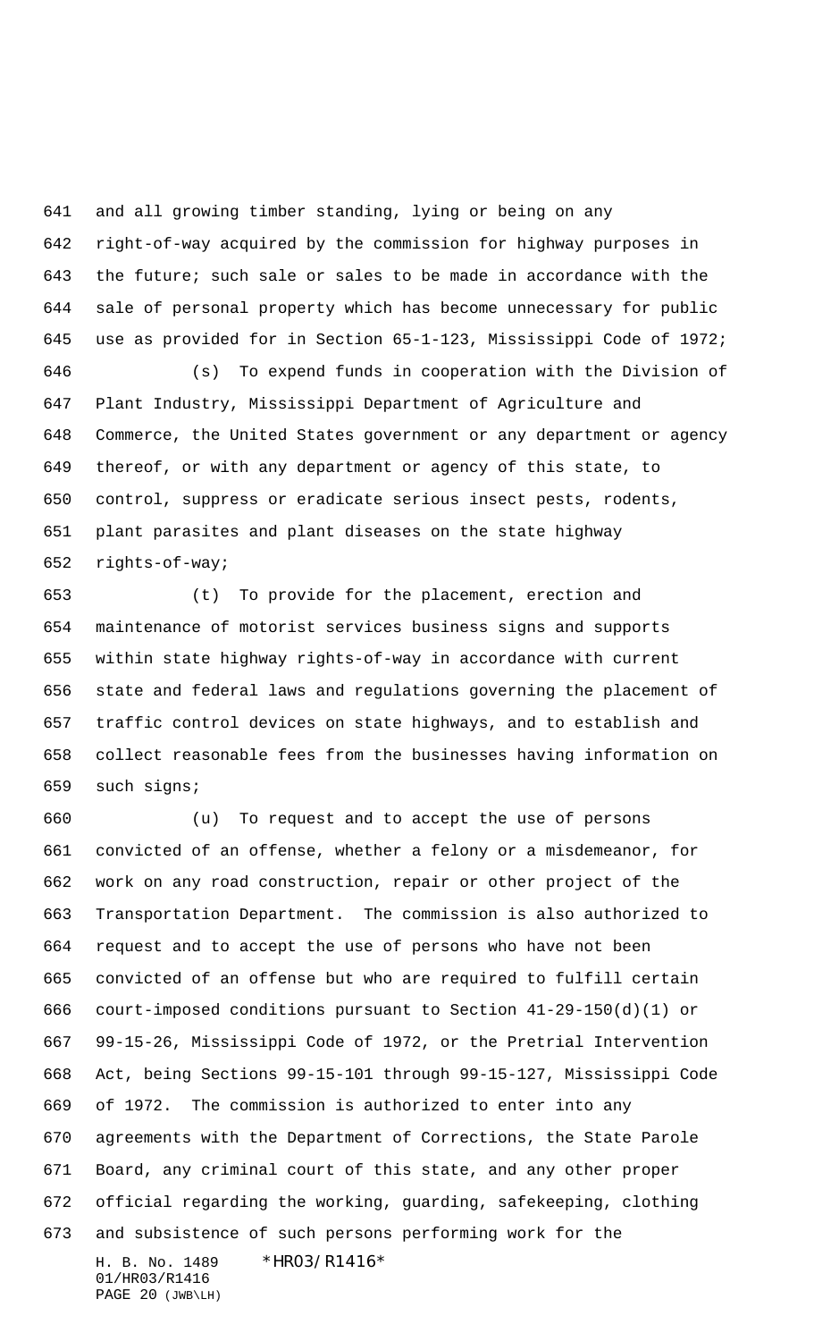and all growing timber standing, lying or being on any right-of-way acquired by the commission for highway purposes in the future; such sale or sales to be made in accordance with the sale of personal property which has become unnecessary for public use as provided for in Section 65-1-123, Mississippi Code of 1972;

(s) To expend funds in cooperation with the Division of Plant Industry, Mississippi Department of Agriculture and Commerce, the United States government or any department or agency thereof, or with any department or agency of this state, to control, suppress or eradicate serious insect pests, rodents, plant parasites and plant diseases on the state highway rights-of-way;

(t) To provide for the placement, erection and maintenance of motorist services business signs and supports within state highway rights-of-way in accordance with current state and federal laws and regulations governing the placement of traffic control devices on state highways, and to establish and collect reasonable fees from the businesses having information on such signs;

(u) To request and to accept the use of persons convicted of an offense, whether a felony or a misdemeanor, for work on any road construction, repair or other project of the Transportation Department. The commission is also authorized to request and to accept the use of persons who have not been convicted of an offense but who are required to fulfill certain court-imposed conditions pursuant to Section 41-29-150(d)(1) or 99-15-26, Mississippi Code of 1972, or the Pretrial Intervention Act, being Sections 99-15-101 through 99-15-127, Mississippi Code of 1972. The commission is authorized to enter into any agreements with the Department of Corrections, the State Parole Board, any criminal court of this state, and any other proper official regarding the working, guarding, safekeeping, clothing and subsistence of such persons performing work for the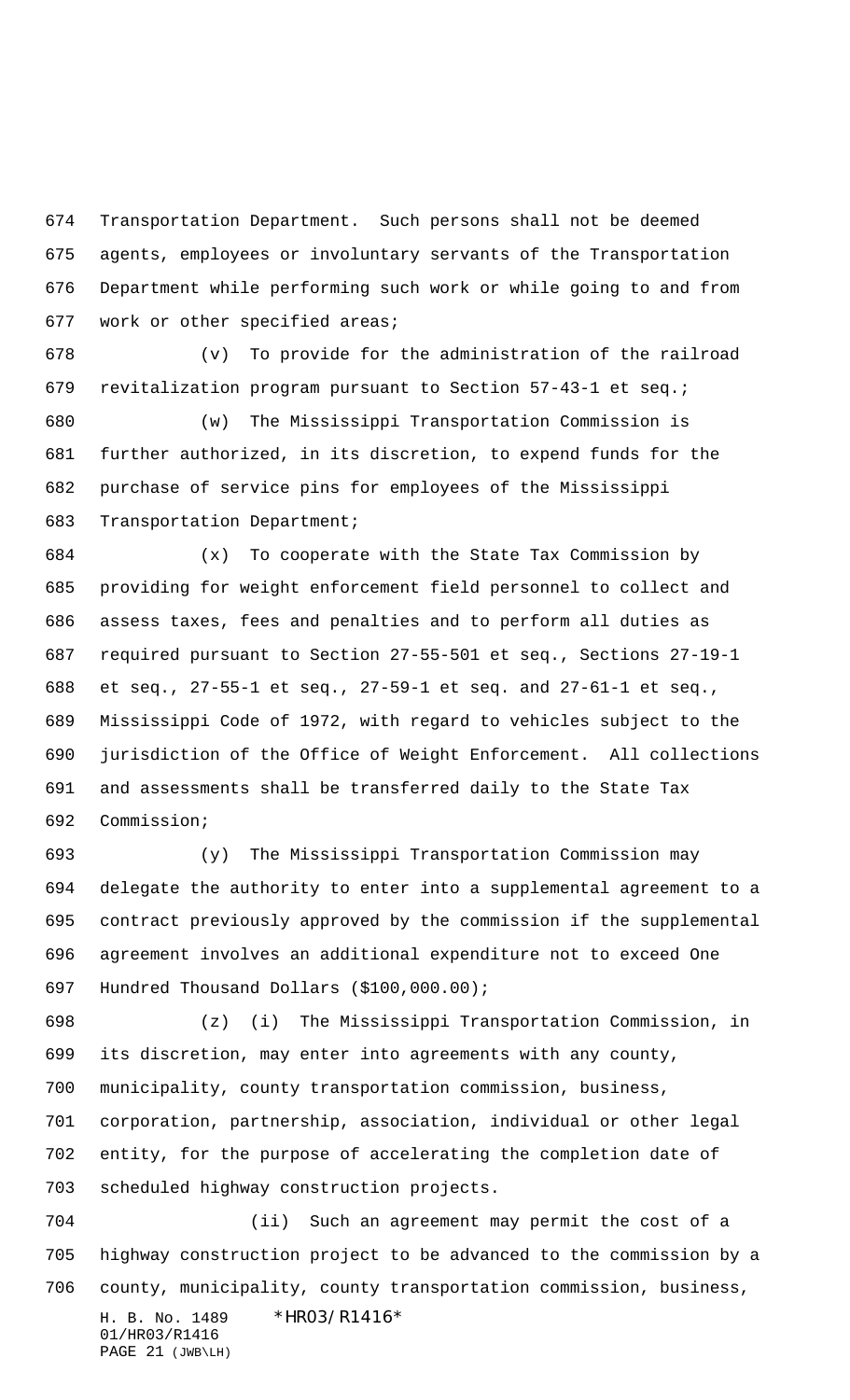Transportation Department. Such persons shall not be deemed agents, employees or involuntary servants of the Transportation Department while performing such work or while going to and from work or other specified areas;

(v) To provide for the administration of the railroad revitalization program pursuant to Section 57-43-1 et seq.;

(w) The Mississippi Transportation Commission is further authorized, in its discretion, to expend funds for the purchase of service pins for employees of the Mississippi Transportation Department;

(x) To cooperate with the State Tax Commission by providing for weight enforcement field personnel to collect and assess taxes, fees and penalties and to perform all duties as required pursuant to Section 27-55-501 et seq., Sections 27-19-1 et seq., 27-55-1 et seq., 27-59-1 et seq. and 27-61-1 et seq., Mississippi Code of 1972, with regard to vehicles subject to the jurisdiction of the Office of Weight Enforcement. All collections and assessments shall be transferred daily to the State Tax Commission;

(y) The Mississippi Transportation Commission may delegate the authority to enter into a supplemental agreement to a contract previously approved by the commission if the supplemental agreement involves an additional expenditure not to exceed One Hundred Thousand Dollars ($100,000.00);

(z) (i) The Mississippi Transportation Commission, in its discretion, may enter into agreements with any county, municipality, county transportation commission, business, corporation, partnership, association, individual or other legal entity, for the purpose of accelerating the completion date of scheduled highway construction projects.

(ii) Such an agreement may permit the cost of a highway construction project to be advanced to the commission by a county, municipality, county transportation commission, business,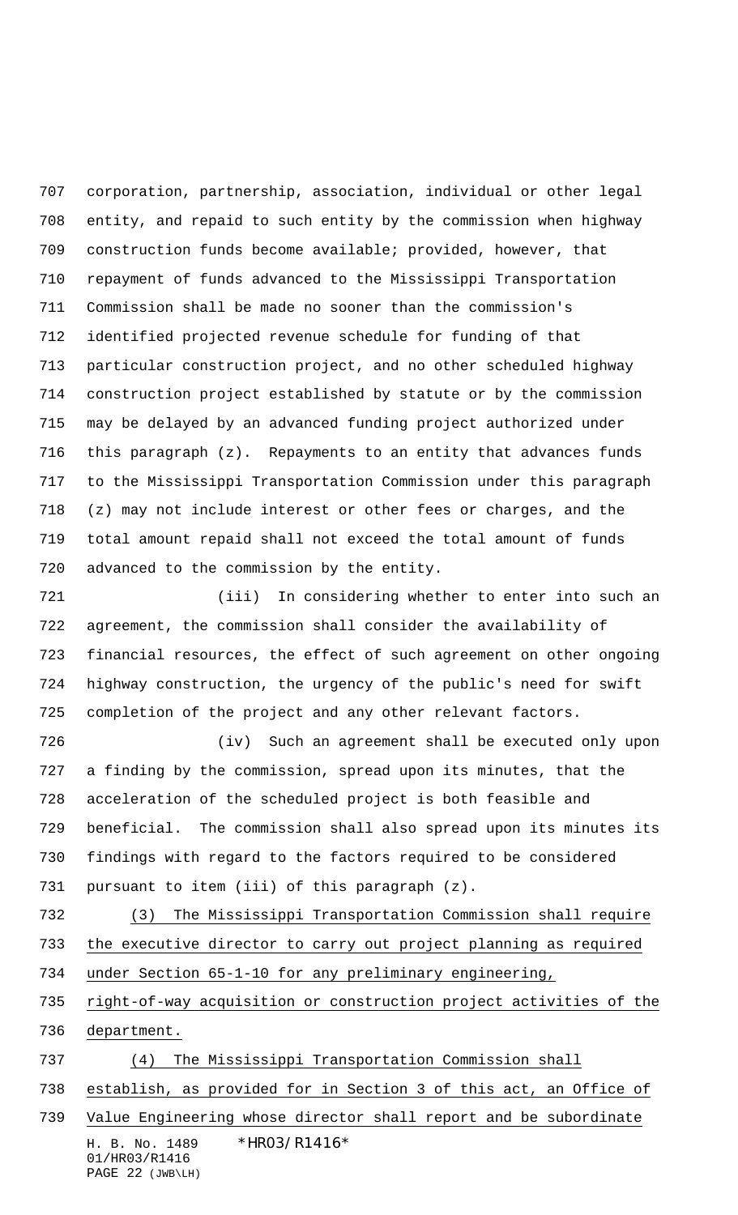corporation, partnership, association, individual or other legal entity, and repaid to such entity by the commission when highway construction funds become available; provided, however, that repayment of funds advanced to the Mississippi Transportation Commission shall be made no sooner than the commission's identified projected revenue schedule for funding of that particular construction project, and no other scheduled highway construction project established by statute or by the commission may be delayed by an advanced funding project authorized under this paragraph (z). Repayments to an entity that advances funds to the Mississippi Transportation Commission under this paragraph (z) may not include interest or other fees or charges, and the total amount repaid shall not exceed the total amount of funds advanced to the commission by the entity.

(iii) In considering whether to enter into such an agreement, the commission shall consider the availability of financial resources, the effect of such agreement on other ongoing highway construction, the urgency of the public's need for swift completion of the project and any other relevant factors.

(iv) Such an agreement shall be executed only upon a finding by the commission, spread upon its minutes, that the acceleration of the scheduled project is both feasible and beneficial. The commission shall also spread upon its minutes its findings with regard to the factors required to be considered pursuant to item (iii) of this paragraph (z).

<u>(3) The Mississippi Transportation Commission shall require the executive director to carry out project planning as required under Section 65-1-10 for any preliminary engineering, right-of-way acquisition or construction project activities of the department.</u>

<u>(4) The Mississippi Transportation Commission shall establish, as provided for in Section 3 of this act, an Office of Value Engineering whose director shall report and be subordinate</u>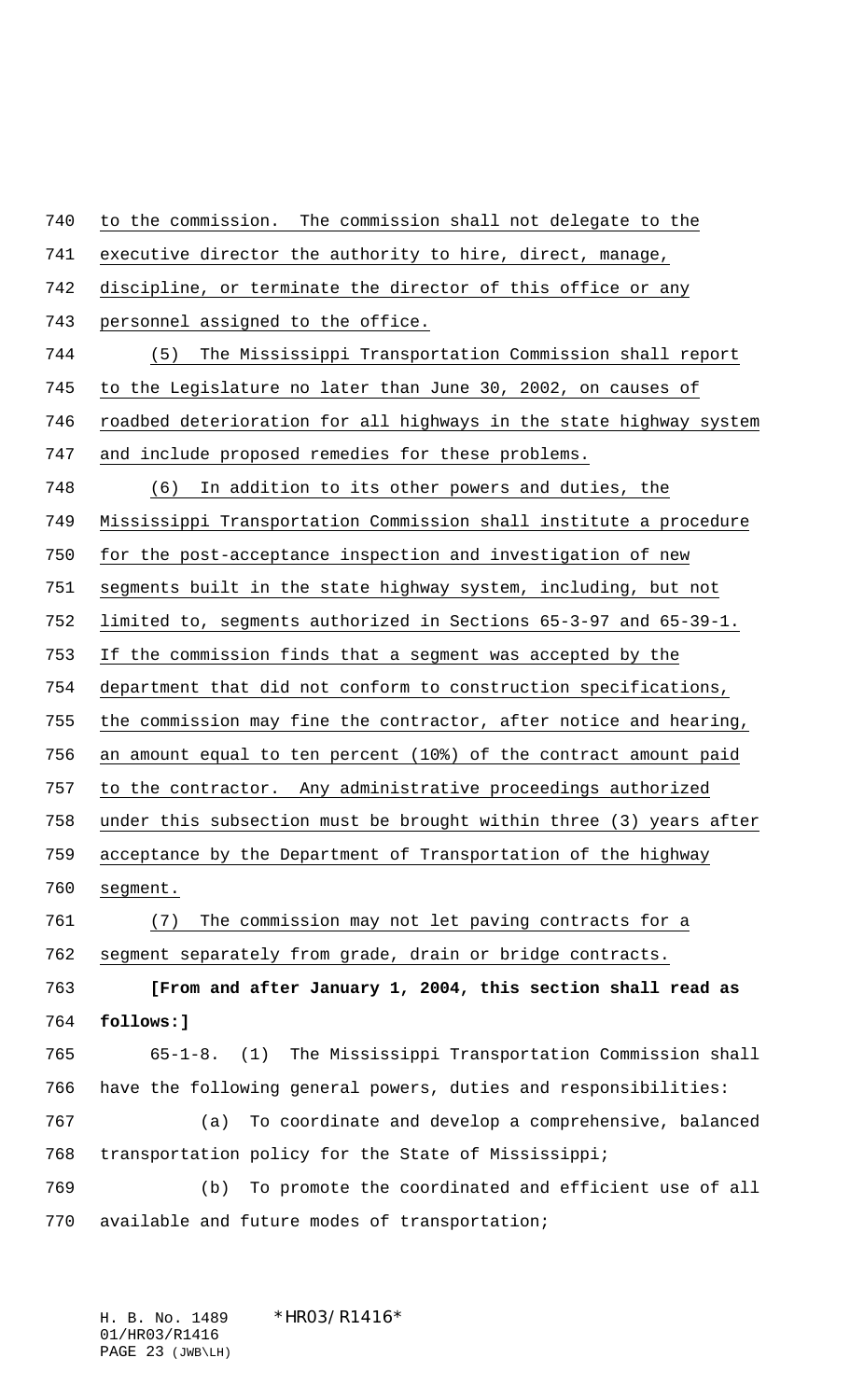to the commission. The commission shall not delegate to the executive director the authority to hire, direct, manage, discipline, or terminate the director of this office or any personnel assigned to the office.

(5) The Mississippi Transportation Commission shall report to the Legislature no later than June 30, 2002, on causes of roadbed deterioration for all highways in the state highway system and include proposed remedies for these problems.

(6) In addition to its other powers and duties, the Mississippi Transportation Commission shall institute a procedure for the post-acceptance inspection and investigation of new segments built in the state highway system, including, but not limited to, segments authorized in Sections 65-3-97 and 65-39-1. If the commission finds that a segment was accepted by the department that did not conform to construction specifications, the commission may fine the contractor, after notice and hearing, an amount equal to ten percent (10%) of the contract amount paid to the contractor. Any administrative proceedings authorized under this subsection must be brought within three (3) years after acceptance by the Department of Transportation of the highway segment.

(7) The commission may not let paving contracts for a segment separately from grade, drain or bridge contracts.

**[From and after January 1, 2004, this section shall read as follows:]**

65-1-8. (1) The Mississippi Transportation Commission shall have the following general powers, duties and responsibilities:

(a) To coordinate and develop a comprehensive, balanced transportation policy for the State of Mississippi;

(b) To promote the coordinated and efficient use of all available and future modes of transportation;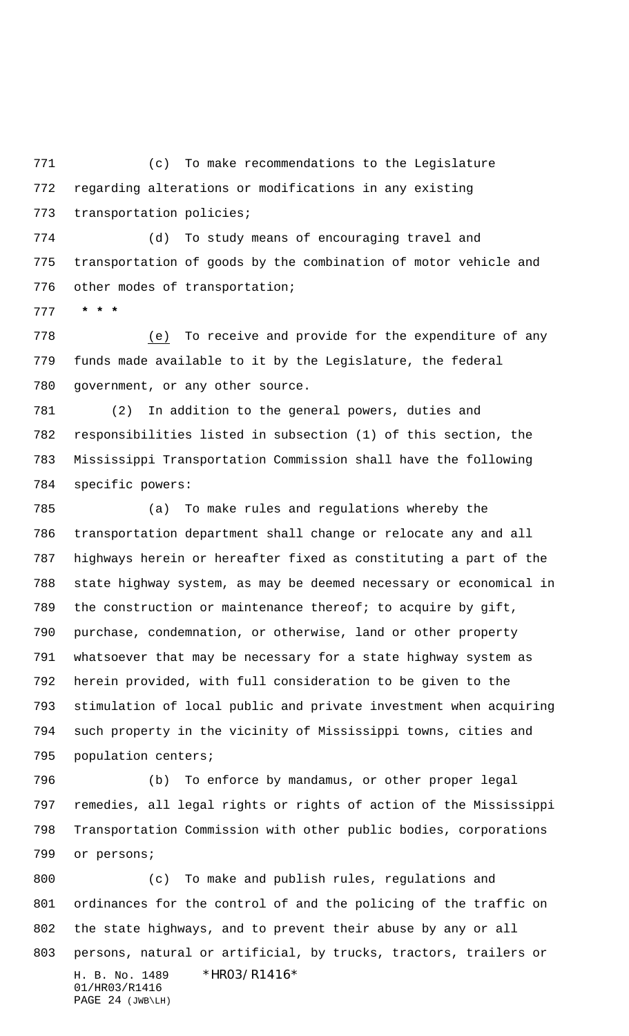(c) To make recommendations to the Legislature regarding alterations or modifications in any existing transportation policies;

(d) To study means of encouraging travel and transportation of goods by the combination of motor vehicle and other modes of transportation;

* * *

(e) To receive and provide for the expenditure of any funds made available to it by the Legislature, the federal government, or any other source.

(2) In addition to the general powers, duties and responsibilities listed in subsection (1) of this section, the Mississippi Transportation Commission shall have the following specific powers:

(a) To make rules and regulations whereby the transportation department shall change or relocate any and all highways herein or hereafter fixed as constituting a part of the state highway system, as may be deemed necessary or economical in the construction or maintenance thereof; to acquire by gift, purchase, condemnation, or otherwise, land or other property whatsoever that may be necessary for a state highway system as herein provided, with full consideration to be given to the stimulation of local public and private investment when acquiring such property in the vicinity of Mississippi towns, cities and population centers;

(b) To enforce by mandamus, or other proper legal remedies, all legal rights or rights of action of the Mississippi Transportation Commission with other public bodies, corporations or persons;

(c) To make and publish rules, regulations and ordinances for the control of and the policing of the traffic on the state highways, and to prevent their abuse by any or all persons, natural or artificial, by trucks, tractors, trailers or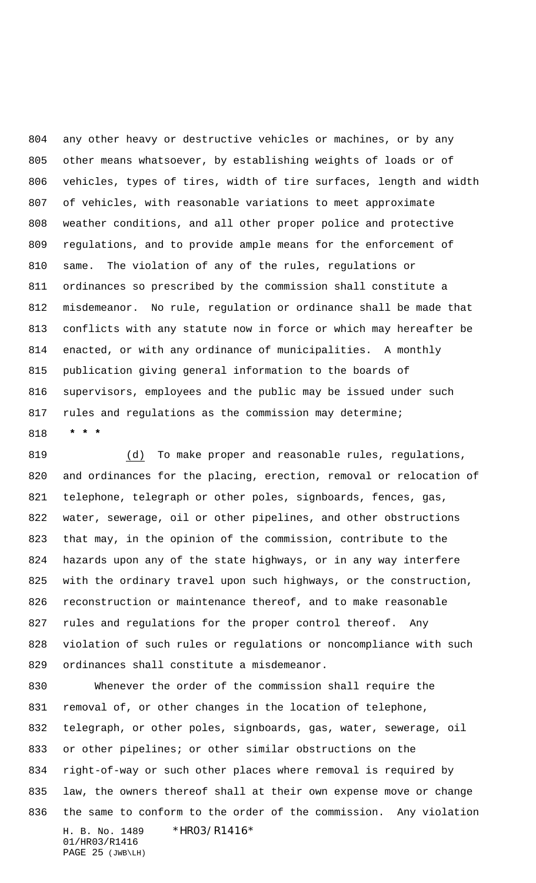any other heavy or destructive vehicles or machines, or by any other means whatsoever, by establishing weights of loads or of vehicles, types of tires, width of tire surfaces, length and width of vehicles, with reasonable variations to meet approximate weather conditions, and all other proper police and protective regulations, and to provide ample means for the enforcement of same. The violation of any of the rules, regulations or ordinances so prescribed by the commission shall constitute a misdemeanor. No rule, regulation or ordinance shall be made that conflicts with any statute now in force or which may hereafter be enacted, or with any ordinance of municipalities. A monthly publication giving general information to the boards of supervisors, employees and the public may be issued under such rules and regulations as the commission may determine;

* * *

(d) To make proper and reasonable rules, regulations, and ordinances for the placing, erection, removal or relocation of telephone, telegraph or other poles, signboards, fences, gas, water, sewerage, oil or other pipelines, and other obstructions that may, in the opinion of the commission, contribute to the hazards upon any of the state highways, or in any way interfere with the ordinary travel upon such highways, or the construction, reconstruction or maintenance thereof, and to make reasonable rules and regulations for the proper control thereof. Any violation of such rules or regulations or noncompliance with such ordinances shall constitute a misdemeanor.

Whenever the order of the commission shall require the removal of, or other changes in the location of telephone, telegraph, or other poles, signboards, gas, water, sewerage, oil or other pipelines; or other similar obstructions on the right-of-way or such other places where removal is required by law, the owners thereof shall at their own expense move or change the same to conform to the order of the commission. Any violation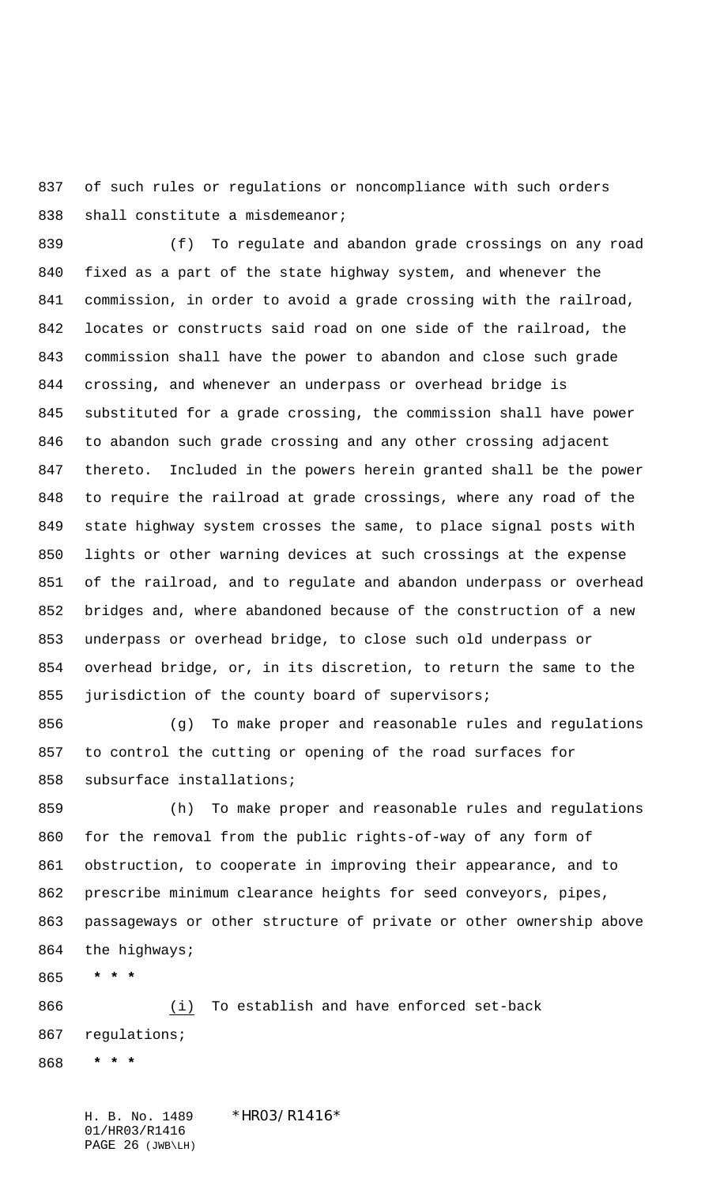of such rules or regulations or noncompliance with such orders shall constitute a misdemeanor;

(f) To regulate and abandon grade crossings on any road fixed as a part of the state highway system, and whenever the commission, in order to avoid a grade crossing with the railroad, locates or constructs said road on one side of the railroad, the commission shall have the power to abandon and close such grade crossing, and whenever an underpass or overhead bridge is substituted for a grade crossing, the commission shall have power to abandon such grade crossing and any other crossing adjacent thereto. Included in the powers herein granted shall be the power to require the railroad at grade crossings, where any road of the state highway system crosses the same, to place signal posts with lights or other warning devices at such crossings at the expense of the railroad, and to regulate and abandon underpass or overhead bridges and, where abandoned because of the construction of a new underpass or overhead bridge, to close such old underpass or overhead bridge, or, in its discretion, to return the same to the jurisdiction of the county board of supervisors;

(g) To make proper and reasonable rules and regulations to control the cutting or opening of the road surfaces for subsurface installations;

(h) To make proper and reasonable rules and regulations for the removal from the public rights-of-way of any form of obstruction, to cooperate in improving their appearance, and to prescribe minimum clearance heights for seed conveyors, pipes, passageways or other structure of private or other ownership above the highways;

**\* \* \***

<u>(i)</u> To establish and have enforced set-back regulations;

**\* \* \***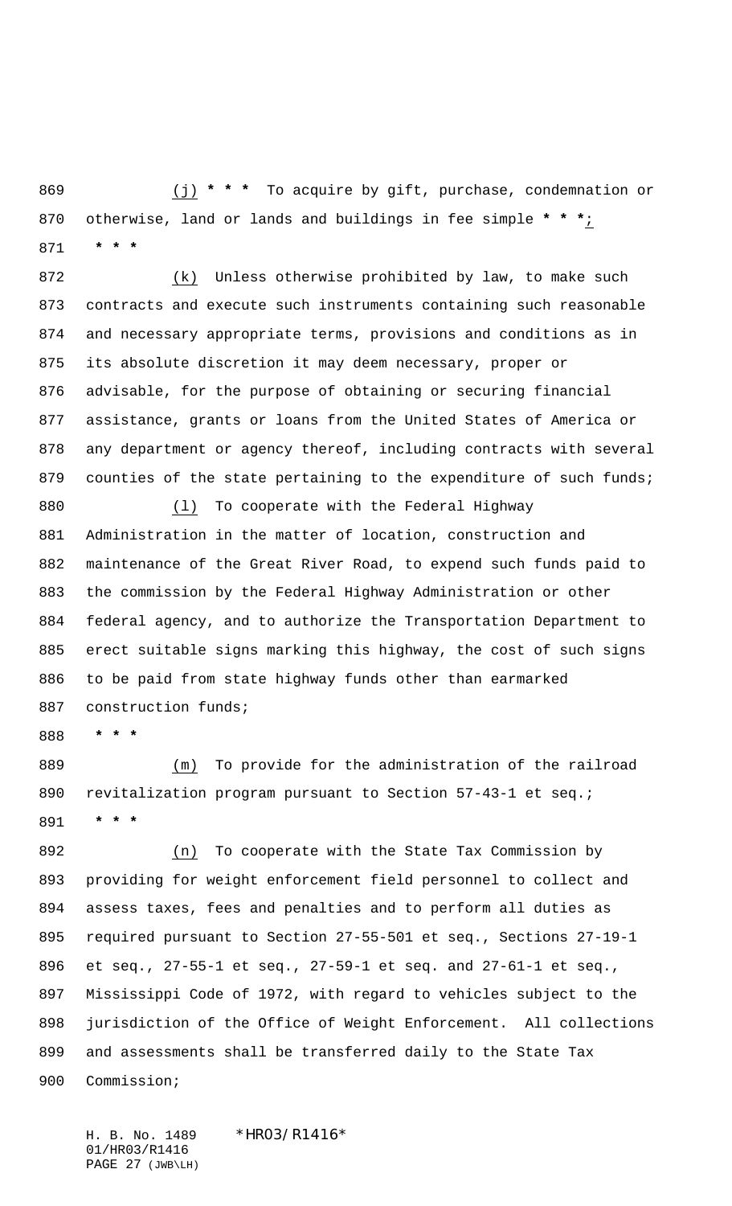(j) * * * To acquire by gift, purchase, condemnation or otherwise, land or lands and buildings in fee simple * * *;

* * *

(k) Unless otherwise prohibited by law, to make such contracts and execute such instruments containing such reasonable and necessary appropriate terms, provisions and conditions as in its absolute discretion it may deem necessary, proper or advisable, for the purpose of obtaining or securing financial assistance, grants or loans from the United States of America or any department or agency thereof, including contracts with several counties of the state pertaining to the expenditure of such funds;

(l) To cooperate with the Federal Highway Administration in the matter of location, construction and maintenance of the Great River Road, to expend such funds paid to the commission by the Federal Highway Administration or other federal agency, and to authorize the Transportation Department to erect suitable signs marking this highway, the cost of such signs to be paid from state highway funds other than earmarked construction funds;

* * *

(m) To provide for the administration of the railroad revitalization program pursuant to Section 57-43-1 et seq.;

* * *

(n) To cooperate with the State Tax Commission by providing for weight enforcement field personnel to collect and assess taxes, fees and penalties and to perform all duties as required pursuant to Section 27-55-501 et seq., Sections 27-19-1 et seq., 27-55-1 et seq., 27-59-1 et seq. and 27-61-1 et seq., Mississippi Code of 1972, with regard to vehicles subject to the jurisdiction of the Office of Weight Enforcement. All collections and assessments shall be transferred daily to the State Tax Commission;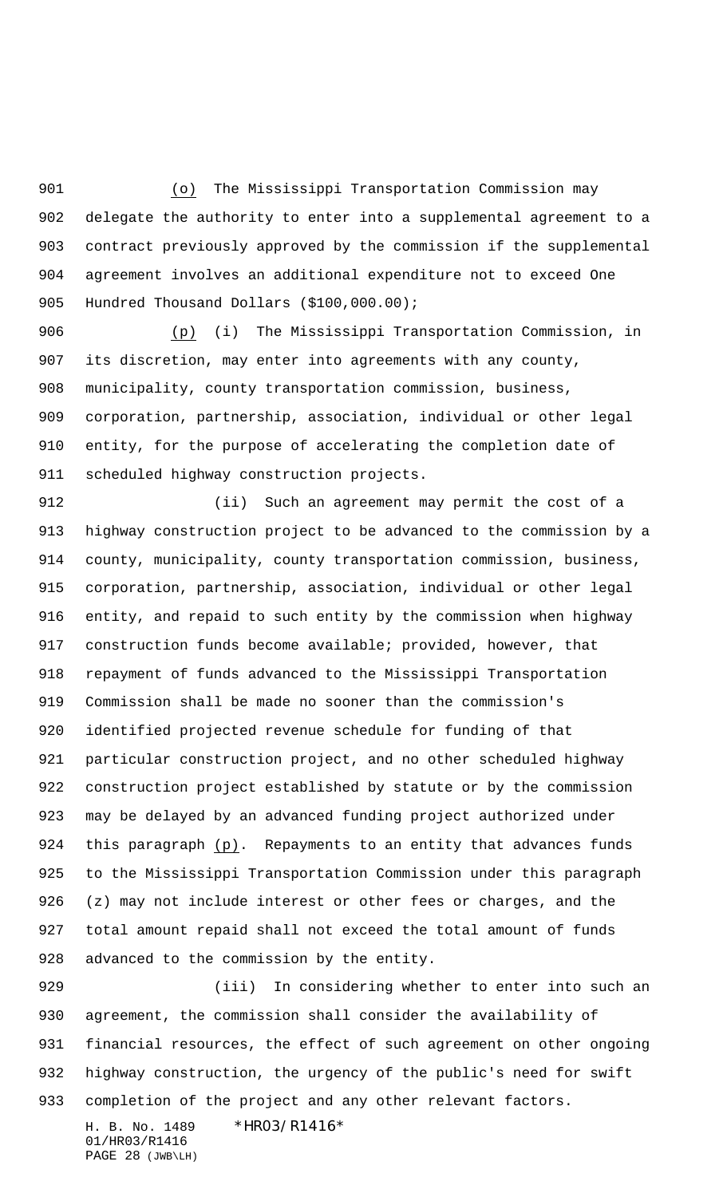(o) The Mississippi Transportation Commission may delegate the authority to enter into a supplemental agreement to a contract previously approved by the commission if the supplemental agreement involves an additional expenditure not to exceed One Hundred Thousand Dollars ($100,000.00);

(p) (i) The Mississippi Transportation Commission, in its discretion, may enter into agreements with any county, municipality, county transportation commission, business, corporation, partnership, association, individual or other legal entity, for the purpose of accelerating the completion date of scheduled highway construction projects.

(ii) Such an agreement may permit the cost of a highway construction project to be advanced to the commission by a county, municipality, county transportation commission, business, corporation, partnership, association, individual or other legal entity, and repaid to such entity by the commission when highway construction funds become available; provided, however, that repayment of funds advanced to the Mississippi Transportation Commission shall be made no sooner than the commission's identified projected revenue schedule for funding of that particular construction project, and no other scheduled highway construction project established by statute or by the commission may be delayed by an advanced funding project authorized under this paragraph (p). Repayments to an entity that advances funds to the Mississippi Transportation Commission under this paragraph (z) may not include interest or other fees or charges, and the total amount repaid shall not exceed the total amount of funds advanced to the commission by the entity.

(iii) In considering whether to enter into such an agreement, the commission shall consider the availability of financial resources, the effect of such agreement on other ongoing highway construction, the urgency of the public's need for swift completion of the project and any other relevant factors.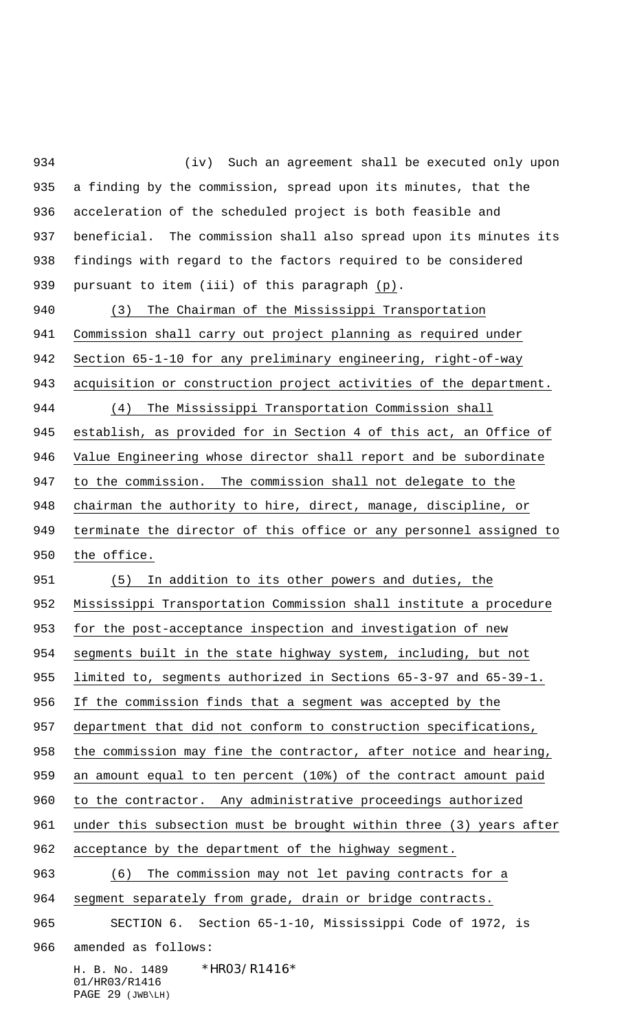(iv) Such an agreement shall be executed only upon a finding by the commission, spread upon its minutes, that the acceleration of the scheduled project is both feasible and beneficial. The commission shall also spread upon its minutes its findings with regard to the factors required to be considered pursuant to item (iii) of this paragraph (p).

(3) The Chairman of the Mississippi Transportation Commission shall carry out project planning as required under Section 65-1-10 for any preliminary engineering, right-of-way acquisition or construction project activities of the department.

(4) The Mississippi Transportation Commission shall establish, as provided for in Section 4 of this act, an Office of Value Engineering whose director shall report and be subordinate to the commission. The commission shall not delegate to the chairman the authority to hire, direct, manage, discipline, or terminate the director of this office or any personnel assigned to the office.

(5) In addition to its other powers and duties, the Mississippi Transportation Commission shall institute a procedure for the post-acceptance inspection and investigation of new segments built in the state highway system, including, but not limited to, segments authorized in Sections 65-3-97 and 65-39-1. If the commission finds that a segment was accepted by the department that did not conform to construction specifications, the commission may fine the contractor, after notice and hearing, an amount equal to ten percent (10%) of the contract amount paid to the contractor. Any administrative proceedings authorized under this subsection must be brought within three (3) years after acceptance by the department of the highway segment.

(6) The commission may not let paving contracts for a segment separately from grade, drain or bridge contracts.

SECTION 6. Section 65-1-10, Mississippi Code of 1972, is amended as follows: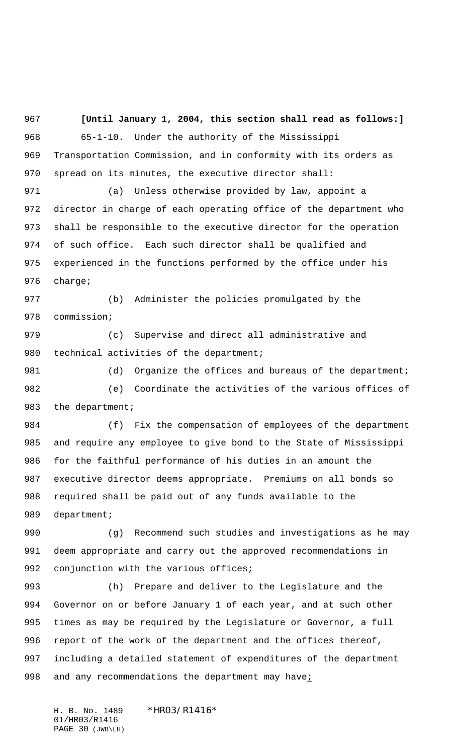**[Until January 1, 2004, this section shall read as follows:]**

65-1-10. Under the authority of the Mississippi Transportation Commission, and in conformity with its orders as spread on its minutes, the executive director shall:

(a) Unless otherwise provided by law, appoint a director in charge of each operating office of the department who shall be responsible to the executive director for the operation of such office. Each such director shall be qualified and experienced in the functions performed by the office under his charge;

(b) Administer the policies promulgated by the commission;

(c) Supervise and direct all administrative and technical activities of the department;

(d) Organize the offices and bureaus of the department;

(e) Coordinate the activities of the various offices of the department;

(f) Fix the compensation of employees of the department and require any employee to give bond to the State of Mississippi for the faithful performance of his duties in an amount the executive director deems appropriate. Premiums on all bonds so required shall be paid out of any funds available to the department;

(g) Recommend such studies and investigations as he may deem appropriate and carry out the approved recommendations in conjunction with the various offices;

(h) Prepare and deliver to the Legislature and the Governor on or before January 1 of each year, and at such other times as may be required by the Legislature or Governor, a full report of the work of the department and the offices thereof, including a detailed statement of expenditures of the department and any recommendations the department may have;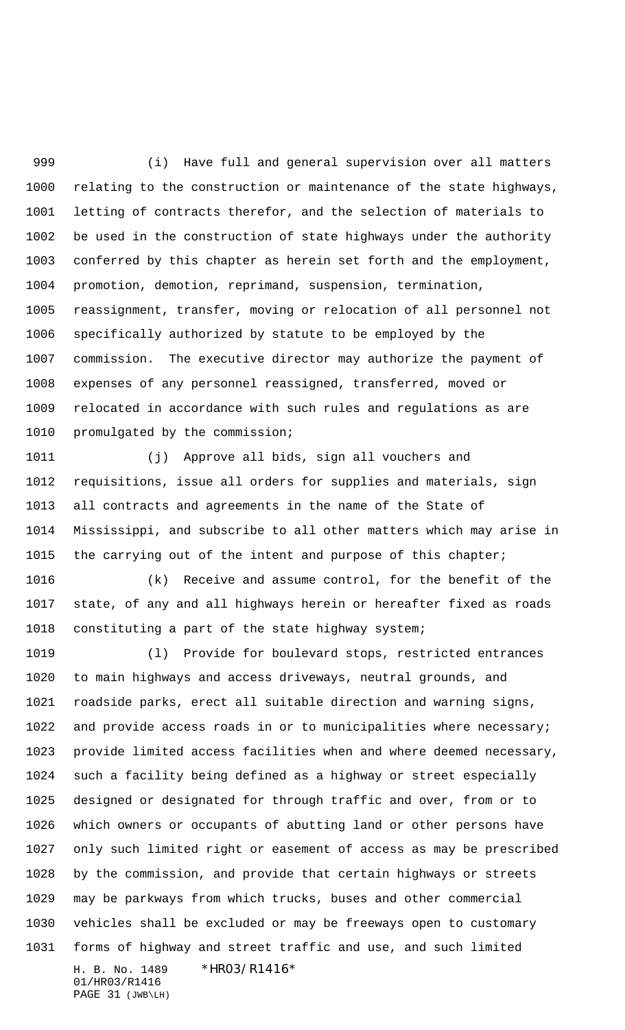(i) Have full and general supervision over all matters relating to the construction or maintenance of the state highways, letting of contracts therefor, and the selection of materials to be used in the construction of state highways under the authority conferred by this chapter as herein set forth and the employment, promotion, demotion, reprimand, suspension, termination, reassignment, transfer, moving or relocation of all personnel not specifically authorized by statute to be employed by the commission. The executive director may authorize the payment of expenses of any personnel reassigned, transferred, moved or relocated in accordance with such rules and regulations as are promulgated by the commission;

(j) Approve all bids, sign all vouchers and requisitions, issue all orders for supplies and materials, sign all contracts and agreements in the name of the State of Mississippi, and subscribe to all other matters which may arise in the carrying out of the intent and purpose of this chapter;

(k) Receive and assume control, for the benefit of the state, of any and all highways herein or hereafter fixed as roads constituting a part of the state highway system;

(l) Provide for boulevard stops, restricted entrances to main highways and access driveways, neutral grounds, and roadside parks, erect all suitable direction and warning signs, and provide access roads in or to municipalities where necessary; provide limited access facilities when and where deemed necessary, such a facility being defined as a highway or street especially designed or designated for through traffic and over, from or to which owners or occupants of abutting land or other persons have only such limited right or easement of access as may be prescribed by the commission, and provide that certain highways or streets may be parkways from which trucks, buses and other commercial vehicles shall be excluded or may be freeways open to customary forms of highway and street traffic and use, and such limited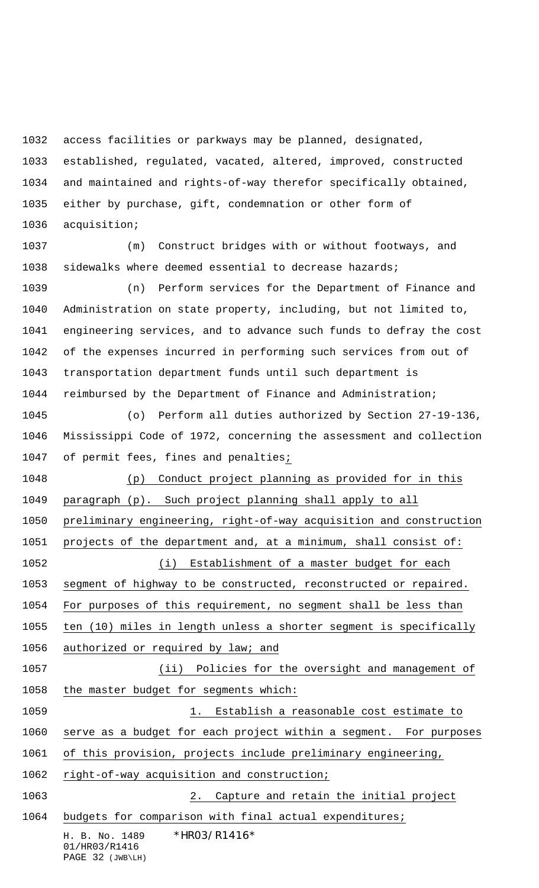access facilities or parkways may be planned, designated, established, regulated, vacated, altered, improved, constructed and maintained and rights-of-way therefor specifically obtained, either by purchase, gift, condemnation or other form of acquisition;

(m) Construct bridges with or without footways, and sidewalks where deemed essential to decrease hazards;

(n) Perform services for the Department of Finance and Administration on state property, including, but not limited to, engineering services, and to advance such funds to defray the cost of the expenses incurred in performing such services from out of transportation department funds until such department is reimbursed by the Department of Finance and Administration;

(o) Perform all duties authorized by Section 27-19-136, Mississippi Code of 1972, concerning the assessment and collection of permit fees, fines and penalties;

(p) Conduct project planning as provided for in this paragraph (p). Such project planning shall apply to all preliminary engineering, right-of-way acquisition and construction projects of the department and, at a minimum, shall consist of:

(i) Establishment of a master budget for each segment of highway to be constructed, reconstructed or repaired. For purposes of this requirement, no segment shall be less than ten (10) miles in length unless a shorter segment is specifically authorized or required by law; and

(ii) Policies for the oversight and management of the master budget for segments which:

1. Establish a reasonable cost estimate to serve as a budget for each project within a segment. For purposes of this provision, projects include preliminary engineering, right-of-way acquisition and construction;

2. Capture and retain the initial project budgets for comparison with final actual expenditures;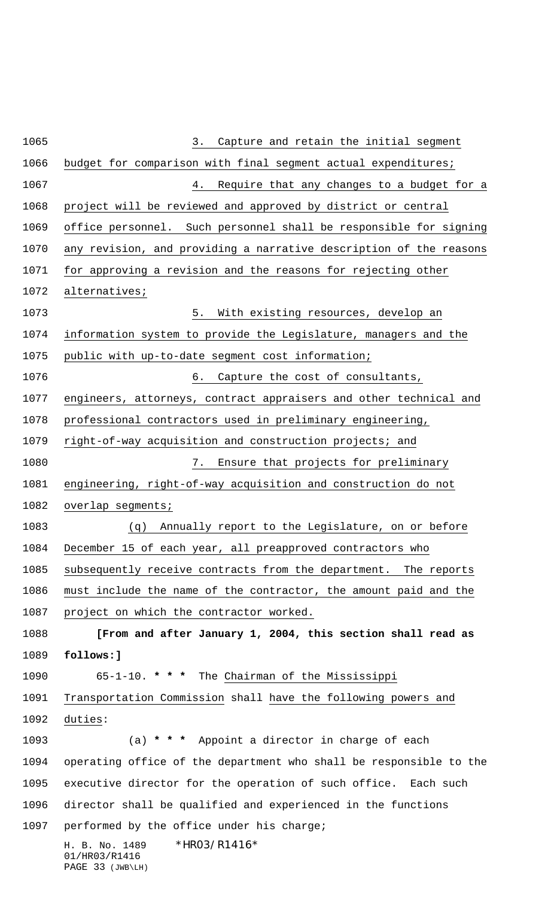3. Capture and retain the initial segment budget for comparison with final segment actual expenditures;

4. Require that any changes to a budget for a project will be reviewed and approved by district or central office personnel. Such personnel shall be responsible for signing any revision, and providing a narrative description of the reasons for approving a revision and the reasons for rejecting other alternatives;

5. With existing resources, develop an information system to provide the Legislature, managers and the public with up-to-date segment cost information;

6. Capture the cost of consultants, engineers, attorneys, contract appraisers and other technical and professional contractors used in preliminary engineering, right-of-way acquisition and construction projects; and

7. Ensure that projects for preliminary engineering, right-of-way acquisition and construction do not overlap segments;

(q) Annually report to the Legislature, on or before December 15 of each year, all preapproved contractors who subsequently receive contracts from the department. The reports must include the name of the contractor, the amount paid and the project on which the contractor worked.

**[From and after January 1, 2004, this section shall read as follows:]**

65-1-10. *** The Chairman of the Mississippi Transportation Commission shall have the following powers and duties:

(a) *** Appoint a director in charge of each operating office of the department who shall be responsible to the executive director for the operation of such office. Each such director shall be qualified and experienced in the functions performed by the office under his charge;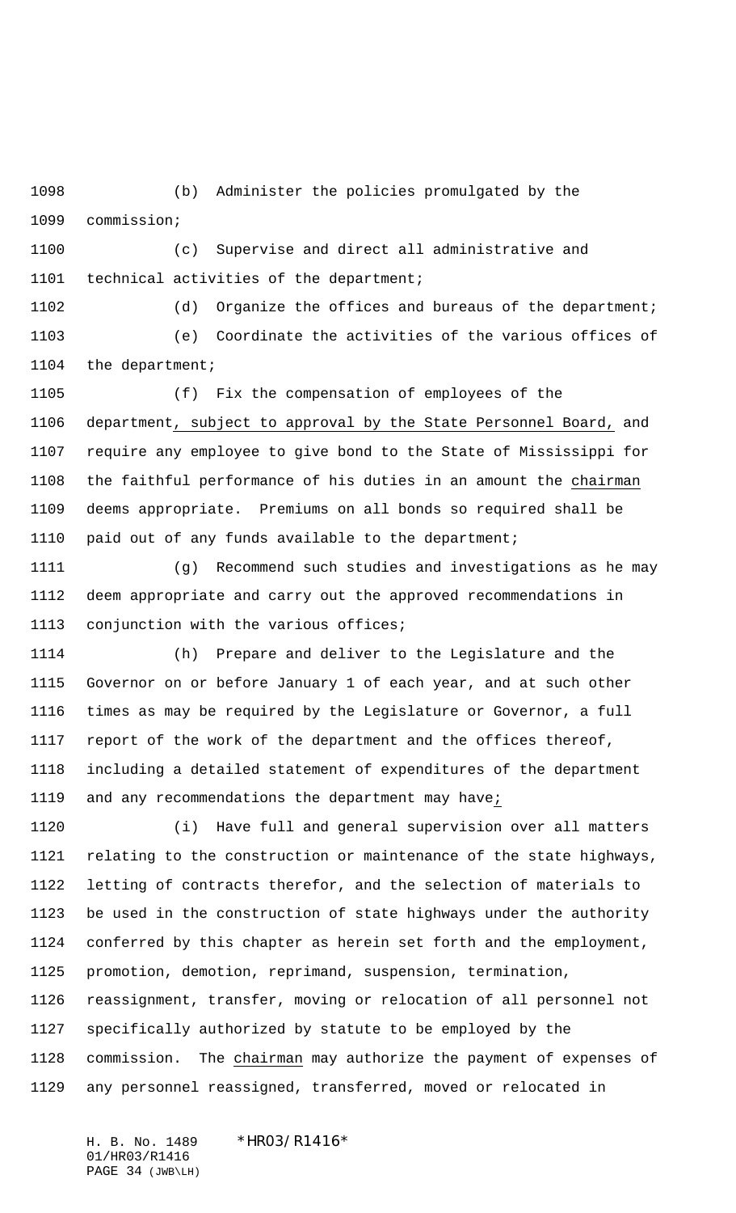(b) Administer the policies promulgated by the commission;

(c) Supervise and direct all administrative and technical activities of the department;

(d) Organize the offices and bureaus of the department;

(e) Coordinate the activities of the various offices of the department;

(f) Fix the compensation of employees of the department, subject to approval by the State Personnel Board, and require any employee to give bond to the State of Mississippi for the faithful performance of his duties in an amount the chairman deems appropriate. Premiums on all bonds so required shall be paid out of any funds available to the department;

(g) Recommend such studies and investigations as he may deem appropriate and carry out the approved recommendations in conjunction with the various offices;

(h) Prepare and deliver to the Legislature and the Governor on or before January 1 of each year, and at such other times as may be required by the Legislature or Governor, a full report of the work of the department and the offices thereof, including a detailed statement of expenditures of the department and any recommendations the department may have;

(i) Have full and general supervision over all matters relating to the construction or maintenance of the state highways, letting of contracts therefor, and the selection of materials to be used in the construction of state highways under the authority conferred by this chapter as herein set forth and the employment, promotion, demotion, reprimand, suspension, termination, reassignment, transfer, moving or relocation of all personnel not specifically authorized by statute to be employed by the commission. The chairman may authorize the payment of expenses of any personnel reassigned, transferred, moved or relocated in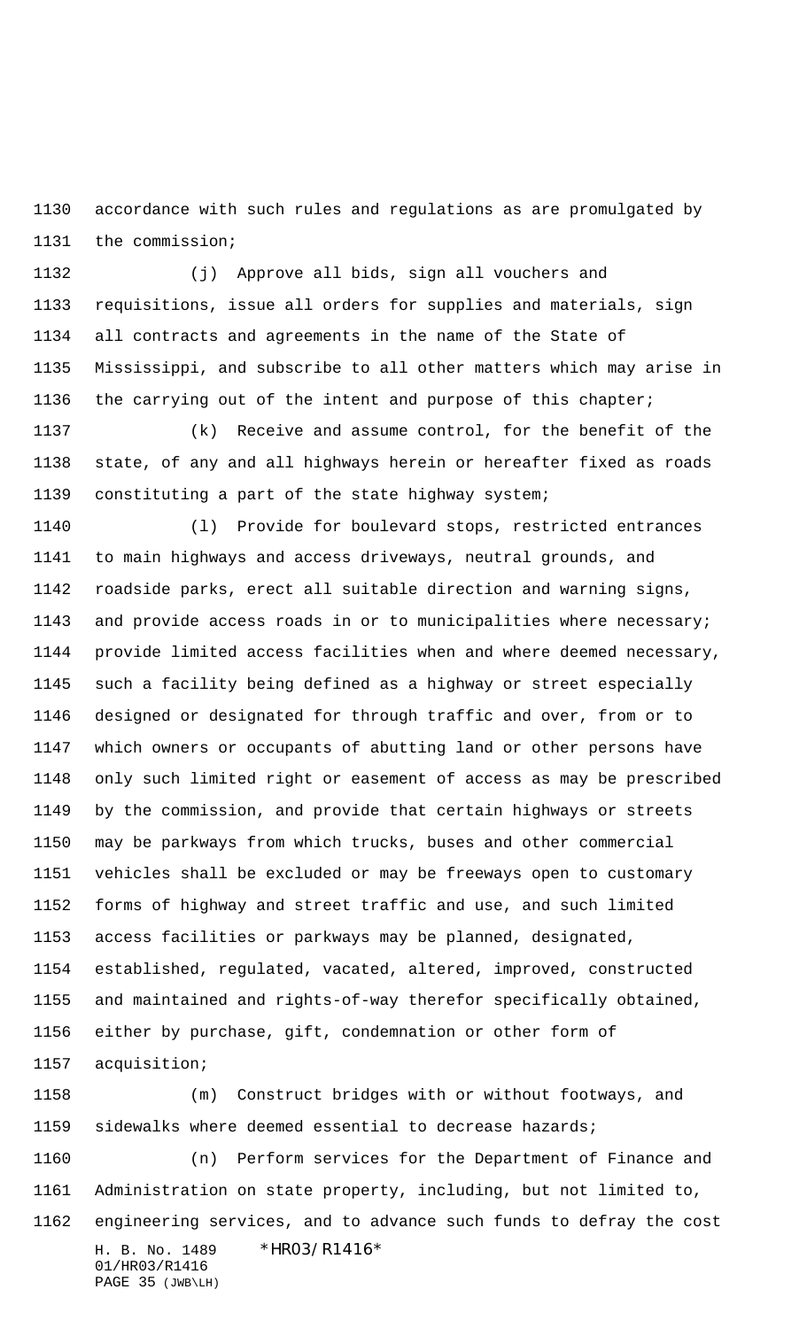accordance with such rules and regulations as are promulgated by the commission;

(j) Approve all bids, sign all vouchers and requisitions, issue all orders for supplies and materials, sign all contracts and agreements in the name of the State of Mississippi, and subscribe to all other matters which may arise in the carrying out of the intent and purpose of this chapter;

(k) Receive and assume control, for the benefit of the state, of any and all highways herein or hereafter fixed as roads constituting a part of the state highway system;

(l) Provide for boulevard stops, restricted entrances to main highways and access driveways, neutral grounds, and roadside parks, erect all suitable direction and warning signs, and provide access roads in or to municipalities where necessary; provide limited access facilities when and where deemed necessary, such a facility being defined as a highway or street especially designed or designated for through traffic and over, from or to which owners or occupants of abutting land or other persons have only such limited right or easement of access as may be prescribed by the commission, and provide that certain highways or streets may be parkways from which trucks, buses and other commercial vehicles shall be excluded or may be freeways open to customary forms of highway and street traffic and use, and such limited access facilities or parkways may be planned, designated, established, regulated, vacated, altered, improved, constructed and maintained and rights-of-way therefor specifically obtained, either by purchase, gift, condemnation or other form of acquisition;

(m) Construct bridges with or without footways, and sidewalks where deemed essential to decrease hazards;

(n) Perform services for the Department of Finance and Administration on state property, including, but not limited to, engineering services, and to advance such funds to defray the cost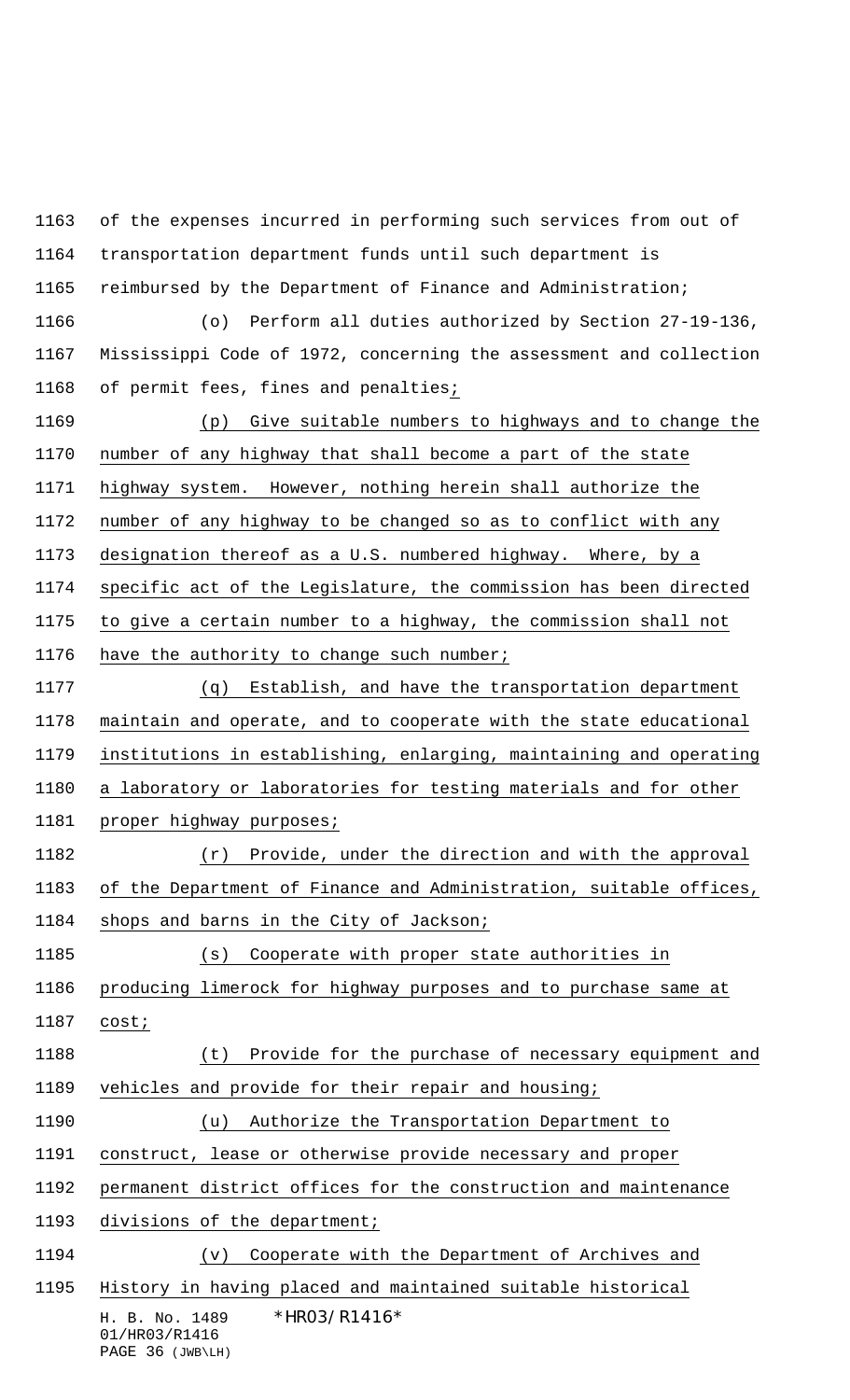of the expenses incurred in performing such services from out of transportation department funds until such department is reimbursed by the Department of Finance and Administration;

(o) Perform all duties authorized by Section 27-19-136, Mississippi Code of 1972, concerning the assessment and collection of permit fees, fines and penalties;

(p) Give suitable numbers to highways and to change the number of any highway that shall become a part of the state highway system. However, nothing herein shall authorize the number of any highway to be changed so as to conflict with any designation thereof as a U.S. numbered highway. Where, by a specific act of the Legislature, the commission has been directed to give a certain number to a highway, the commission shall not have the authority to change such number;

(q) Establish, and have the transportation department maintain and operate, and to cooperate with the state educational institutions in establishing, enlarging, maintaining and operating a laboratory or laboratories for testing materials and for other proper highway purposes;

(r) Provide, under the direction and with the approval of the Department of Finance and Administration, suitable offices, shops and barns in the City of Jackson;

(s) Cooperate with proper state authorities in producing limerock for highway purposes and to purchase same at cost;

(t) Provide for the purchase of necessary equipment and vehicles and provide for their repair and housing;

(u) Authorize the Transportation Department to construct, lease or otherwise provide necessary and proper permanent district offices for the construction and maintenance divisions of the department;

(v) Cooperate with the Department of Archives and History in having placed and maintained suitable historical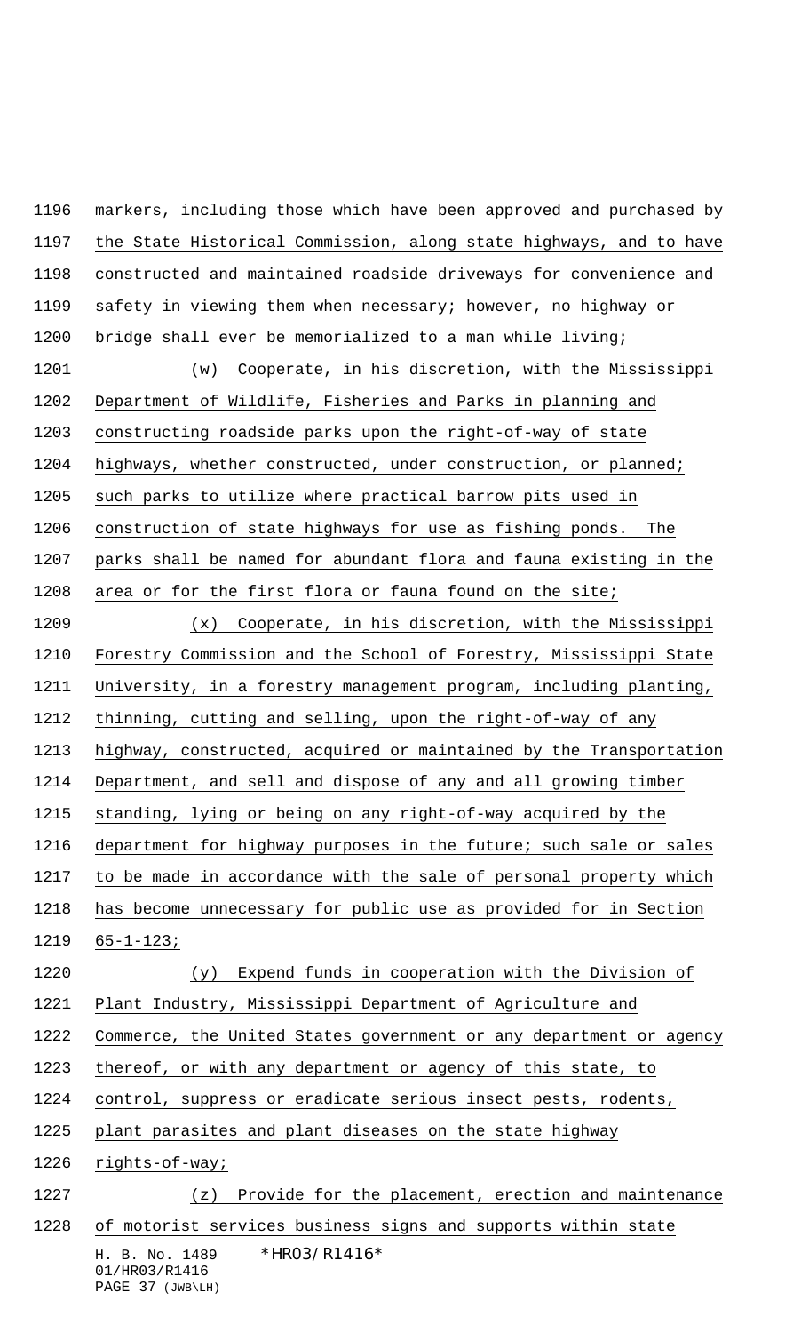markers, including those which have been approved and purchased by the State Historical Commission, along state highways, and to have constructed and maintained roadside driveways for convenience and safety in viewing them when necessary; however, no highway or bridge shall ever be memorialized to a man while living;

(w) Cooperate, in his discretion, with the Mississippi Department of Wildlife, Fisheries and Parks in planning and constructing roadside parks upon the right-of-way of state highways, whether constructed, under construction, or planned; such parks to utilize where practical barrow pits used in construction of state highways for use as fishing ponds. The parks shall be named for abundant flora and fauna existing in the area or for the first flora or fauna found on the site;

(x) Cooperate, in his discretion, with the Mississippi Forestry Commission and the School of Forestry, Mississippi State University, in a forestry management program, including planting, thinning, cutting and selling, upon the right-of-way of any highway, constructed, acquired or maintained by the Transportation Department, and sell and dispose of any and all growing timber standing, lying or being on any right-of-way acquired by the department for highway purposes in the future; such sale or sales to be made in accordance with the sale of personal property which has become unnecessary for public use as provided for in Section 65-1-123;

(y) Expend funds in cooperation with the Division of Plant Industry, Mississippi Department of Agriculture and Commerce, the United States government or any department or agency thereof, or with any department or agency of this state, to control, suppress or eradicate serious insect pests, rodents, plant parasites and plant diseases on the state highway rights-of-way;

(z) Provide for the placement, erection and maintenance of motorist services business signs and supports within state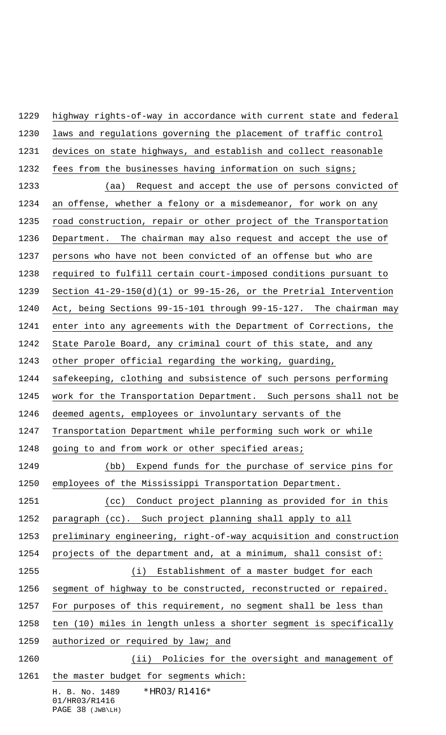highway rights-of-way in accordance with current state and federal laws and regulations governing the placement of traffic control devices on state highways, and establish and collect reasonable fees from the businesses having information on such signs;

(aa) Request and accept the use of persons convicted of an offense, whether a felony or a misdemeanor, for work on any road construction, repair or other project of the Transportation Department. The chairman may also request and accept the use of persons who have not been convicted of an offense but who are required to fulfill certain court-imposed conditions pursuant to Section 41-29-150(d)(1) or 99-15-26, or the Pretrial Intervention Act, being Sections 99-15-101 through 99-15-127. The chairman may enter into any agreements with the Department of Corrections, the State Parole Board, any criminal court of this state, and any other proper official regarding the working, guarding, safekeeping, clothing and subsistence of such persons performing work for the Transportation Department. Such persons shall not be deemed agents, employees or involuntary servants of the Transportation Department while performing such work or while going to and from work or other specified areas;

(bb) Expend funds for the purchase of service pins for employees of the Mississippi Transportation Department.

(cc) Conduct project planning as provided for in this paragraph (cc). Such project planning shall apply to all preliminary engineering, right-of-way acquisition and construction projects of the department and, at a minimum, shall consist of:

(i) Establishment of a master budget for each segment of highway to be constructed, reconstructed or repaired. For purposes of this requirement, no segment shall be less than ten (10) miles in length unless a shorter segment is specifically authorized or required by law; and

(ii) Policies for the oversight and management of the master budget for segments which: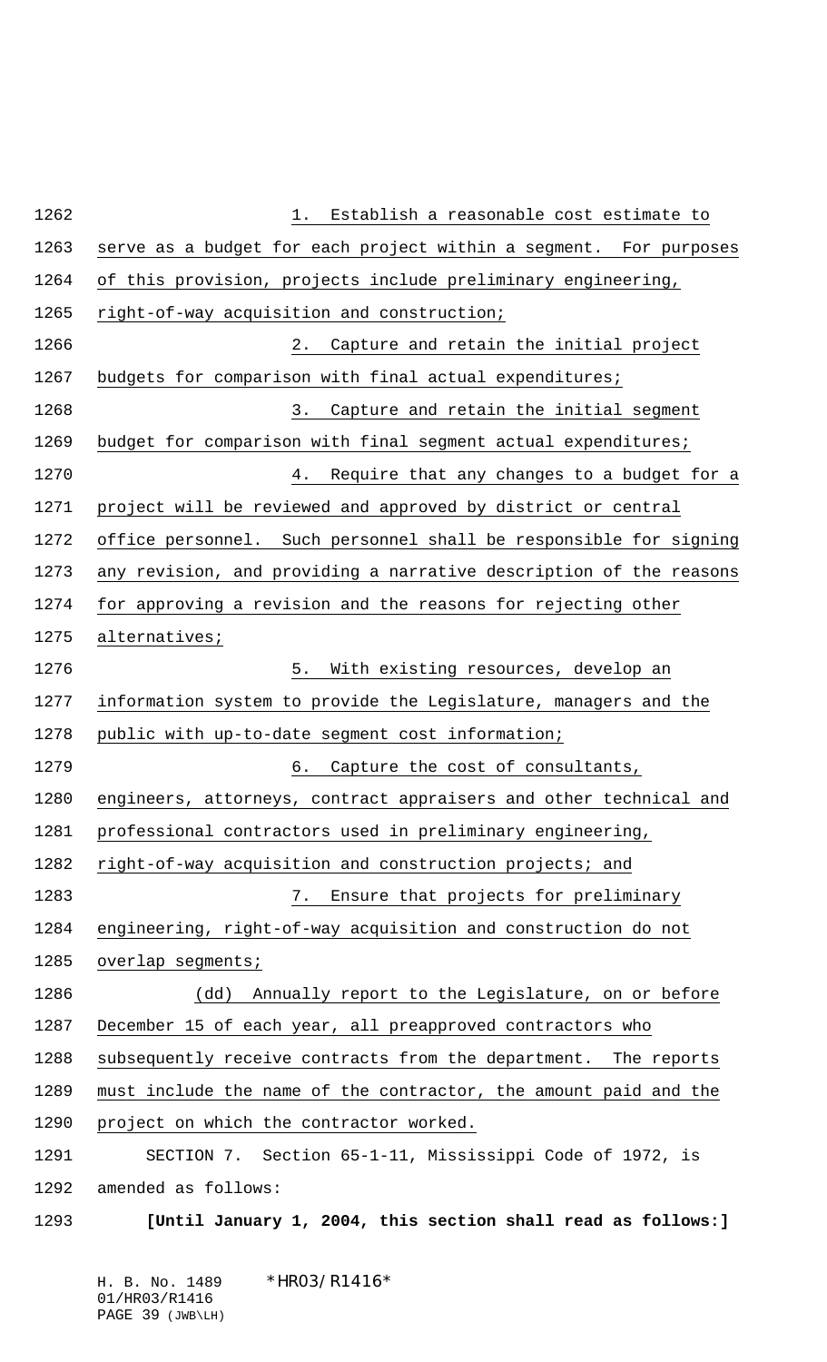1. Establish a reasonable cost estimate to serve as a budget for each project within a segment. For purposes of this provision, projects include preliminary engineering, right-of-way acquisition and construction;

2. Capture and retain the initial project budgets for comparison with final actual expenditures;

3. Capture and retain the initial segment budget for comparison with final segment actual expenditures;

4. Require that any changes to a budget for a project will be reviewed and approved by district or central office personnel. Such personnel shall be responsible for signing any revision, and providing a narrative description of the reasons for approving a revision and the reasons for rejecting other alternatives;

5. With existing resources, develop an information system to provide the Legislature, managers and the public with up-to-date segment cost information;

6. Capture the cost of consultants, engineers, attorneys, contract appraisers and other technical and professional contractors used in preliminary engineering, right-of-way acquisition and construction projects; and

7. Ensure that projects for preliminary engineering, right-of-way acquisition and construction do not overlap segments;

(dd) Annually report to the Legislature, on or before December 15 of each year, all preapproved contractors who subsequently receive contracts from the department. The reports must include the name of the contractor, the amount paid and the project on which the contractor worked.

SECTION 7. Section 65-1-11, Mississippi Code of 1972, is amended as follows:

**[Until January 1, 2004, this section shall read as follows:]**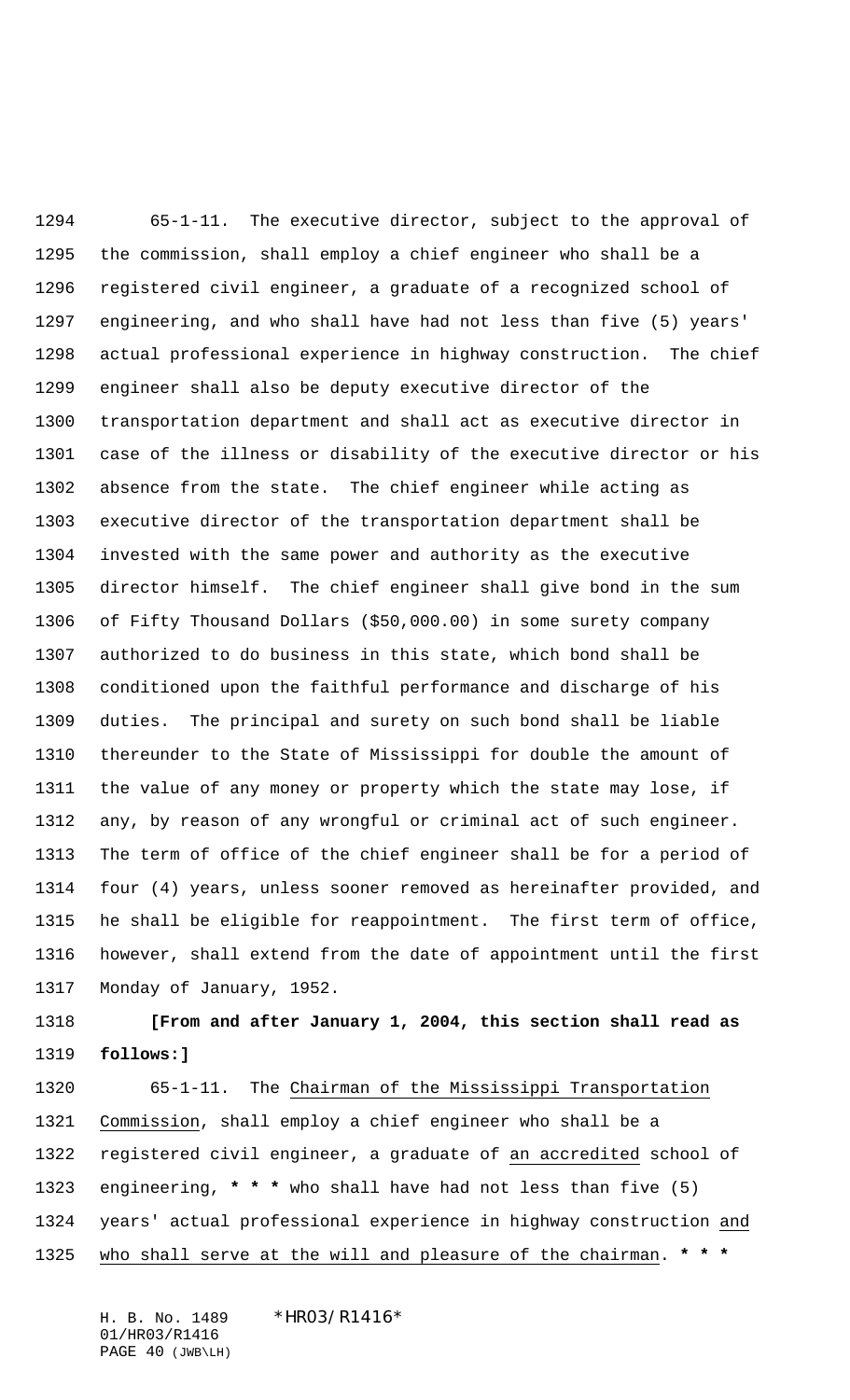65-1-11. The executive director, subject to the approval of the commission, shall employ a chief engineer who shall be a registered civil engineer, a graduate of a recognized school of engineering, and who shall have had not less than five (5) years' actual professional experience in highway construction. The chief engineer shall also be deputy executive director of the transportation department and shall act as executive director in case of the illness or disability of the executive director or his absence from the state. The chief engineer while acting as executive director of the transportation department shall be invested with the same power and authority as the executive director himself. The chief engineer shall give bond in the sum of Fifty Thousand Dollars ($50,000.00) in some surety company authorized to do business in this state, which bond shall be conditioned upon the faithful performance and discharge of his duties. The principal and surety on such bond shall be liable thereunder to the State of Mississippi for double the amount of the value of any money or property which the state may lose, if any, by reason of any wrongful or criminal act of such engineer. The term of office of the chief engineer shall be for a period of four (4) years, unless sooner removed as hereinafter provided, and he shall be eligible for reappointment. The first term of office, however, shall extend from the date of appointment until the first Monday of January, 1952.

**[From and after January 1, 2004, this section shall read as follows:]**

65-1-11. The Chairman of the Mississippi Transportation Commission, shall employ a chief engineer who shall be a registered civil engineer, a graduate of an accredited school of engineering, **\* \* \*** who shall have had not less than five (5) years' actual professional experience in highway construction and who shall serve at the will and pleasure of the chairman. **\* \* \***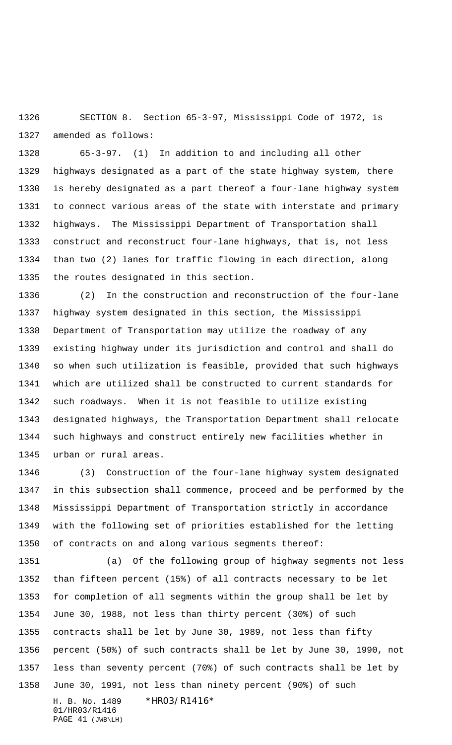SECTION 8. Section 65-3-97, Mississippi Code of 1972, is amended as follows:

65-3-97. (1) In addition to and including all other highways designated as a part of the state highway system, there is hereby designated as a part thereof a four-lane highway system to connect various areas of the state with interstate and primary highways. The Mississippi Department of Transportation shall construct and reconstruct four-lane highways, that is, not less than two (2) lanes for traffic flowing in each direction, along the routes designated in this section.

(2) In the construction and reconstruction of the four-lane highway system designated in this section, the Mississippi Department of Transportation may utilize the roadway of any existing highway under its jurisdiction and control and shall do so when such utilization is feasible, provided that such highways which are utilized shall be constructed to current standards for such roadways. When it is not feasible to utilize existing designated highways, the Transportation Department shall relocate such highways and construct entirely new facilities whether in urban or rural areas.

(3) Construction of the four-lane highway system designated in this subsection shall commence, proceed and be performed by the Mississippi Department of Transportation strictly in accordance with the following set of priorities established for the letting of contracts on and along various segments thereof:

(a) Of the following group of highway segments not less than fifteen percent (15%) of all contracts necessary to be let for completion of all segments within the group shall be let by June 30, 1988, not less than thirty percent (30%) of such contracts shall be let by June 30, 1989, not less than fifty percent (50%) of such contracts shall be let by June 30, 1990, not less than seventy percent (70%) of such contracts shall be let by June 30, 1991, not less than ninety percent (90%) of such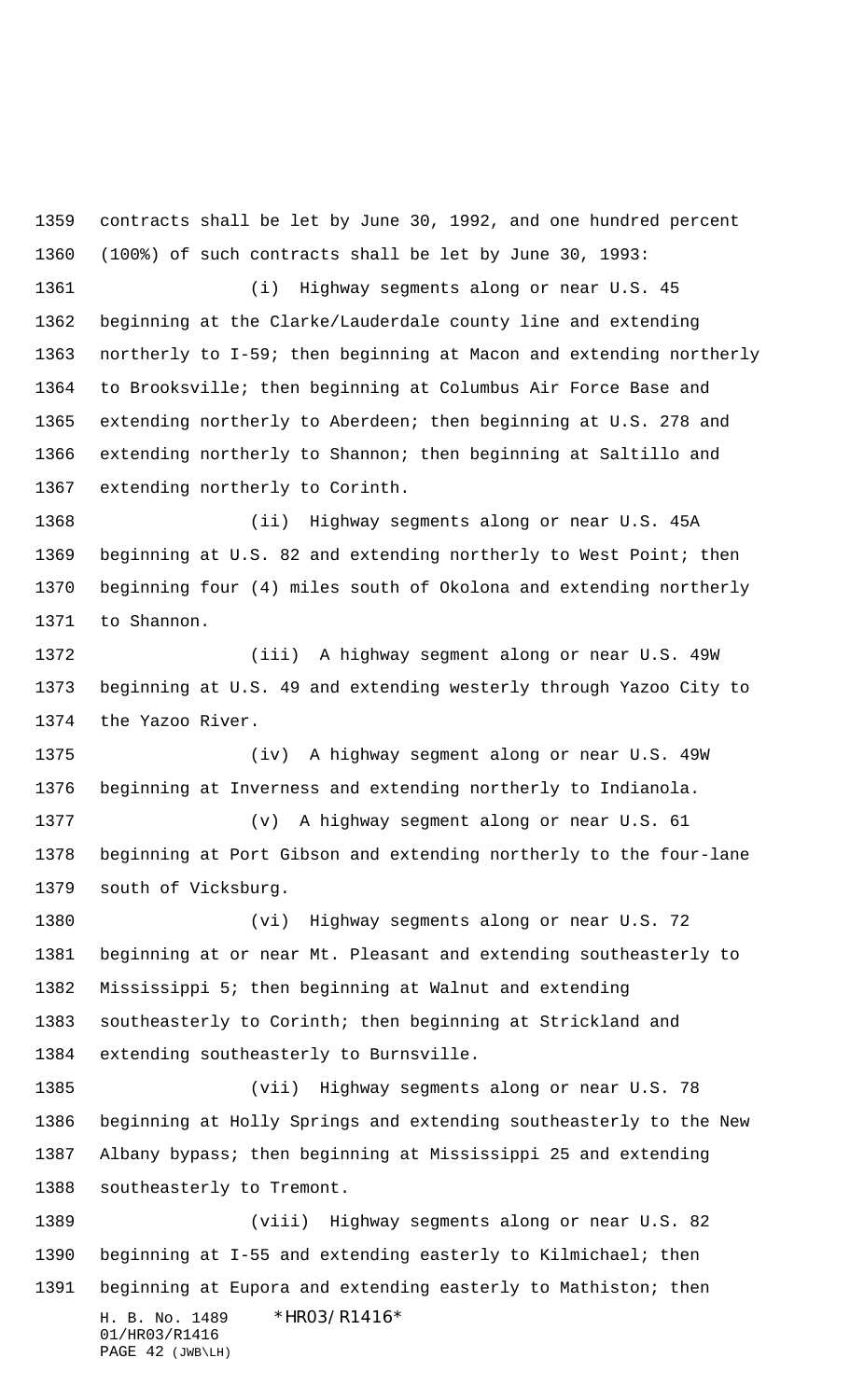contracts shall be let by June 30, 1992, and one hundred percent (100%) of such contracts shall be let by June 30, 1993:

(i) Highway segments along or near U.S. 45 beginning at the Clarke/Lauderdale county line and extending northerly to I-59; then beginning at Macon and extending northerly to Brooksville; then beginning at Columbus Air Force Base and extending northerly to Aberdeen; then beginning at U.S. 278 and extending northerly to Shannon; then beginning at Saltillo and extending northerly to Corinth.

(ii) Highway segments along or near U.S. 45A beginning at U.S. 82 and extending northerly to West Point; then beginning four (4) miles south of Okolona and extending northerly to Shannon.

(iii) A highway segment along or near U.S. 49W beginning at U.S. 49 and extending westerly through Yazoo City to the Yazoo River.

(iv) A highway segment along or near U.S. 49W beginning at Inverness and extending northerly to Indianola.

(v) A highway segment along or near U.S. 61 beginning at Port Gibson and extending northerly to the four-lane south of Vicksburg.

(vi) Highway segments along or near U.S. 72 beginning at or near Mt. Pleasant and extending southeasterly to Mississippi 5; then beginning at Walnut and extending southeasterly to Corinth; then beginning at Strickland and extending southeasterly to Burnsville.

(vii) Highway segments along or near U.S. 78 beginning at Holly Springs and extending southeasterly to the New Albany bypass; then beginning at Mississippi 25 and extending southeasterly to Tremont.

(viii) Highway segments along or near U.S. 82 beginning at I-55 and extending easterly to Kilmichael; then beginning at Eupora and extending easterly to Mathiston; then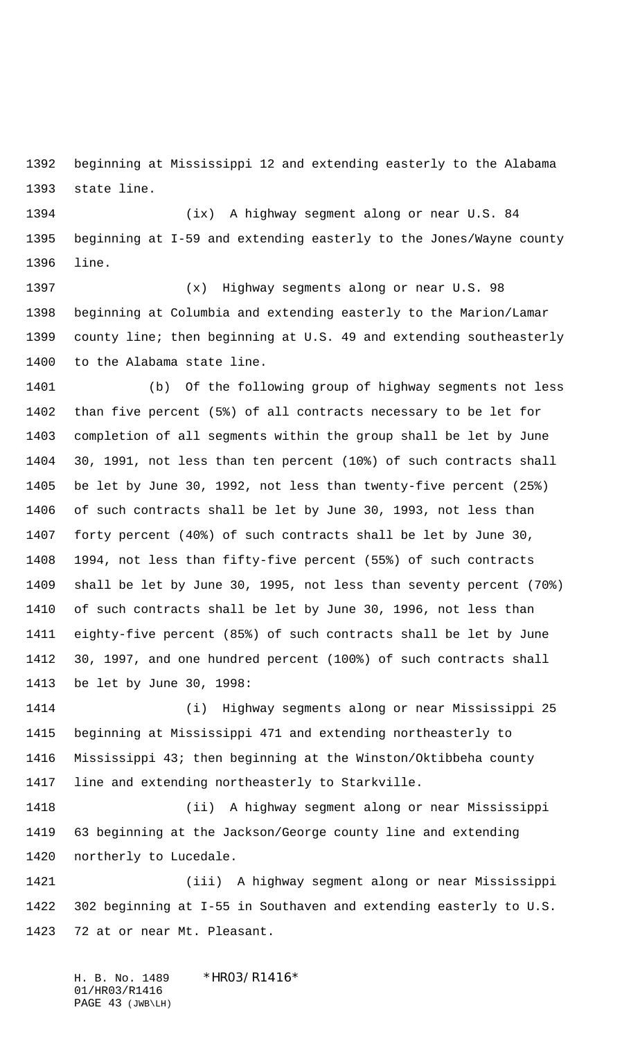beginning at Mississippi 12 and extending easterly to the Alabama state line.

(ix) A highway segment along or near U.S. 84 beginning at I-59 and extending easterly to the Jones/Wayne county line.

(x) Highway segments along or near U.S. 98 beginning at Columbia and extending easterly to the Marion/Lamar county line; then beginning at U.S. 49 and extending southeasterly to the Alabama state line.

(b) Of the following group of highway segments not less than five percent (5%) of all contracts necessary to be let for completion of all segments within the group shall be let by June 30, 1991, not less than ten percent (10%) of such contracts shall be let by June 30, 1992, not less than twenty-five percent (25%) of such contracts shall be let by June 30, 1993, not less than forty percent (40%) of such contracts shall be let by June 30, 1994, not less than fifty-five percent (55%) of such contracts shall be let by June 30, 1995, not less than seventy percent (70%) of such contracts shall be let by June 30, 1996, not less than eighty-five percent (85%) of such contracts shall be let by June 30, 1997, and one hundred percent (100%) of such contracts shall be let by June 30, 1998:

(i) Highway segments along or near Mississippi 25 beginning at Mississippi 471 and extending northeasterly to Mississippi 43; then beginning at the Winston/Oktibbeha county line and extending northeasterly to Starkville.

(ii) A highway segment along or near Mississippi 63 beginning at the Jackson/George county line and extending northerly to Lucedale.

(iii) A highway segment along or near Mississippi 302 beginning at I-55 in Southaven and extending easterly to U.S. 72 at or near Mt. Pleasant.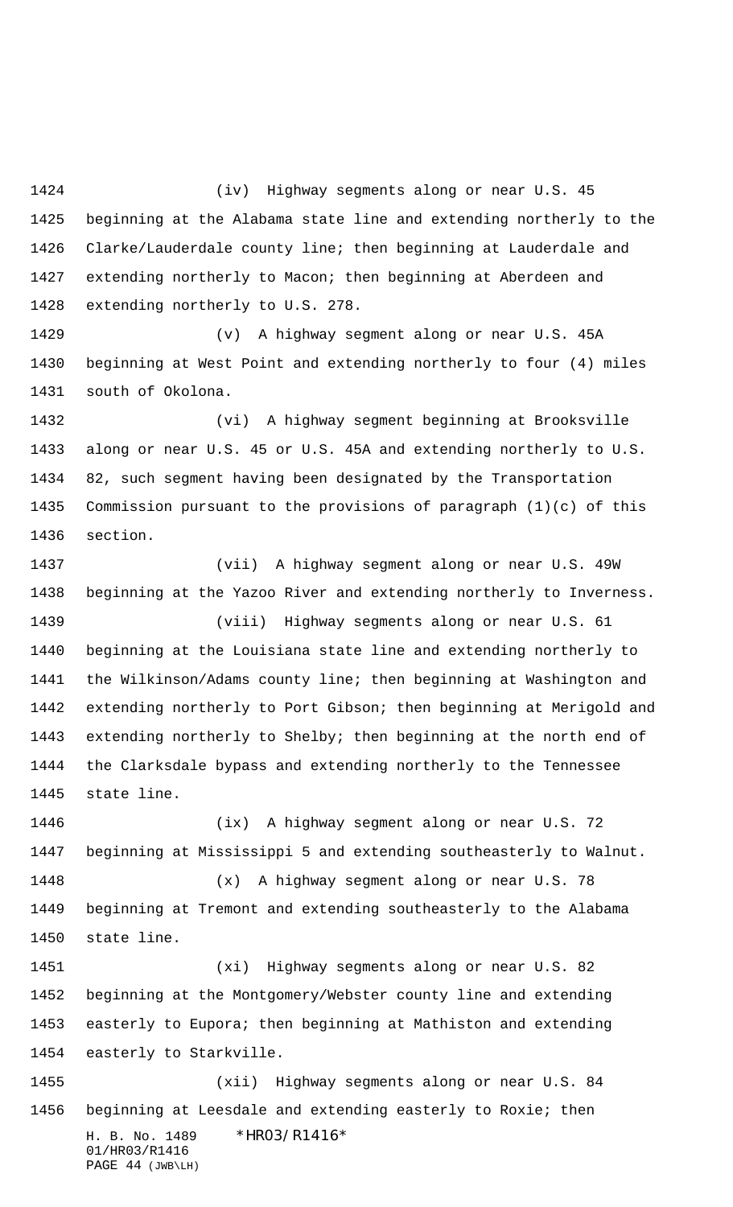(iv) Highway segments along or near U.S. 45 beginning at the Alabama state line and extending northerly to the Clarke/Lauderdale county line; then beginning at Lauderdale and extending northerly to Macon; then beginning at Aberdeen and extending northerly to U.S. 278.

(v) A highway segment along or near U.S. 45A beginning at West Point and extending northerly to four (4) miles south of Okolona.

(vi) A highway segment beginning at Brooksville along or near U.S. 45 or U.S. 45A and extending northerly to U.S. 82, such segment having been designated by the Transportation Commission pursuant to the provisions of paragraph (1)(c) of this section.

(vii) A highway segment along or near U.S. 49W beginning at the Yazoo River and extending northerly to Inverness.

(viii) Highway segments along or near U.S. 61 beginning at the Louisiana state line and extending northerly to the Wilkinson/Adams county line; then beginning at Washington and extending northerly to Port Gibson; then beginning at Merigold and extending northerly to Shelby; then beginning at the north end of the Clarksdale bypass and extending northerly to the Tennessee state line.

(ix) A highway segment along or near U.S. 72 beginning at Mississippi 5 and extending southeasterly to Walnut.

(x) A highway segment along or near U.S. 78 beginning at Tremont and extending southeasterly to the Alabama state line.

(xi) Highway segments along or near U.S. 82 beginning at the Montgomery/Webster county line and extending easterly to Eupora; then beginning at Mathiston and extending easterly to Starkville.

(xii) Highway segments along or near U.S. 84 beginning at Leesdale and extending easterly to Roxie; then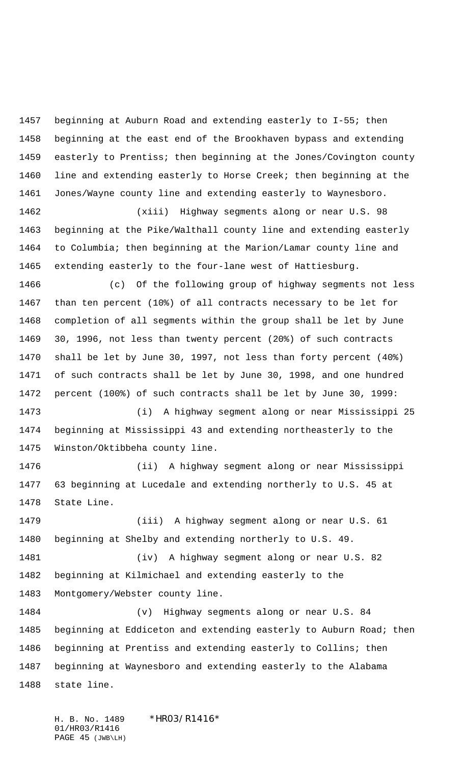beginning at Auburn Road and extending easterly to I-55; then beginning at the east end of the Brookhaven bypass and extending easterly to Prentiss; then beginning at the Jones/Covington county line and extending easterly to Horse Creek; then beginning at the Jones/Wayne county line and extending easterly to Waynesboro.

(xiii) Highway segments along or near U.S. 98 beginning at the Pike/Walthall county line and extending easterly to Columbia; then beginning at the Marion/Lamar county line and extending easterly to the four-lane west of Hattiesburg.

(c) Of the following group of highway segments not less than ten percent (10%) of all contracts necessary to be let for completion of all segments within the group shall be let by June 30, 1996, not less than twenty percent (20%) of such contracts shall be let by June 30, 1997, not less than forty percent (40%) of such contracts shall be let by June 30, 1998, and one hundred percent (100%) of such contracts shall be let by June 30, 1999:

(i) A highway segment along or near Mississippi 25 beginning at Mississippi 43 and extending northeasterly to the Winston/Oktibbeha county line.

(ii) A highway segment along or near Mississippi 63 beginning at Lucedale and extending northerly to U.S. 45 at State Line.

(iii) A highway segment along or near U.S. 61 beginning at Shelby and extending northerly to U.S. 49.

(iv) A highway segment along or near U.S. 82 beginning at Kilmichael and extending easterly to the Montgomery/Webster county line.

(v) Highway segments along or near U.S. 84 beginning at Eddiceton and extending easterly to Auburn Road; then beginning at Prentiss and extending easterly to Collins; then beginning at Waynesboro and extending easterly to the Alabama state line.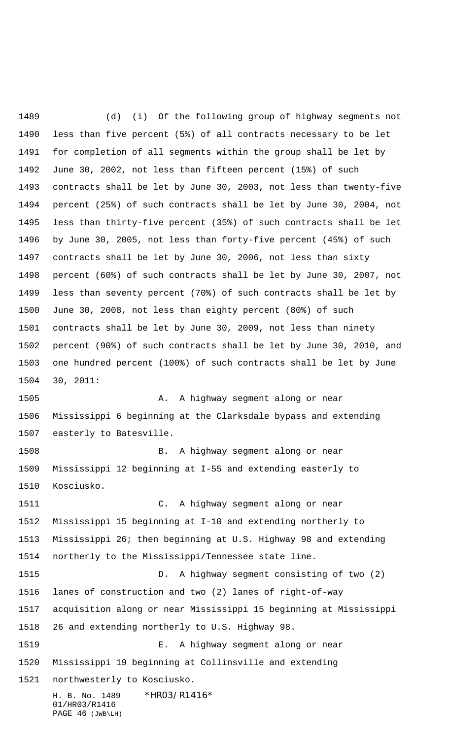(d) (i) Of the following group of highway segments not less than five percent (5%) of all contracts necessary to be let for completion of all segments within the group shall be let by June 30, 2002, not less than fifteen percent (15%) of such contracts shall be let by June 30, 2003, not less than twenty-five percent (25%) of such contracts shall be let by June 30, 2004, not less than thirty-five percent (35%) of such contracts shall be let by June 30, 2005, not less than forty-five percent (45%) of such contracts shall be let by June 30, 2006, not less than sixty percent (60%) of such contracts shall be let by June 30, 2007, not less than seventy percent (70%) of such contracts shall be let by June 30, 2008, not less than eighty percent (80%) of such contracts shall be let by June 30, 2009, not less than ninety percent (90%) of such contracts shall be let by June 30, 2010, and one hundred percent (100%) of such contracts shall be let by June 30, 2011:

A. A highway segment along or near Mississippi 6 beginning at the Clarksdale bypass and extending easterly to Batesville.

B. A highway segment along or near Mississippi 12 beginning at I-55 and extending easterly to Kosciusko.

C. A highway segment along or near Mississippi 15 beginning at I-10 and extending northerly to Mississippi 26; then beginning at U.S. Highway 98 and extending northerly to the Mississippi/Tennessee state line.

D. A highway segment consisting of two (2) lanes of construction and two (2) lanes of right-of-way acquisition along or near Mississippi 15 beginning at Mississippi 26 and extending northerly to U.S. Highway 98.

E. A highway segment along or near Mississippi 19 beginning at Collinsville and extending northwesterly to Kosciusko.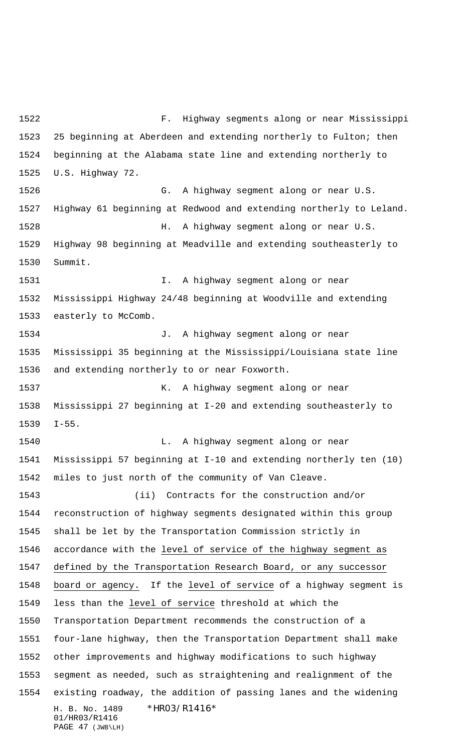F. Highway segments along or near Mississippi 25 beginning at Aberdeen and extending northerly to Fulton; then beginning at the Alabama state line and extending northerly to U.S. Highway 72.

G. A highway segment along or near U.S. Highway 61 beginning at Redwood and extending northerly to Leland.

H. A highway segment along or near U.S. Highway 98 beginning at Meadville and extending southeasterly to Summit.

I. A highway segment along or near Mississippi Highway 24/48 beginning at Woodville and extending easterly to McComb.

J. A highway segment along or near Mississippi 35 beginning at the Mississippi/Louisiana state line and extending northerly to or near Foxworth.

K. A highway segment along or near Mississippi 27 beginning at I-20 and extending southeasterly to I-55.

L. A highway segment along or near Mississippi 57 beginning at I-10 and extending northerly ten (10) miles to just north of the community of Van Cleave.

(ii) Contracts for the construction and/or reconstruction of highway segments designated within this group shall be let by the Transportation Commission strictly in accordance with the <u>level of service of the highway segment as defined by the Transportation Research Board, or any successor board or agency.</u> If the <u>level of service</u> of a highway segment is less than the <u>level of service</u> threshold at which the Transportation Department recommends the construction of a four-lane highway, then the Transportation Department shall make other improvements and highway modifications to such highway segment as needed, such as straightening and realignment of the existing roadway, the addition of passing lanes and the widening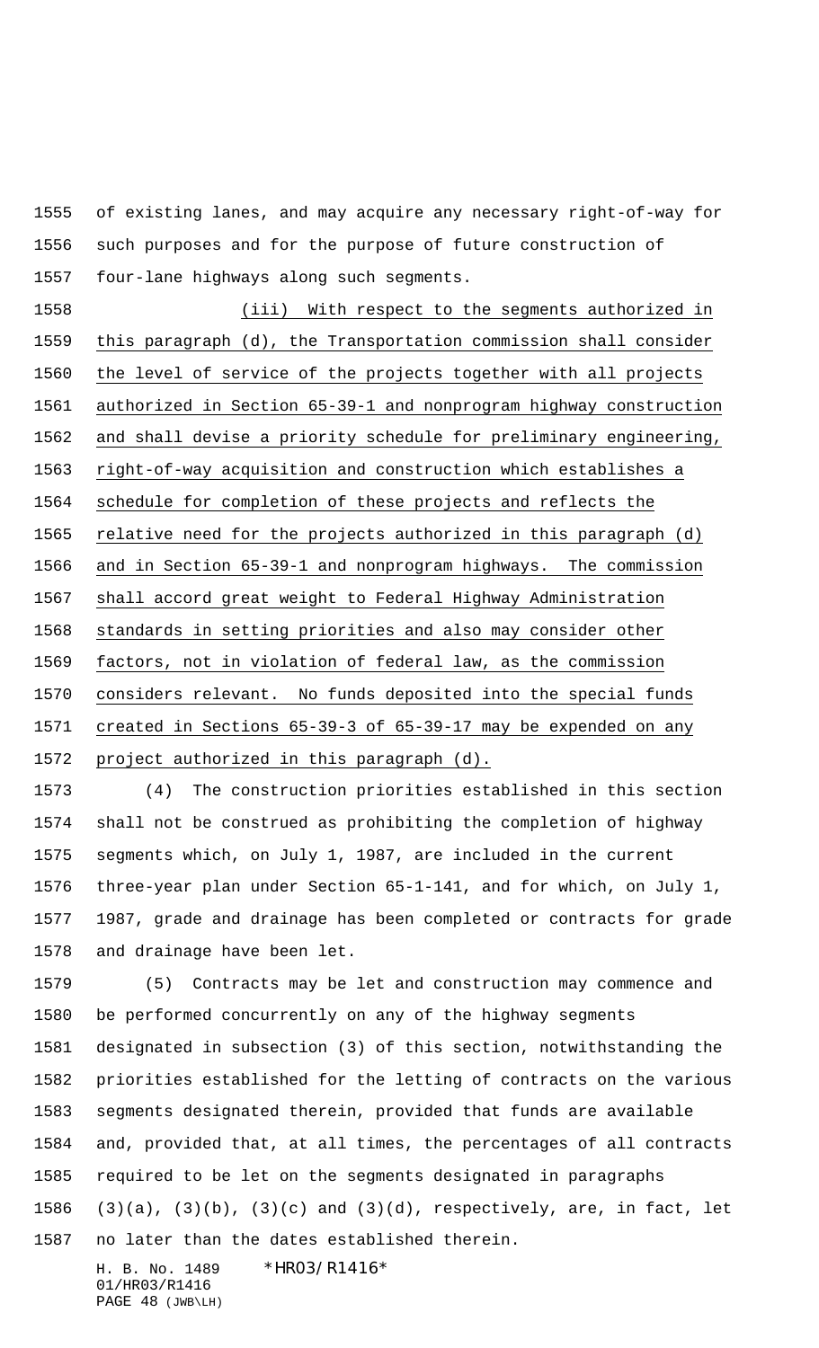of existing lanes, and may acquire any necessary right-of-way for such purposes and for the purpose of future construction of four-lane highways along such segments.

(iii) With respect to the segments authorized in this paragraph (d), the Transportation commission shall consider the level of service of the projects together with all projects authorized in Section 65-39-1 and nonprogram highway construction and shall devise a priority schedule for preliminary engineering, right-of-way acquisition and construction which establishes a schedule for completion of these projects and reflects the relative need for the projects authorized in this paragraph (d) and in Section 65-39-1 and nonprogram highways. The commission shall accord great weight to Federal Highway Administration standards in setting priorities and also may consider other factors, not in violation of federal law, as the commission considers relevant. No funds deposited into the special funds created in Sections 65-39-3 of 65-39-17 may be expended on any project authorized in this paragraph (d).

(4) The construction priorities established in this section shall not be construed as prohibiting the completion of highway segments which, on July 1, 1987, are included in the current three-year plan under Section 65-1-141, and for which, on July 1, 1987, grade and drainage has been completed or contracts for grade and drainage have been let.

(5) Contracts may be let and construction may commence and be performed concurrently on any of the highway segments designated in subsection (3) of this section, notwithstanding the priorities established for the letting of contracts on the various segments designated therein, provided that funds are available and, provided that, at all times, the percentages of all contracts required to be let on the segments designated in paragraphs (3)(a), (3)(b), (3)(c) and (3)(d), respectively, are, in fact, let no later than the dates established therein.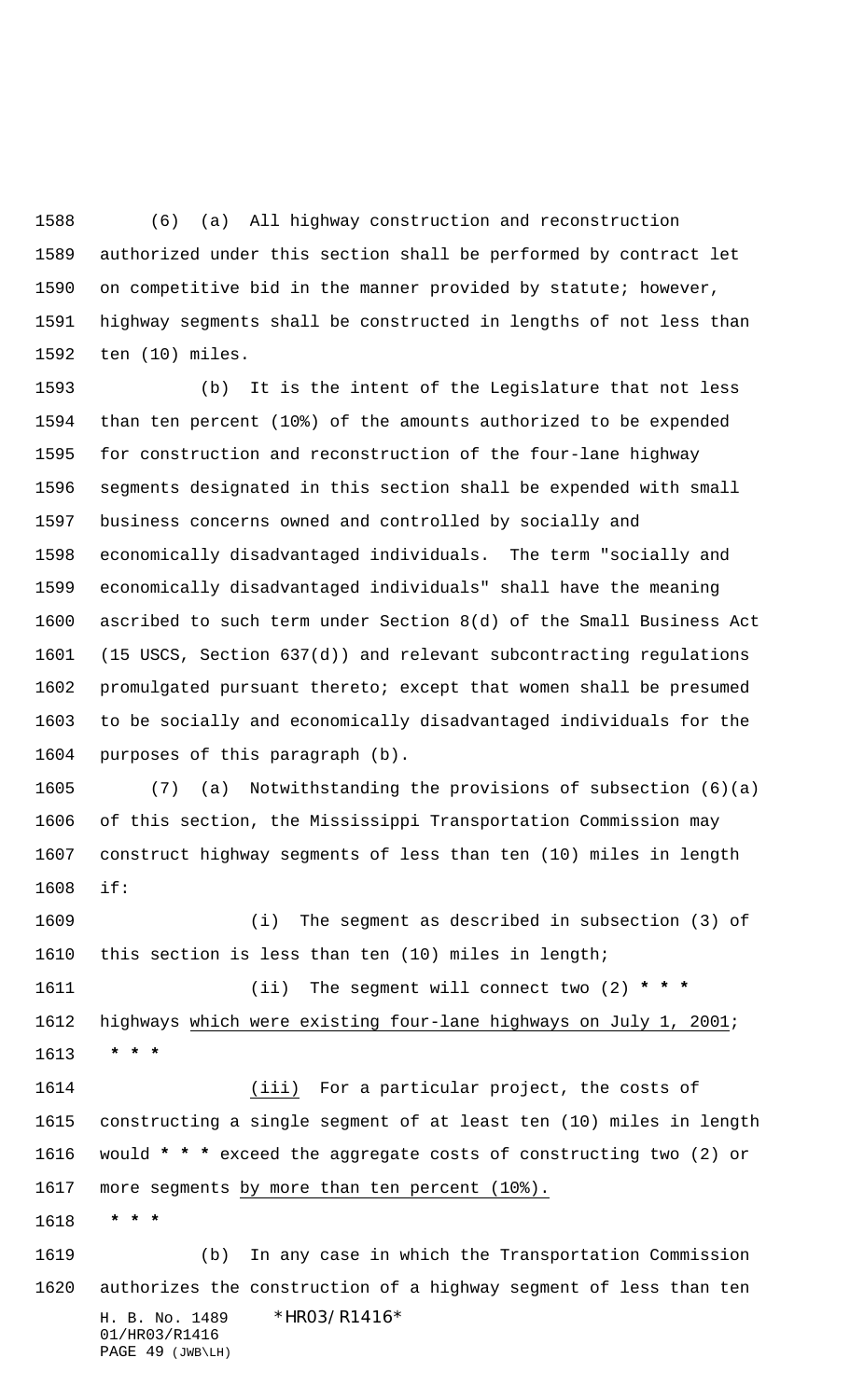(6) (a) All highway construction and reconstruction authorized under this section shall be performed by contract let on competitive bid in the manner provided by statute; however, highway segments shall be constructed in lengths of not less than ten (10) miles.

(b) It is the intent of the Legislature that not less than ten percent (10%) of the amounts authorized to be expended for construction and reconstruction of the four-lane highway segments designated in this section shall be expended with small business concerns owned and controlled by socially and economically disadvantaged individuals. The term "socially and economically disadvantaged individuals" shall have the meaning ascribed to such term under Section 8(d) of the Small Business Act (15 USCS, Section 637(d)) and relevant subcontracting regulations promulgated pursuant thereto; except that women shall be presumed to be socially and economically disadvantaged individuals for the purposes of this paragraph (b).

(7) (a) Notwithstanding the provisions of subsection (6)(a) of this section, the Mississippi Transportation Commission may construct highway segments of less than ten (10) miles in length if:

(i) The segment as described in subsection (3) of this section is less than ten (10) miles in length;

(ii) The segment will connect two (2) * * * highways which were existing four-lane highways on July 1, 2001;

* * *

(iii) For a particular project, the costs of constructing a single segment of at least ten (10) miles in length would * * * exceed the aggregate costs of constructing two (2) or more segments by more than ten percent (10%).

* * *

(b) In any case in which the Transportation Commission authorizes the construction of a highway segment of less than ten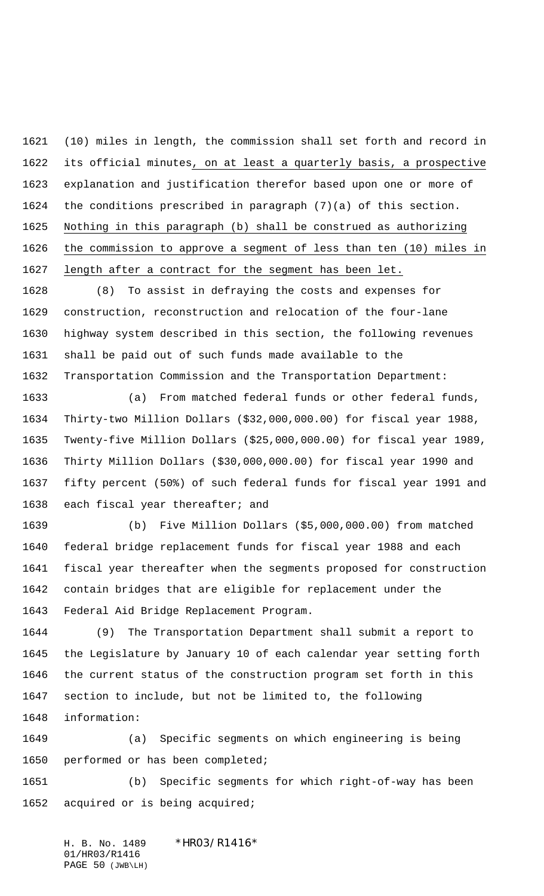(10) miles in length, the commission shall set forth and record in its official minutes, on at least a quarterly basis, a prospective explanation and justification therefor based upon one or more of the conditions prescribed in paragraph (7)(a) of this section. Nothing in this paragraph (b) shall be construed as authorizing the commission to approve a segment of less than ten (10) miles in length after a contract for the segment has been let.

(8) To assist in defraying the costs and expenses for construction, reconstruction and relocation of the four-lane highway system described in this section, the following revenues shall be paid out of such funds made available to the Transportation Commission and the Transportation Department:

(a) From matched federal funds or other federal funds, Thirty-two Million Dollars ($32,000,000.00) for fiscal year 1988, Twenty-five Million Dollars ($25,000,000.00) for fiscal year 1989, Thirty Million Dollars ($30,000,000.00) for fiscal year 1990 and fifty percent (50%) of such federal funds for fiscal year 1991 and each fiscal year thereafter; and

(b) Five Million Dollars ($5,000,000.00) from matched federal bridge replacement funds for fiscal year 1988 and each fiscal year thereafter when the segments proposed for construction contain bridges that are eligible for replacement under the Federal Aid Bridge Replacement Program.

(9) The Transportation Department shall submit a report to the Legislature by January 10 of each calendar year setting forth the current status of the construction program set forth in this section to include, but not be limited to, the following information:

(a) Specific segments on which engineering is being performed or has been completed;

(b) Specific segments for which right-of-way has been acquired or is being acquired;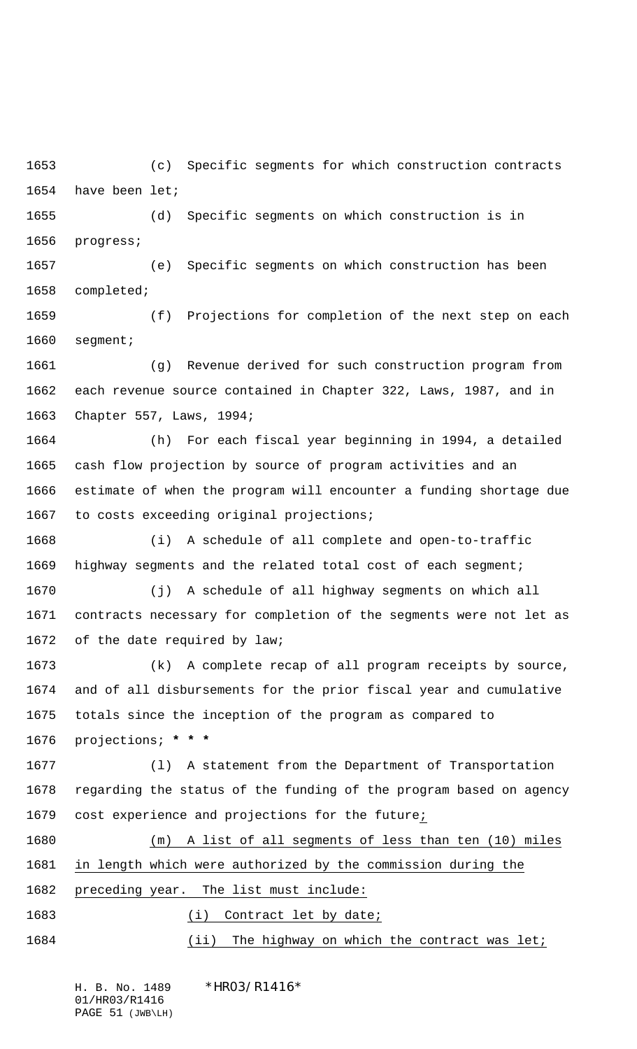(c) Specific segments for which construction contracts have been let;

(d) Specific segments on which construction is in progress;

(e) Specific segments on which construction has been completed;

(f) Projections for completion of the next step on each segment;

(g) Revenue derived for such construction program from each revenue source contained in Chapter 322, Laws, 1987, and in Chapter 557, Laws, 1994;

(h) For each fiscal year beginning in 1994, a detailed cash flow projection by source of program activities and an estimate of when the program will encounter a funding shortage due to costs exceeding original projections;

(i) A schedule of all complete and open-to-traffic highway segments and the related total cost of each segment;

(j) A schedule of all highway segments on which all contracts necessary for completion of the segments were not let as of the date required by law;

(k) A complete recap of all program receipts by source, and of all disbursements for the prior fiscal year and cumulative totals since the inception of the program as compared to projections; *** * ***

(l) A statement from the Department of Transportation regarding the status of the funding of the program based on agency cost experience and projections for the future;

(m) A list of all segments of less than ten (10) miles in length which were authorized by the commission during the preceding year. The list must include:

(i) Contract let by date;

(ii) The highway on which the contract was let;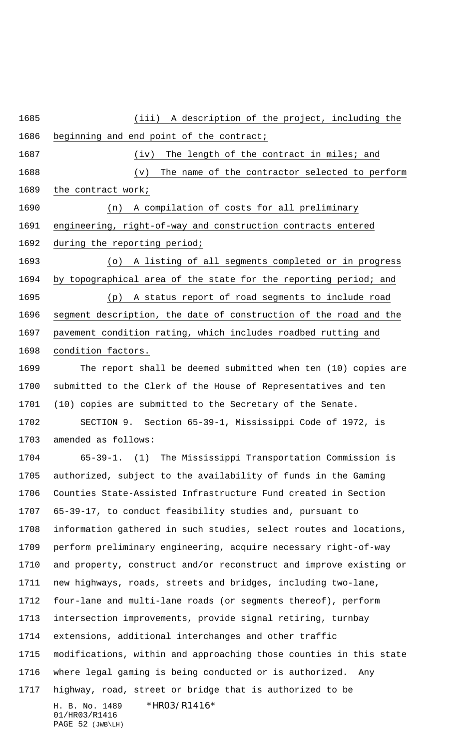(iii) A description of the project, including the beginning and end point of the contract;

(iv) The length of the contract in miles; and

(v) The name of the contractor selected to perform the contract work;

(n) A compilation of costs for all preliminary engineering, right-of-way and construction contracts entered during the reporting period;

(o) A listing of all segments completed or in progress by topographical area of the state for the reporting period; and

(p) A status report of road segments to include road segment description, the date of construction of the road and the pavement condition rating, which includes roadbed rutting and condition factors.

The report shall be deemed submitted when ten (10) copies are submitted to the Clerk of the House of Representatives and ten (10) copies are submitted to the Secretary of the Senate.

SECTION 9. Section 65-39-1, Mississippi Code of 1972, is amended as follows:

65-39-1. (1) The Mississippi Transportation Commission is authorized, subject to the availability of funds in the Gaming Counties State-Assisted Infrastructure Fund created in Section 65-39-17, to conduct feasibility studies and, pursuant to information gathered in such studies, select routes and locations, perform preliminary engineering, acquire necessary right-of-way and property, construct and/or reconstruct and improve existing or new highways, roads, streets and bridges, including two-lane, four-lane and multi-lane roads (or segments thereof), perform intersection improvements, provide signal retiring, turnbay extensions, additional interchanges and other traffic modifications, within and approaching those counties in this state where legal gaming is being conducted or is authorized. Any highway, road, street or bridge that is authorized to be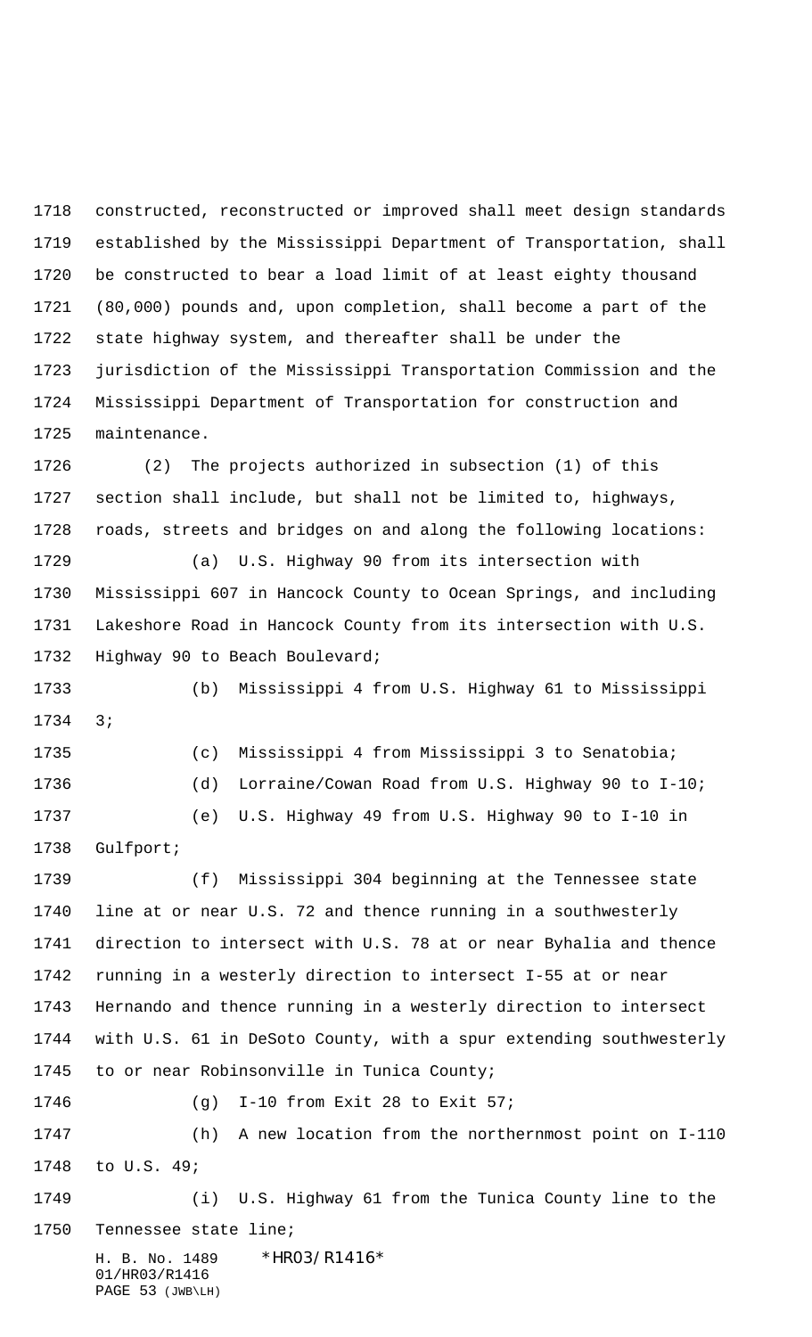constructed, reconstructed or improved shall meet design standards established by the Mississippi Department of Transportation, shall be constructed to bear a load limit of at least eighty thousand (80,000) pounds and, upon completion, shall become a part of the state highway system, and thereafter shall be under the jurisdiction of the Mississippi Transportation Commission and the Mississippi Department of Transportation for construction and maintenance.

(2) The projects authorized in subsection (1) of this section shall include, but shall not be limited to, highways, roads, streets and bridges on and along the following locations:

(a) U.S. Highway 90 from its intersection with Mississippi 607 in Hancock County to Ocean Springs, and including Lakeshore Road in Hancock County from its intersection with U.S. Highway 90 to Beach Boulevard;

(b) Mississippi 4 from U.S. Highway 61 to Mississippi 3;

(c) Mississippi 4 from Mississippi 3 to Senatobia;

(d) Lorraine/Cowan Road from U.S. Highway 90 to I-10;

(e) U.S. Highway 49 from U.S. Highway 90 to I-10 in Gulfport;

(f) Mississippi 304 beginning at the Tennessee state line at or near U.S. 72 and thence running in a southwesterly direction to intersect with U.S. 78 at or near Byhalia and thence running in a westerly direction to intersect I-55 at or near Hernando and thence running in a westerly direction to intersect with U.S. 61 in DeSoto County, with a spur extending southwesterly to or near Robinsonville in Tunica County;

(g) I-10 from Exit 28 to Exit 57;

(h) A new location from the northernmost point on I-110 to U.S. 49;

(i) U.S. Highway 61 from the Tunica County line to the Tennessee state line;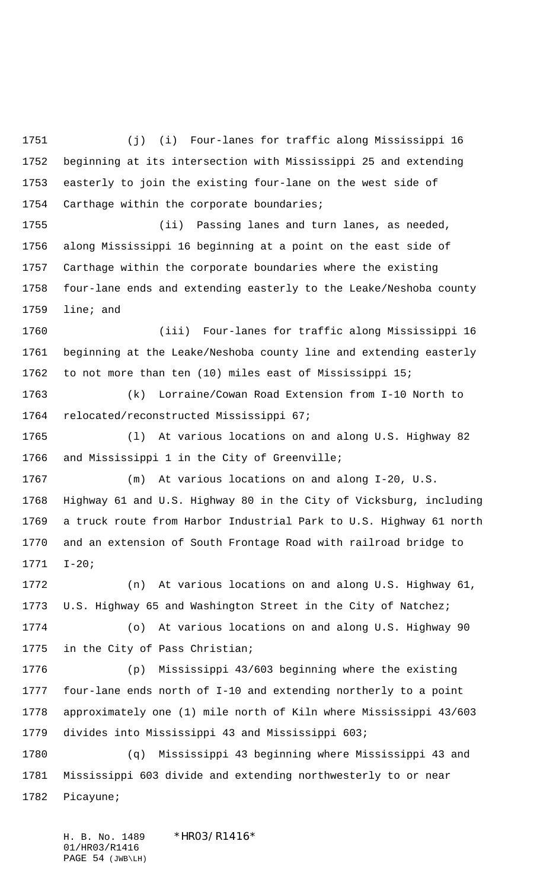(j) (i) Four-lanes for traffic along Mississippi 16 beginning at its intersection with Mississippi 25 and extending easterly to join the existing four-lane on the west side of Carthage within the corporate boundaries;

(ii) Passing lanes and turn lanes, as needed, along Mississippi 16 beginning at a point on the east side of Carthage within the corporate boundaries where the existing four-lane ends and extending easterly to the Leake/Neshoba county line; and

(iii) Four-lanes for traffic along Mississippi 16 beginning at the Leake/Neshoba county line and extending easterly to not more than ten (10) miles east of Mississippi 15;

(k) Lorraine/Cowan Road Extension from I-10 North to relocated/reconstructed Mississippi 67;

(l) At various locations on and along U.S. Highway 82 and Mississippi 1 in the City of Greenville;

(m) At various locations on and along I-20, U.S. Highway 61 and U.S. Highway 80 in the City of Vicksburg, including a truck route from Harbor Industrial Park to U.S. Highway 61 north and an extension of South Frontage Road with railroad bridge to I-20;

(n) At various locations on and along U.S. Highway 61, U.S. Highway 65 and Washington Street in the City of Natchez;

(o) At various locations on and along U.S. Highway 90 in the City of Pass Christian;

(p) Mississippi 43/603 beginning where the existing four-lane ends north of I-10 and extending northerly to a point approximately one (1) mile north of Kiln where Mississippi 43/603 divides into Mississippi 43 and Mississippi 603;

(q) Mississippi 43 beginning where Mississippi 43 and Mississippi 603 divide and extending northwesterly to or near Picayune;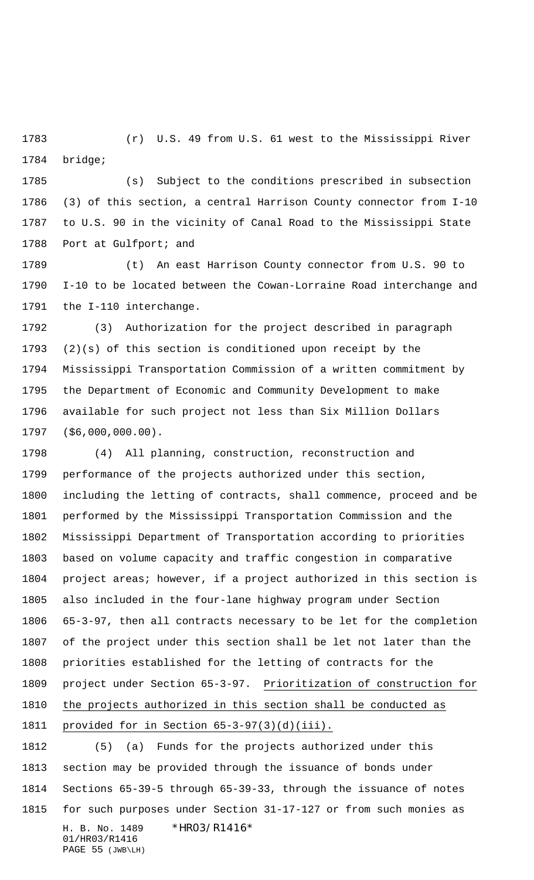(r) U.S. 49 from U.S. 61 west to the Mississippi River bridge;

(s) Subject to the conditions prescribed in subsection (3) of this section, a central Harrison County connector from I-10 to U.S. 90 in the vicinity of Canal Road to the Mississippi State Port at Gulfport; and

(t) An east Harrison County connector from U.S. 90 to I-10 to be located between the Cowan-Lorraine Road interchange and the I-110 interchange.

(3) Authorization for the project described in paragraph (2)(s) of this section is conditioned upon receipt by the Mississippi Transportation Commission of a written commitment by the Department of Economic and Community Development to make available for such project not less than Six Million Dollars ($6,000,000.00).

(4) All planning, construction, reconstruction and performance of the projects authorized under this section, including the letting of contracts, shall commence, proceed and be performed by the Mississippi Transportation Commission and the Mississippi Department of Transportation according to priorities based on volume capacity and traffic congestion in comparative project areas; however, if a project authorized in this section is also included in the four-lane highway program under Section 65-3-97, then all contracts necessary to be let for the completion of the project under this section shall be let not later than the priorities established for the letting of contracts for the project under Section 65-3-97. <u>Prioritization of construction for the projects authorized in this section shall be conducted as provided for in Section 65-3-97(3)(d)(iii).</u>

(5) (a) Funds for the projects authorized under this section may be provided through the issuance of bonds under Sections 65-39-5 through 65-39-33, through the issuance of notes for such purposes under Section 31-17-127 or from such monies as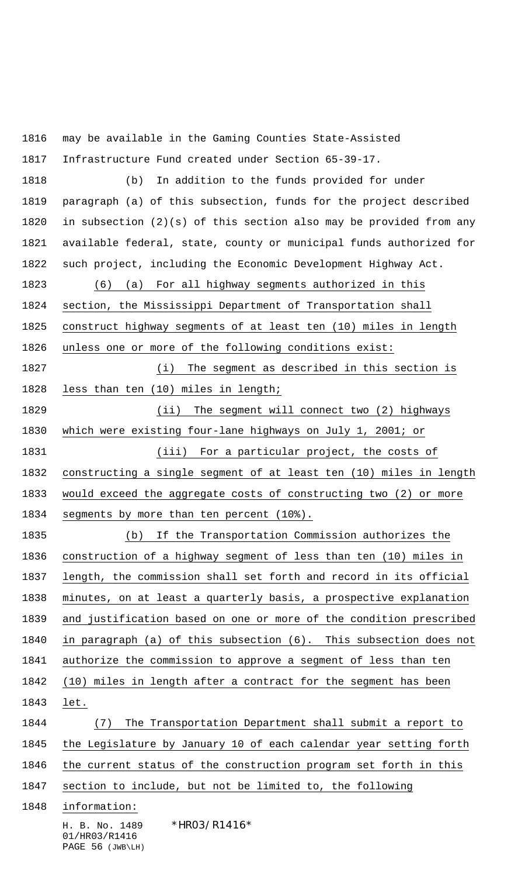may be available in the Gaming Counties State-Assisted Infrastructure Fund created under Section 65-39-17.

(b) In addition to the funds provided for under paragraph (a) of this subsection, funds for the project described in subsection (2)(s) of this section also may be provided from any available federal, state, county or municipal funds authorized for such project, including the Economic Development Highway Act.

(6) (a) For all highway segments authorized in this section, the Mississippi Department of Transportation shall construct highway segments of at least ten (10) miles in length unless one or more of the following conditions exist:

(i) The segment as described in this section is less than ten (10) miles in length;

(ii) The segment will connect two (2) highways which were existing four-lane highways on July 1, 2001; or

(iii) For a particular project, the costs of constructing a single segment of at least ten (10) miles in length would exceed the aggregate costs of constructing two (2) or more segments by more than ten percent (10%).

(b) If the Transportation Commission authorizes the construction of a highway segment of less than ten (10) miles in length, the commission shall set forth and record in its official minutes, on at least a quarterly basis, a prospective explanation and justification based on one or more of the condition prescribed in paragraph (a) of this subsection (6). This subsection does not authorize the commission to approve a segment of less than ten (10) miles in length after a contract for the segment has been let.

(7) The Transportation Department shall submit a report to the Legislature by January 10 of each calendar year setting forth the current status of the construction program set forth in this section to include, but not be limited to, the following information: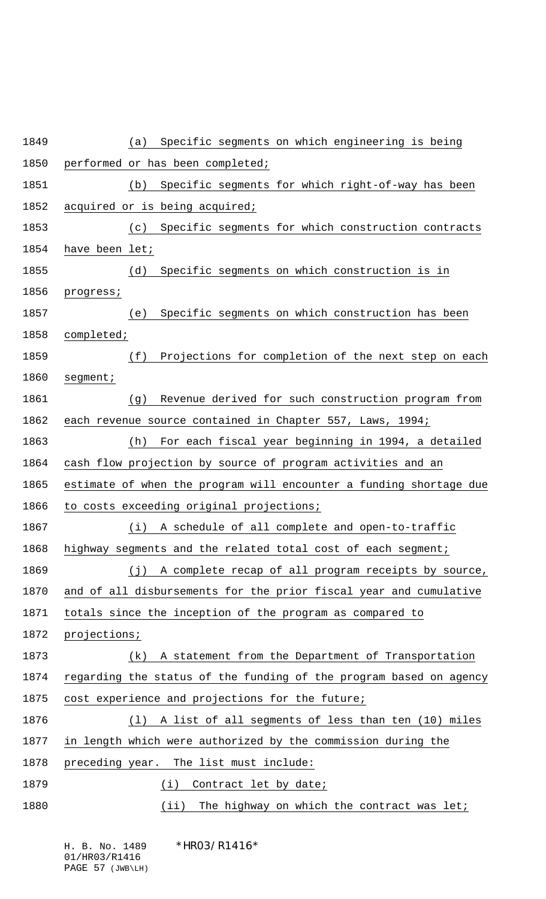(a) Specific segments on which engineering is being performed or has been completed;

(b) Specific segments for which right-of-way has been acquired or is being acquired;

(c) Specific segments for which construction contracts have been let;

(d) Specific segments on which construction is in progress;

(e) Specific segments on which construction has been completed;

(f) Projections for completion of the next step on each segment;

(g) Revenue derived for such construction program from each revenue source contained in Chapter 557, Laws, 1994;

(h) For each fiscal year beginning in 1994, a detailed cash flow projection by source of program activities and an estimate of when the program will encounter a funding shortage due to costs exceeding original projections;

(i) A schedule of all complete and open-to-traffic highway segments and the related total cost of each segment;

(j) A complete recap of all program receipts by source, and of all disbursements for the prior fiscal year and cumulative totals since the inception of the program as compared to projections;

(k) A statement from the Department of Transportation regarding the status of the funding of the program based on agency cost experience and projections for the future;

(l) A list of all segments of less than ten (10) miles in length which were authorized by the commission during the preceding year. The list must include:

(i) Contract let by date;

(ii) The highway on which the contract was let;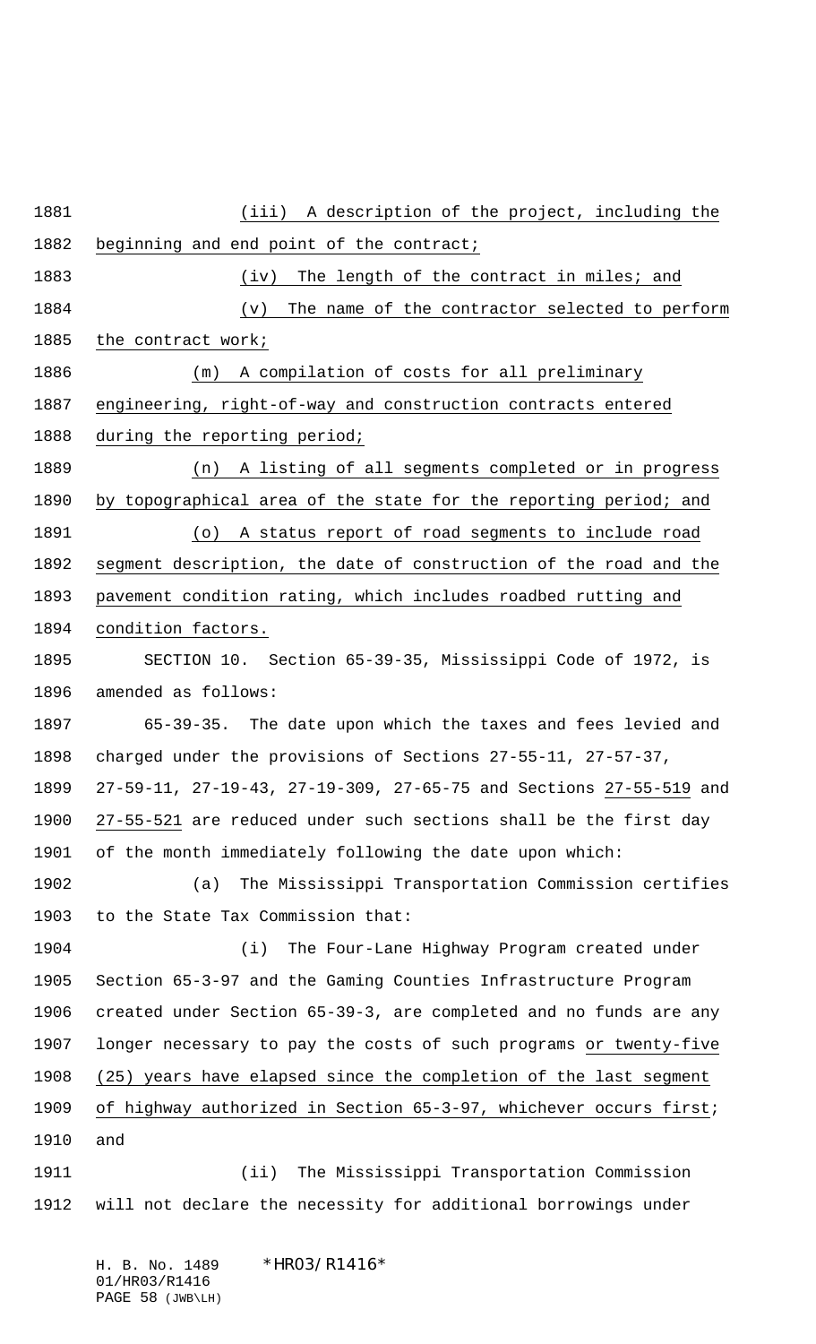(iii) A description of the project, including the beginning and end point of the contract;

(iv) The length of the contract in miles; and

(v) The name of the contractor selected to perform the contract work;

(m) A compilation of costs for all preliminary engineering, right-of-way and construction contracts entered during the reporting period;

(n) A listing of all segments completed or in progress by topographical area of the state for the reporting period; and

(o) A status report of road segments to include road segment description, the date of construction of the road and the pavement condition rating, which includes roadbed rutting and condition factors.

SECTION 10. Section 65-39-35, Mississippi Code of 1972, is amended as follows:

65-39-35. The date upon which the taxes and fees levied and charged under the provisions of Sections 27-55-11, 27-57-37, 27-59-11, 27-19-43, 27-19-309, 27-65-75 and Sections 27-55-519 and 27-55-521 are reduced under such sections shall be the first day of the month immediately following the date upon which:

(a) The Mississippi Transportation Commission certifies to the State Tax Commission that:

(i) The Four-Lane Highway Program created under Section 65-3-97 and the Gaming Counties Infrastructure Program created under Section 65-39-3, are completed and no funds are any longer necessary to pay the costs of such programs or twenty-five (25) years have elapsed since the completion of the last segment of highway authorized in Section 65-3-97, whichever occurs first; and

(ii) The Mississippi Transportation Commission will not declare the necessity for additional borrowings under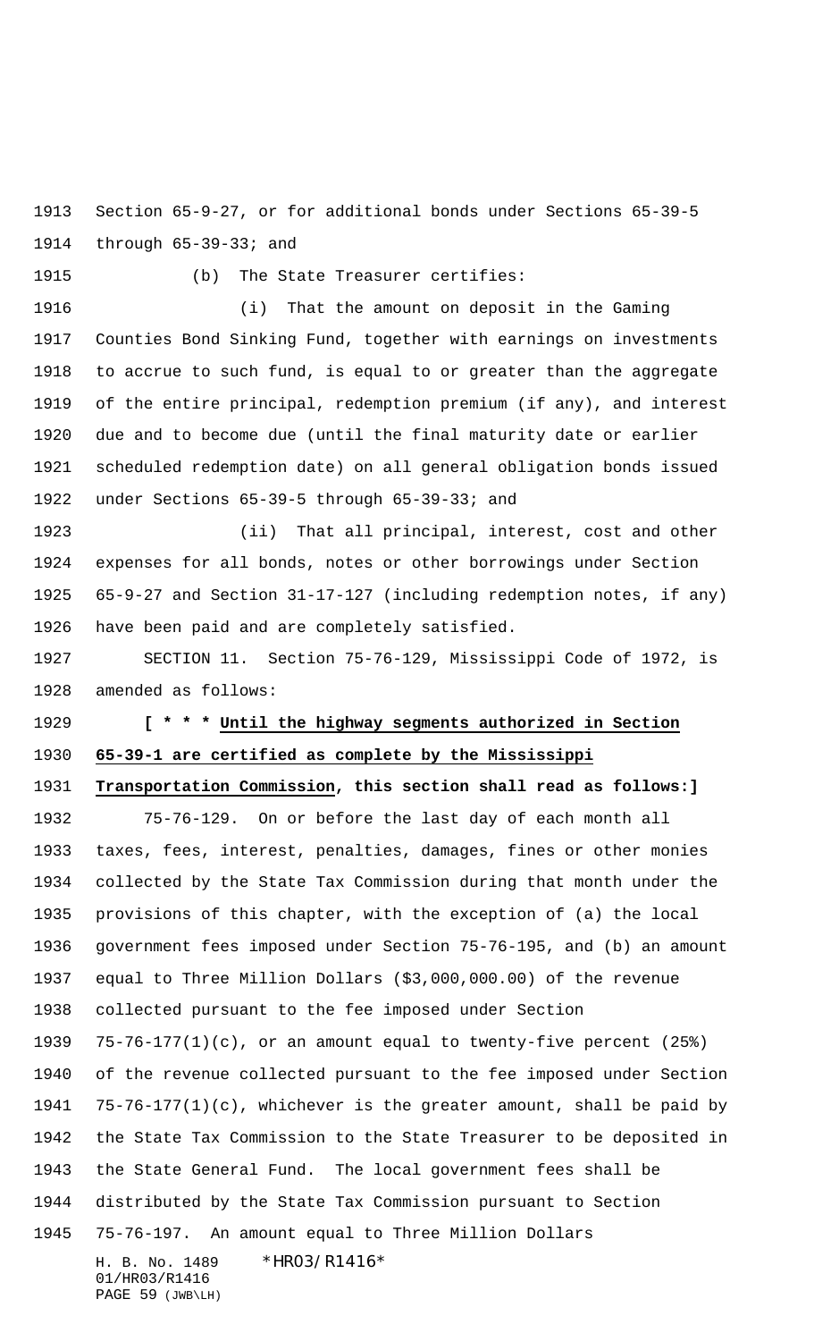Section 65-9-27, or for additional bonds under Sections 65-39-5 through 65-39-33; and

(b) The State Treasurer certifies:

(i) That the amount on deposit in the Gaming Counties Bond Sinking Fund, together with earnings on investments to accrue to such fund, is equal to or greater than the aggregate of the entire principal, redemption premium (if any), and interest due and to become due (until the final maturity date or earlier scheduled redemption date) on all general obligation bonds issued under Sections 65-39-5 through 65-39-33; and

(ii) That all principal, interest, cost and other expenses for all bonds, notes or other borrowings under Section 65-9-27 and Section 31-17-127 (including redemption notes, if any) have been paid and are completely satisfied.

SECTION 11. Section 75-76-129, Mississippi Code of 1972, is amended as follows:

**[ * * * Until the highway segments authorized in Section 65-39-1 are certified as complete by the Mississippi Transportation Commission, this section shall read as follows:]**

75-76-129. On or before the last day of each month all taxes, fees, interest, penalties, damages, fines or other monies collected by the State Tax Commission during that month under the provisions of this chapter, with the exception of (a) the local government fees imposed under Section 75-76-195, and (b) an amount equal to Three Million Dollars ($3,000,000.00) of the revenue collected pursuant to the fee imposed under Section 75-76-177(1)(c), or an amount equal to twenty-five percent (25%) of the revenue collected pursuant to the fee imposed under Section 75-76-177(1)(c), whichever is the greater amount, shall be paid by the State Tax Commission to the State Treasurer to be deposited in the State General Fund. The local government fees shall be distributed by the State Tax Commission pursuant to Section 75-76-197. An amount equal to Three Million Dollars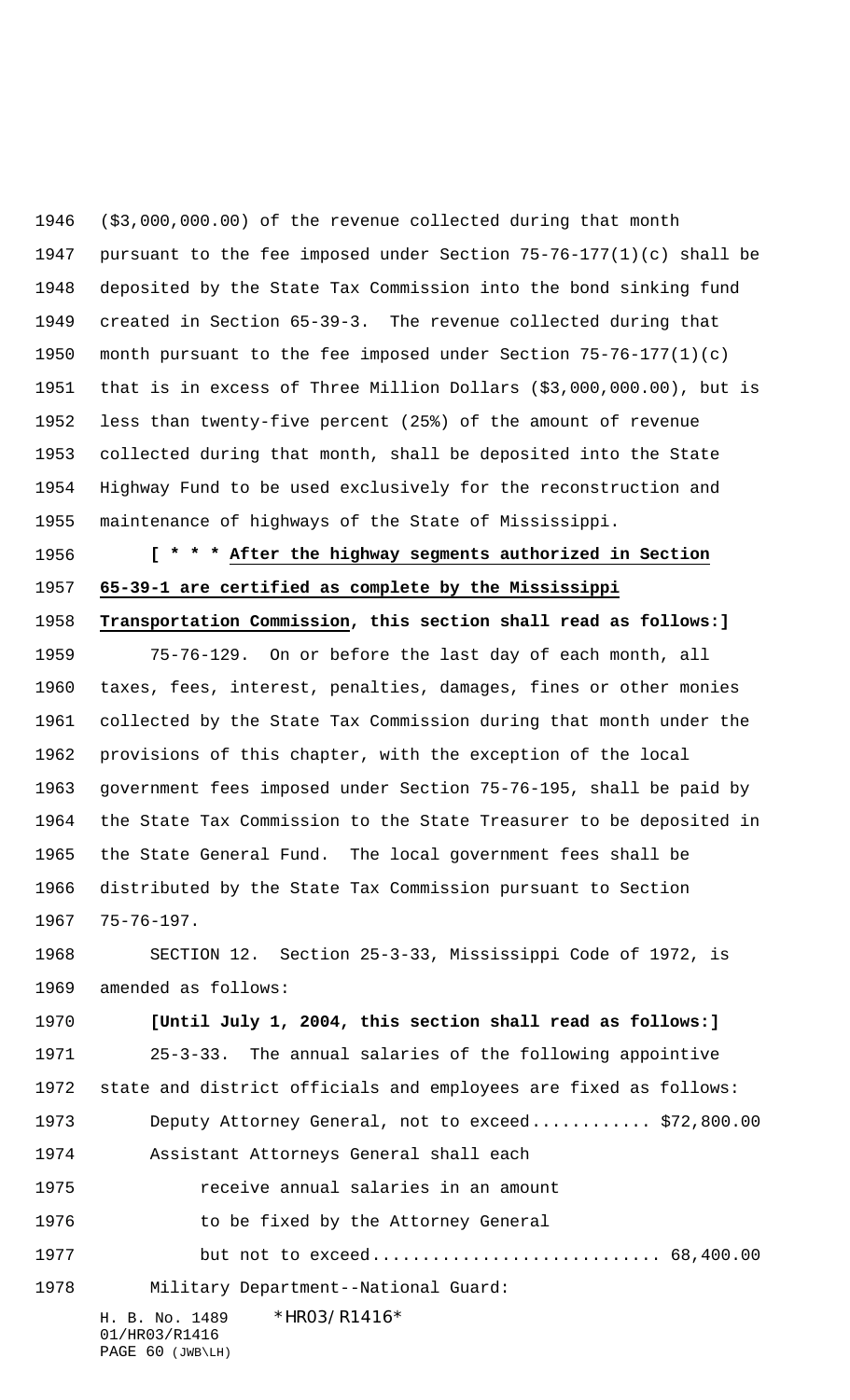($3,000,000.00) of the revenue collected during that month pursuant to the fee imposed under Section 75-76-177(1)(c) shall be deposited by the State Tax Commission into the bond sinking fund created in Section 65-39-3. The revenue collected during that month pursuant to the fee imposed under Section 75-76-177(1)(c) that is in excess of Three Million Dollars ($3,000,000.00), but is less than twenty-five percent (25%) of the amount of revenue collected during that month, shall be deposited into the State Highway Fund to be used exclusively for the reconstruction and maintenance of highways of the State of Mississippi.

**[ * * * After the highway segments authorized in Section 65-39-1 are certified as complete by the Mississippi Transportation Commission, this section shall read as follows:]**

75-76-129. On or before the last day of each month, all taxes, fees, interest, penalties, damages, fines or other monies collected by the State Tax Commission during that month under the provisions of this chapter, with the exception of the local government fees imposed under Section 75-76-195, shall be paid by the State Tax Commission to the State Treasurer to be deposited in the State General Fund. The local government fees shall be distributed by the State Tax Commission pursuant to Section 75-76-197.

SECTION 12. Section 25-3-33, Mississippi Code of 1972, is amended as follows:

**[Until July 1, 2004, this section shall read as follows:]**

25-3-33. The annual salaries of the following appointive state and district officials and employees are fixed as follows:

Deputy Attorney General, not to exceed............ $72,800.00

Assistant Attorneys General shall each receive annual salaries in an amount to be fixed by the Attorney General but not to exceed............................. 68,400.00

Military Department--National Guard: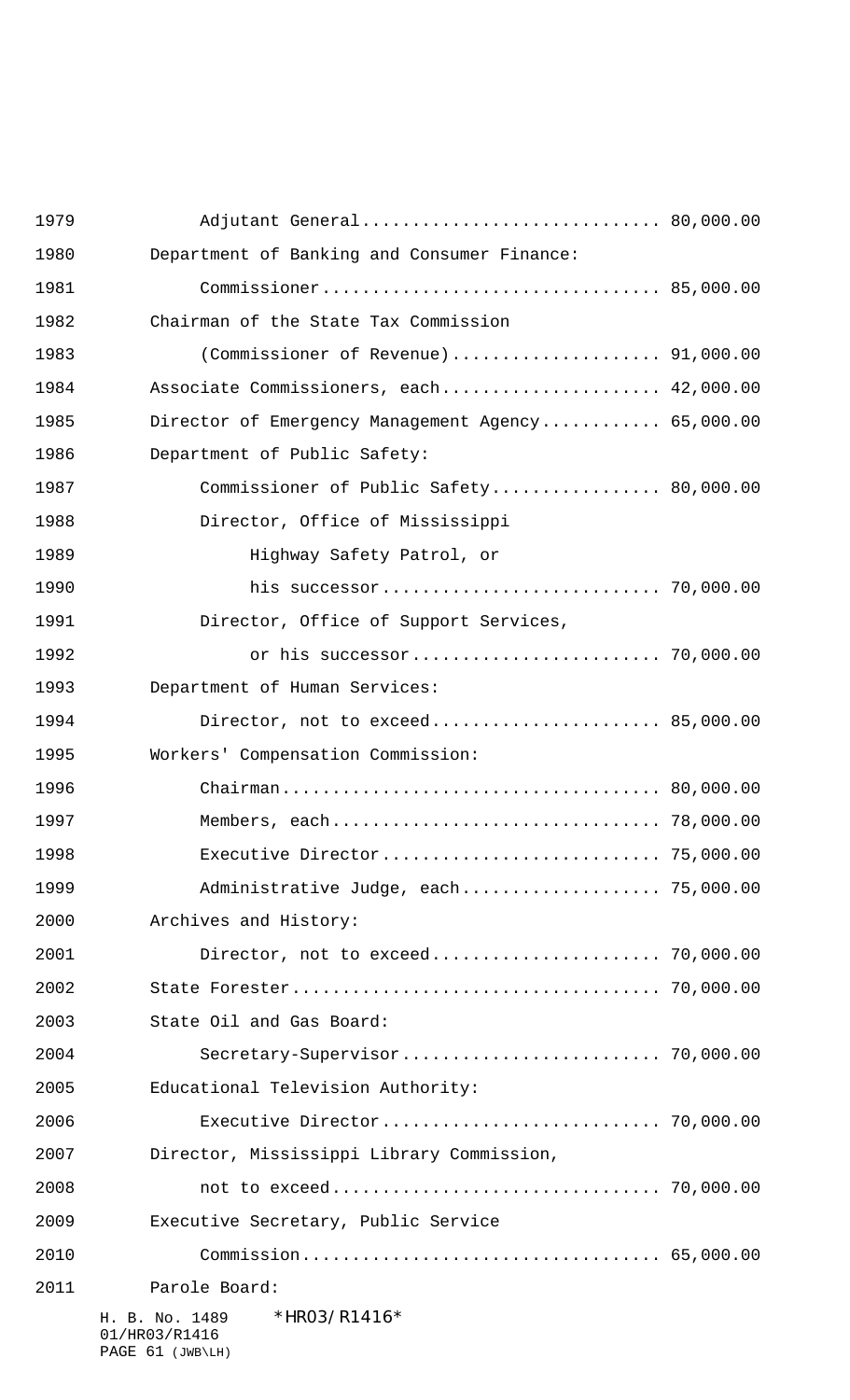1979 Adjutant General.............................. 80,000.00

1980 Department of Banking and Consumer Finance:

1981 Commissioner.................................. 85,000.00

1982 Chairman of the State Tax Commission

1983 (Commissioner of Revenue)..................... 91,000.00

1984 Associate Commissioners, each...................... 42,000.00

1985 Director of Emergency Management Agency............ 65,000.00

1986 Department of Public Safety:

1987 Commissioner of Public Safety................. 80,000.00

1988 Director, Office of Mississippi

1989 Highway Safety Patrol, or

1990 his successor............................ 70,000.00

1991 Director, Office of Support Services,

1992 or his successor......................... 70,000.00

1993 Department of Human Services:

1994 Director, not to exceed....................... 85,000.00

1995 Workers' Compensation Commission:

1996 Chairman...................................... 80,000.00

1997 Members, each................................. 78,000.00

1998 Executive Director............................ 75,000.00

1999 Administrative Judge, each.................... 75,000.00

2000 Archives and History:

2001 Director, not to exceed....................... 70,000.00

2002 State Forester..................................... 70,000.00

2003 State Oil and Gas Board:

2004 Secretary-Supervisor.......................... 70,000.00

2005 Educational Television Authority:

2006 Executive Director............................ 70,000.00

2007 Director, Mississippi Library Commission,

2008 not to exceed................................. 70,000.00

2009 Executive Secretary, Public Service

2010 Commission.................................... 65,000.00

2011 Parole Board: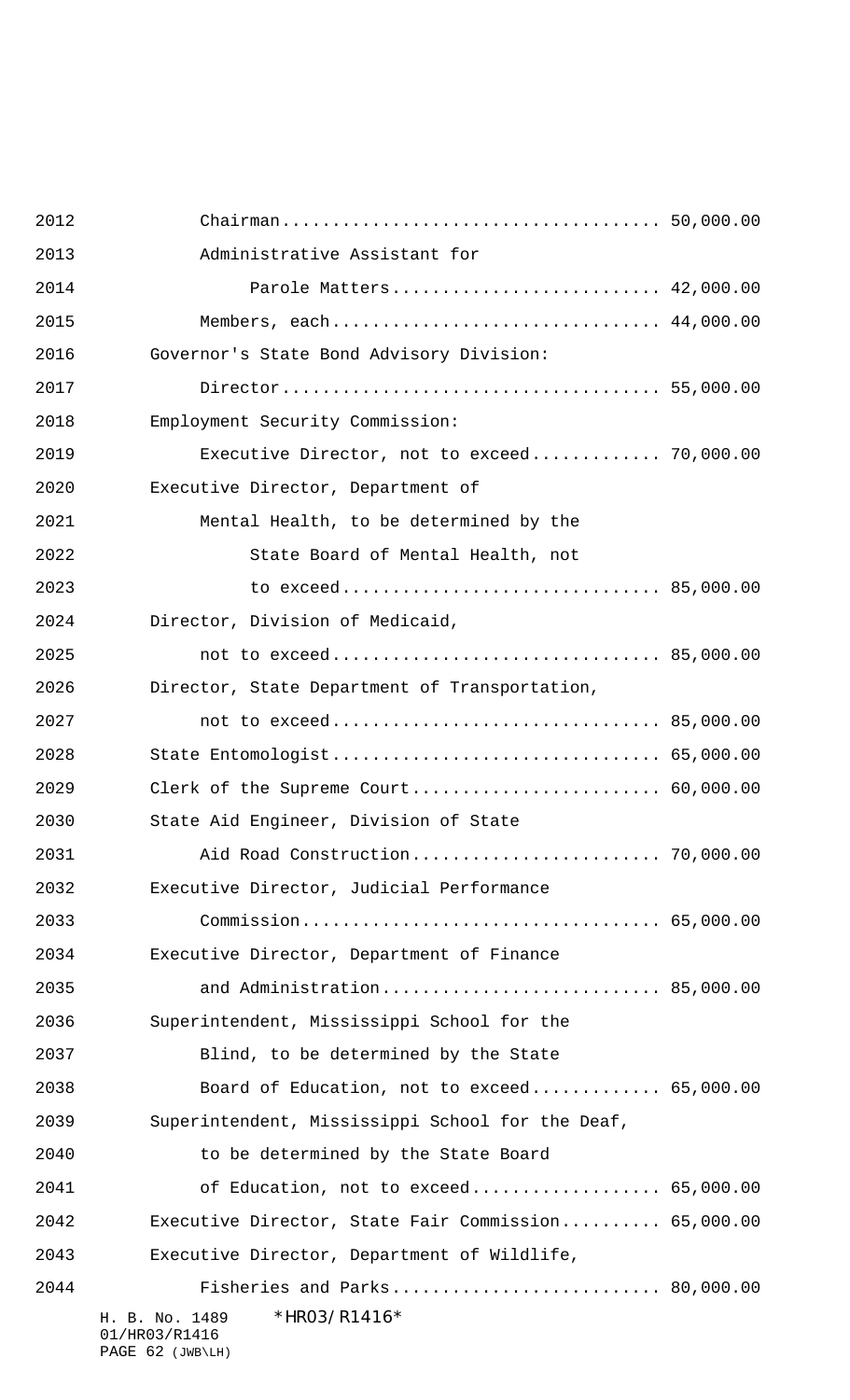Chairman..................................... 50,000.00

Administrative Assistant for

Parole Matters........................... 42,000.00

Members, each................................ 44,000.00

Governor's State Bond Advisory Division:

Director..................................... 55,000.00

Employment Security Commission:

Executive Director, not to exceed............ 70,000.00

Executive Director, Department of

Mental Health, to be determined by the

State Board of Mental Health, not

to exceed............................... 85,000.00

Director, Division of Medicaid,

not to exceed................................ 85,000.00

Director, State Department of Transportation,

not to exceed................................ 85,000.00

State Entomologist................................ 65,000.00

Clerk of the Supreme Court........................ 60,000.00

State Aid Engineer, Division of State

Aid Road Construction........................ 70,000.00

Executive Director, Judicial Performance

Commission................................... 65,000.00

Executive Director, Department of Finance

and Administration........................... 85,000.00

Superintendent, Mississippi School for the

Blind, to be determined by the State

Board of Education, not to exceed............ 65,000.00

Superintendent, Mississippi School for the Deaf,

to be determined by the State Board

of Education, not to exceed.................. 65,000.00

Executive Director, State Fair Commission.......... 65,000.00

Executive Director, Department of Wildlife,

Fisheries and Parks.......................... 80,000.00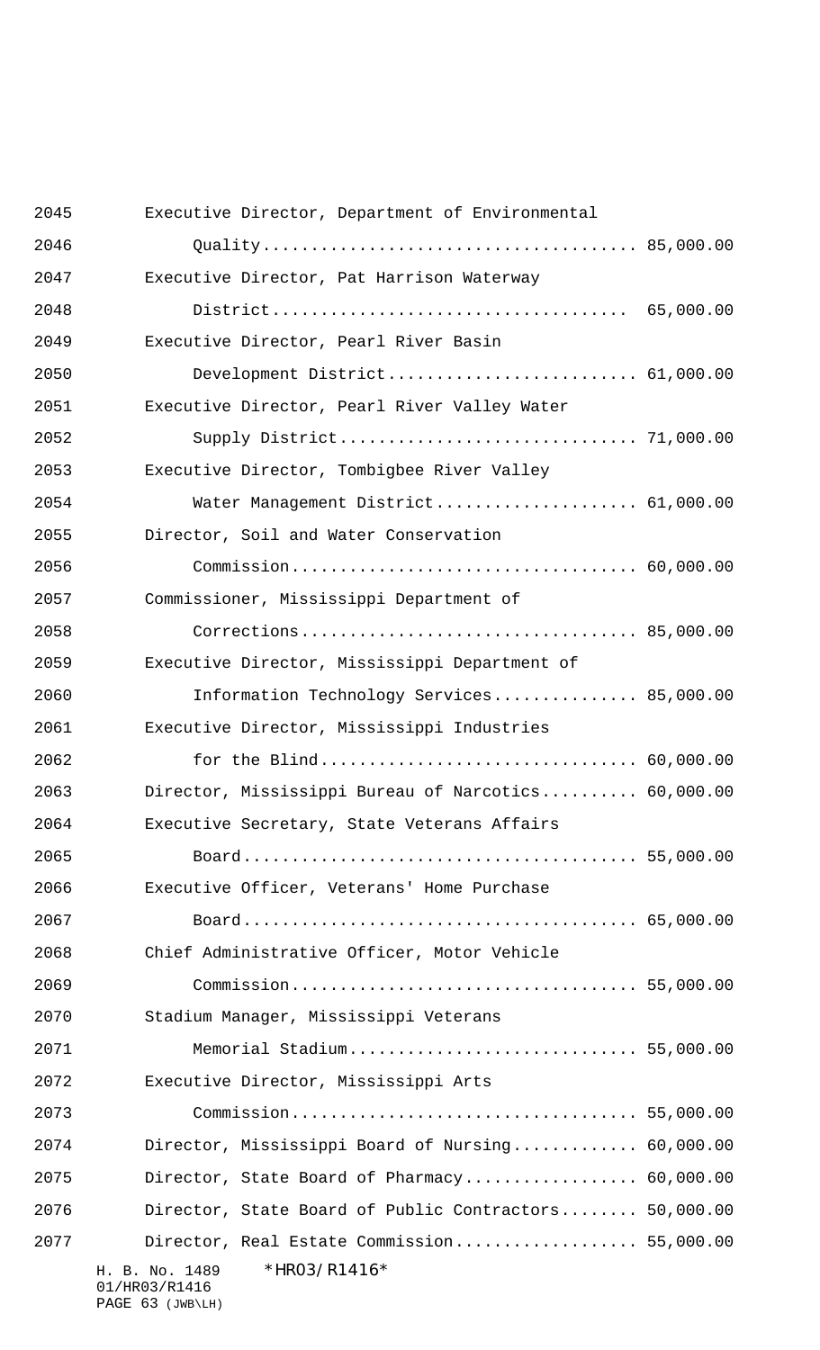Executive Director, Department of Environmental Quality...................................... 85,000.00

Executive Director, Pat Harrison Waterway District.................................... 65,000.00

Executive Director, Pearl River Basin Development District.......................... 61,000.00

Executive Director, Pearl River Valley Water Supply District.............................. 71,000.00

Executive Director, Tombigbee River Valley Water Management District..................... 61,000.00

Director, Soil and Water Conservation Commission.................................... 60,000.00

Commissioner, Mississippi Department of Corrections................................... 85,000.00

Executive Director, Mississippi Department of Information Technology Services............... 85,000.00

Executive Director, Mississippi Industries for the Blind................................. 60,000.00

Director, Mississippi Bureau of Narcotics.......... 60,000.00

Executive Secretary, State Veterans Affairs Board......................................... 55,000.00

Executive Officer, Veterans' Home Purchase Board......................................... 65,000.00

Chief Administrative Officer, Motor Vehicle Commission.................................... 55,000.00

Stadium Manager, Mississippi Veterans Memorial Stadium............................. 55,000.00

Executive Director, Mississippi Arts Commission.................................... 55,000.00

Director, Mississippi Board of Nursing............. 60,000.00

Director, State Board of Pharmacy.................. 60,000.00

Director, State Board of Public Contractors........ 50,000.00

Director, Real Estate Commission................... 55,000.00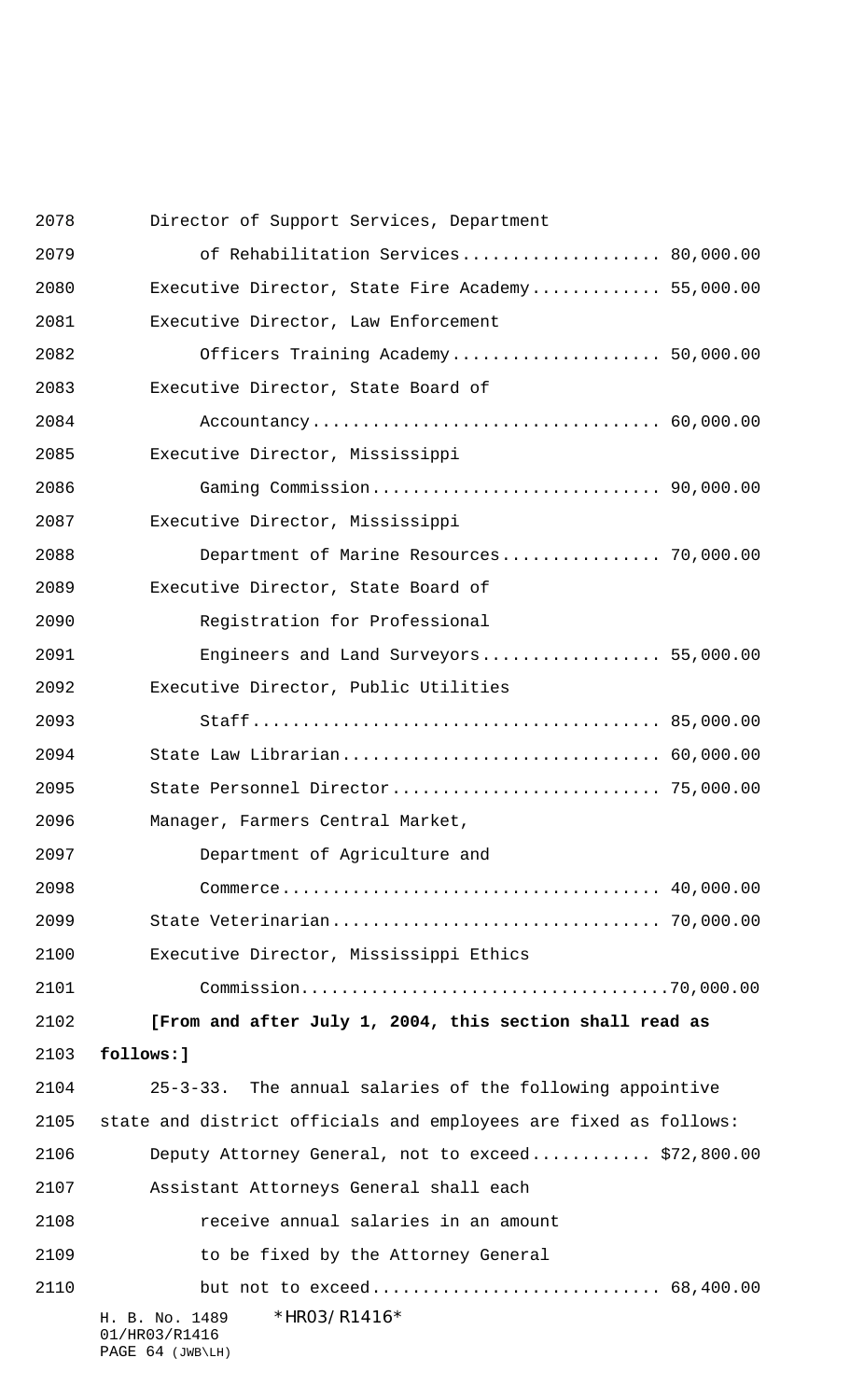Director of Support Services, Department of Rehabilitation Services.................... 80,000.00

Executive Director, State Fire Academy............. 55,000.00

Executive Director, Law Enforcement Officers Training Academy..................... 50,000.00

Executive Director, State Board of Accountancy................................... 60,000.00

Executive Director, Mississippi Gaming Commission............................ 90,000.00

Executive Director, Mississippi Department of Marine Resources................ 70,000.00

Executive Director, State Board of Registration for Professional Engineers and Land Surveyors.................. 55,000.00

Executive Director, Public Utilities Staff........................................ 85,000.00

State Law Librarian................................ 60,000.00

State Personnel Director........................... 75,000.00

Manager, Farmers Central Market, Department of Agriculture and Commerce..................................... 40,000.00

State Veterinarian................................. 70,000.00

Executive Director, Mississippi Ethics Commission....................................70,000.00

**[From and after July 1, 2004, this section shall read as follows:]**

25-3-33. The annual salaries of the following appointive state and district officials and employees are fixed as follows:

Deputy Attorney General, not to exceed............ $72,800.00

Assistant Attorneys General shall each receive annual salaries in an amount to be fixed by the Attorney General but not to exceed............................ 68,400.00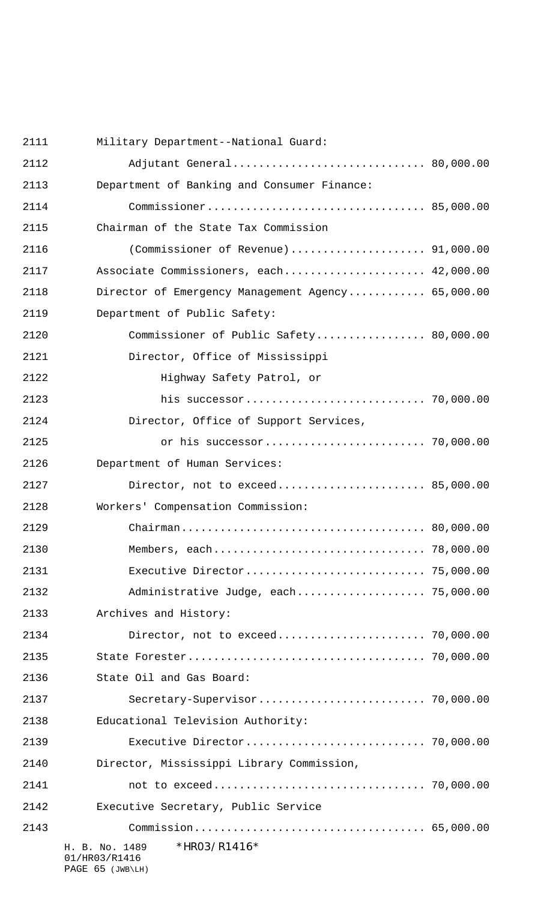2111 Military Department--National Guard:

2112 Adjutant General.............................. 80,000.00

2113 Department of Banking and Consumer Finance:

2114 Commissioner.................................. 85,000.00

2115 Chairman of the State Tax Commission

2116 (Commissioner of Revenue)..................... 91,000.00

2117 Associate Commissioners, each...................... 42,000.00

2118 Director of Emergency Management Agency............ 65,000.00

2119 Department of Public Safety:

2120 Commissioner of Public Safety................. 80,000.00

2121 Director, Office of Mississippi

2122 Highway Safety Patrol, or

2123 his successor............................ 70,000.00

2124 Director, Office of Support Services,

2125 or his successor......................... 70,000.00

2126 Department of Human Services:

2127 Director, not to exceed....................... 85,000.00

2128 Workers' Compensation Commission:

2129 Chairman...................................... 80,000.00

2130 Members, each................................. 78,000.00

2131 Executive Director............................ 75,000.00

2132 Administrative Judge, each.................... 75,000.00

2133 Archives and History:

2134 Director, not to exceed....................... 70,000.00

2135 State Forester..................................... 70,000.00

2136 State Oil and Gas Board:

2137 Secretary-Supervisor.......................... 70,000.00

2138 Educational Television Authority:

2139 Executive Director............................ 70,000.00

2140 Director, Mississippi Library Commission,

2141 not to exceed................................. 70,000.00

2142 Executive Secretary, Public Service

2143 Commission.................................... 65,000.00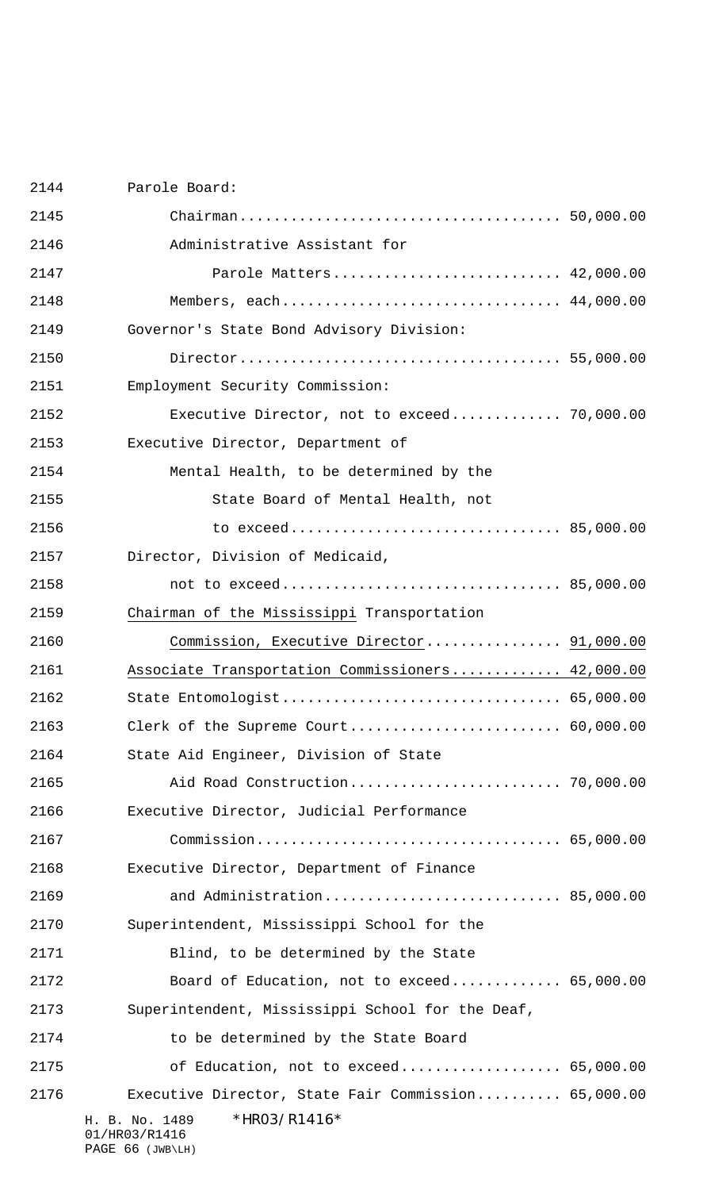Parole Board:

Chairman...................................... 50,000.00

Administrative Assistant for

Parole Matters........................... 42,000.00

Members, each................................ 44,000.00

Governor's State Bond Advisory Division:

Director..................................... 55,000.00

Employment Security Commission:

Executive Director, not to exceed............. 70,000.00

Executive Director, Department of

Mental Health, to be determined by the

State Board of Mental Health, not

to exceed............................... 85,000.00

Director, Division of Medicaid,

not to exceed................................ 85,000.00

Chairman of the Mississippi Transportation

Commission, Executive Director................ 91,000.00

Associate Transportation Commissioners............. 42,000.00

State Entomologist................................ 65,000.00

Clerk of the Supreme Court......................... 60,000.00

State Aid Engineer, Division of State

Aid Road Construction......................... 70,000.00

Executive Director, Judicial Performance

Commission................................... 65,000.00

Executive Director, Department of Finance

and Administration........................... 85,000.00

Superintendent, Mississippi School for the

Blind, to be determined by the State

Board of Education, not to exceed............. 65,000.00

Superintendent, Mississippi School for the Deaf,

to be determined by the State Board

of Education, not to exceed................... 65,000.00

Executive Director, State Fair Commission.......... 65,000.00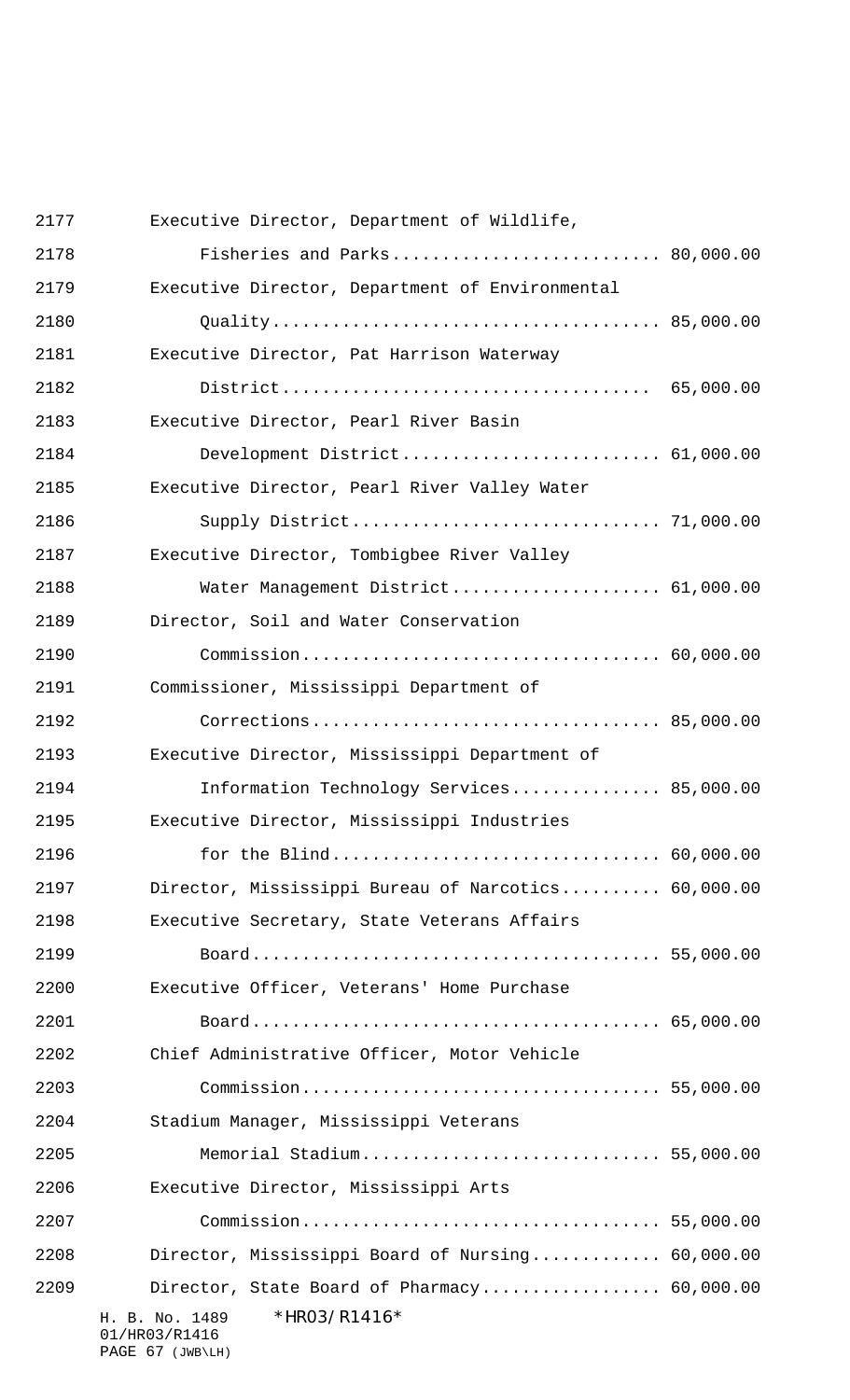| Position | Salary |
|---|---|
| Executive Director, Department of Wildlife, Fisheries and Parks | 80,000.00 |
| Executive Director, Department of Environmental Quality | 85,000.00 |
| Executive Director, Pat Harrison Waterway District | 65,000.00 |
| Executive Director, Pearl River Basin Development District | 61,000.00 |
| Executive Director, Pearl River Valley Water Supply District | 71,000.00 |
| Executive Director, Tombigbee River Valley Water Management District | 61,000.00 |
| Director, Soil and Water Conservation Commission | 60,000.00 |
| Commissioner, Mississippi Department of Corrections | 85,000.00 |
| Executive Director, Mississippi Department of Information Technology Services | 85,000.00 |
| Executive Director, Mississippi Industries for the Blind | 60,000.00 |
| Director, Mississippi Bureau of Narcotics | 60,000.00 |
| Executive Secretary, State Veterans Affairs Board | 55,000.00 |
| Executive Officer, Veterans' Home Purchase Board | 65,000.00 |
| Chief Administrative Officer, Motor Vehicle Commission | 55,000.00 |
| Stadium Manager, Mississippi Veterans Memorial Stadium | 55,000.00 |
| Executive Director, Mississippi Arts Commission | 55,000.00 |
| Director, Mississippi Board of Nursing | 60,000.00 |
| Director, State Board of Pharmacy | 60,000.00 |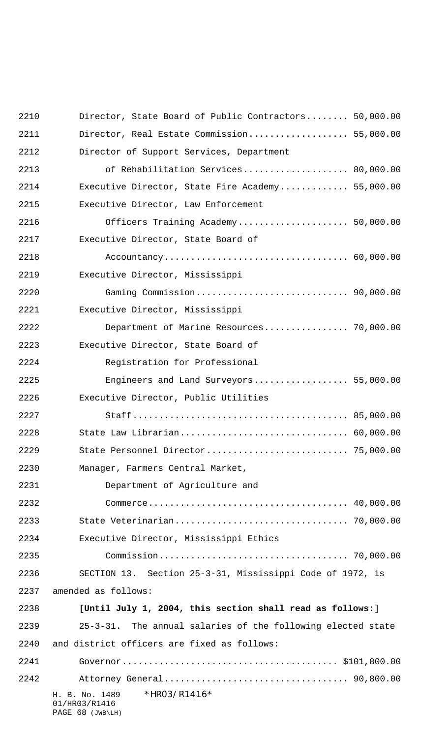Director, State Board of Public Contractors........ 50,000.00

Director, Real Estate Commission................... 55,000.00

Director of Support Services, Department of Rehabilitation Services.................... 80,000.00

Executive Director, State Fire Academy............. 55,000.00

Executive Director, Law Enforcement Officers Training Academy..................... 50,000.00

Executive Director, State Board of Accountancy.................................. 60,000.00

Executive Director, Mississippi Gaming Commission............................ 90,000.00

Executive Director, Mississippi Department of Marine Resources................ 70,000.00

Executive Director, State Board of Registration for Professional Engineers and Land Surveyors.................. 55,000.00

Executive Director, Public Utilities Staff........................................ 85,000.00

State Law Librarian................................ 60,000.00

State Personnel Director........................... 75,000.00

Manager, Farmers Central Market, Department of Agriculture and Commerce..................................... 40,000.00

State Veterinarian................................. 70,000.00

Executive Director, Mississippi Ethics Commission................................... 70,000.00

SECTION 13. Section 25-3-31, Mississippi Code of 1972, is amended as follows:

**[Until July 1, 2004, this section shall read as follows:]**

25-3-31. The annual salaries of the following elected state and district officers are fixed as follows:

Governor........................................ $101,800.00

Attorney General.................................. 90,800.00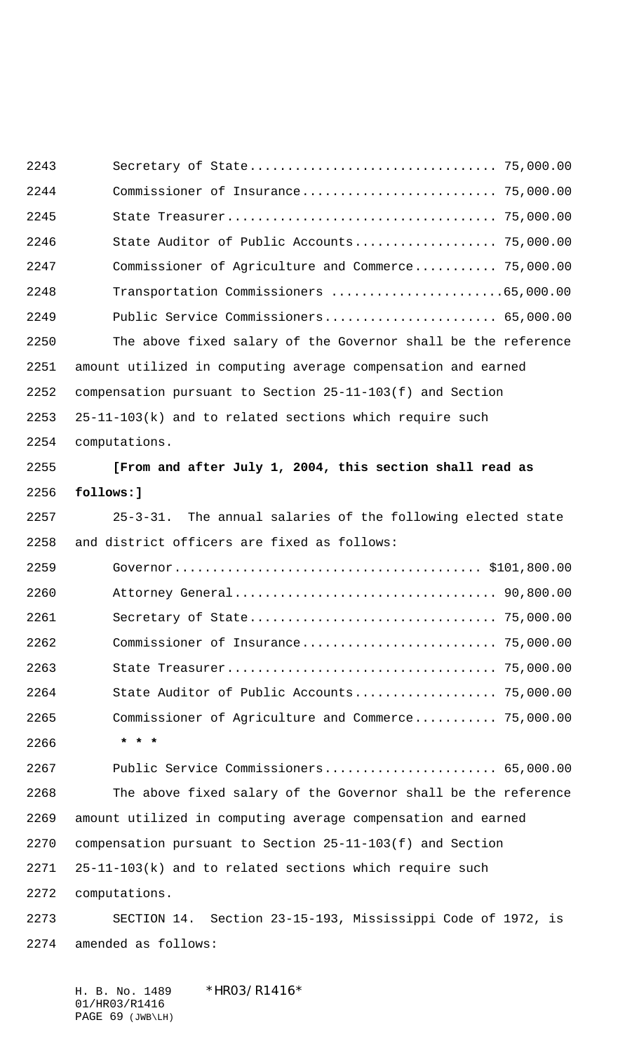Secretary of State................................ 75,000.00

Commissioner of Insurance.......................... 75,000.00

State Treasurer.................................... 75,000.00

State Auditor of Public Accounts................... 75,000.00

Commissioner of Agriculture and Commerce........... 75,000.00

Transportation Commissioners .......................65,000.00

Public Service Commissioners....................... 65,000.00

The above fixed salary of the Governor shall be the reference amount utilized in computing average compensation and earned compensation pursuant to Section 25-11-103(f) and Section 25-11-103(k) and to related sections which require such computations.

**[From and after July 1, 2004, this section shall read as follows:]**

25-3-31. The annual salaries of the following elected state and district officers are fixed as follows:

Governor........................................ $101,800.00

Attorney General................................... 90,800.00

Secretary of State................................ 75,000.00

Commissioner of Insurance.......................... 75,000.00

State Treasurer.................................... 75,000.00

State Auditor of Public Accounts................... 75,000.00

Commissioner of Agriculture and Commerce........... 75,000.00

**\* \* \***

Public Service Commissioners....................... 65,000.00

The above fixed salary of the Governor shall be the reference amount utilized in computing average compensation and earned compensation pursuant to Section 25-11-103(f) and Section 25-11-103(k) and to related sections which require such computations.

SECTION 14. Section 23-15-193, Mississippi Code of 1972, is amended as follows: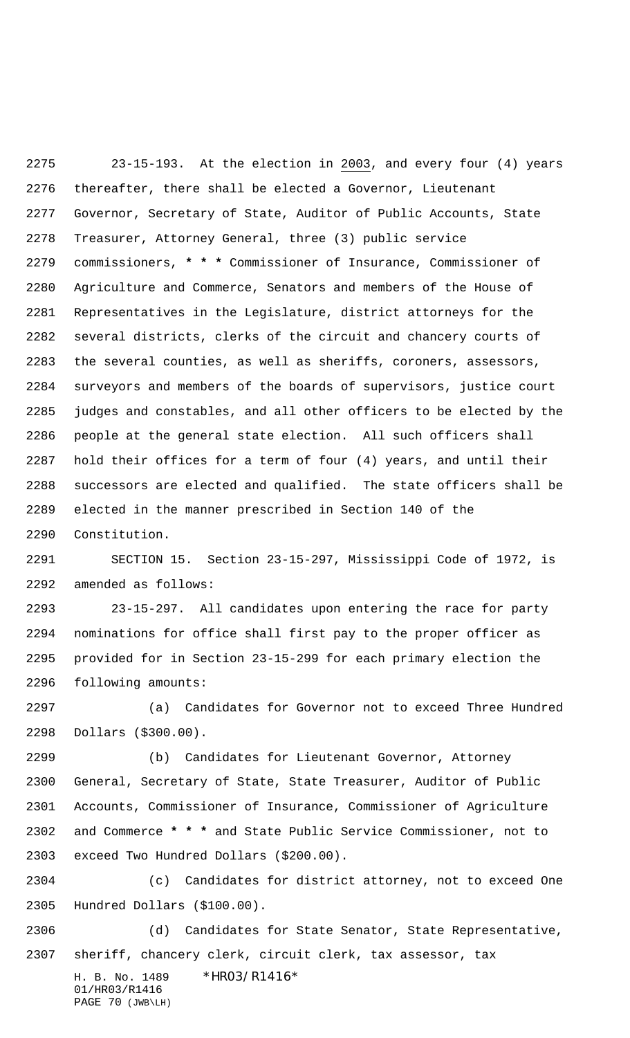23-15-193. At the election in 2003, and every four (4) years thereafter, there shall be elected a Governor, Lieutenant Governor, Secretary of State, Auditor of Public Accounts, State Treasurer, Attorney General, three (3) public service commissioners, * * * Commissioner of Insurance, Commissioner of Agriculture and Commerce, Senators and members of the House of Representatives in the Legislature, district attorneys for the several districts, clerks of the circuit and chancery courts of the several counties, as well as sheriffs, coroners, assessors, surveyors and members of the boards of supervisors, justice court judges and constables, and all other officers to be elected by the people at the general state election. All such officers shall hold their offices for a term of four (4) years, and until their successors are elected and qualified. The state officers shall be elected in the manner prescribed in Section 140 of the Constitution.

SECTION 15. Section 23-15-297, Mississippi Code of 1972, is amended as follows:

23-15-297. All candidates upon entering the race for party nominations for office shall first pay to the proper officer as provided for in Section 23-15-299 for each primary election the following amounts:

(a) Candidates for Governor not to exceed Three Hundred Dollars ($300.00).

(b) Candidates for Lieutenant Governor, Attorney General, Secretary of State, State Treasurer, Auditor of Public Accounts, Commissioner of Insurance, Commissioner of Agriculture and Commerce * * * and State Public Service Commissioner, not to exceed Two Hundred Dollars ($200.00).

(c) Candidates for district attorney, not to exceed One Hundred Dollars ($100.00).

(d) Candidates for State Senator, State Representative, sheriff, chancery clerk, circuit clerk, tax assessor, tax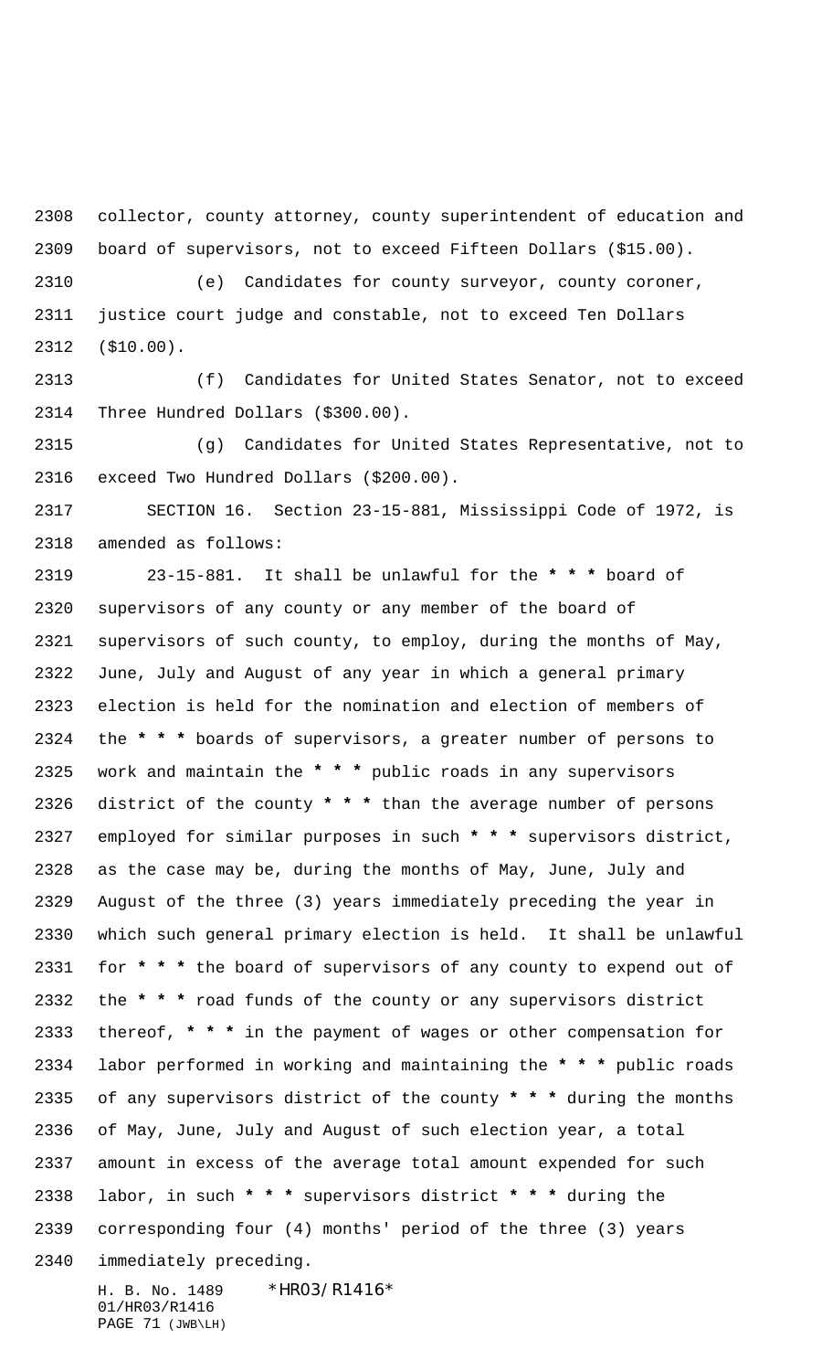collector, county attorney, county superintendent of education and board of supervisors, not to exceed Fifteen Dollars ($15.00).

(e) Candidates for county surveyor, county coroner, justice court judge and constable, not to exceed Ten Dollars ($10.00).

(f) Candidates for United States Senator, not to exceed Three Hundred Dollars ($300.00).

(g) Candidates for United States Representative, not to exceed Two Hundred Dollars ($200.00).

SECTION 16. Section 23-15-881, Mississippi Code of 1972, is amended as follows:

23-15-881. It shall be unlawful for the * * * board of supervisors of any county or any member of the board of supervisors of such county, to employ, during the months of May, June, July and August of any year in which a general primary election is held for the nomination and election of members of the * * * boards of supervisors, a greater number of persons to work and maintain the * * * public roads in any supervisors district of the county * * * than the average number of persons employed for similar purposes in such * * * supervisors district, as the case may be, during the months of May, June, July and August of the three (3) years immediately preceding the year in which such general primary election is held. It shall be unlawful for * * * the board of supervisors of any county to expend out of the * * * road funds of the county or any supervisors district thereof, * * * in the payment of wages or other compensation for labor performed in working and maintaining the * * * public roads of any supervisors district of the county * * * during the months of May, June, July and August of such election year, a total amount in excess of the average total amount expended for such labor, in such * * * supervisors district * * * during the corresponding four (4) months' period of the three (3) years immediately preceding.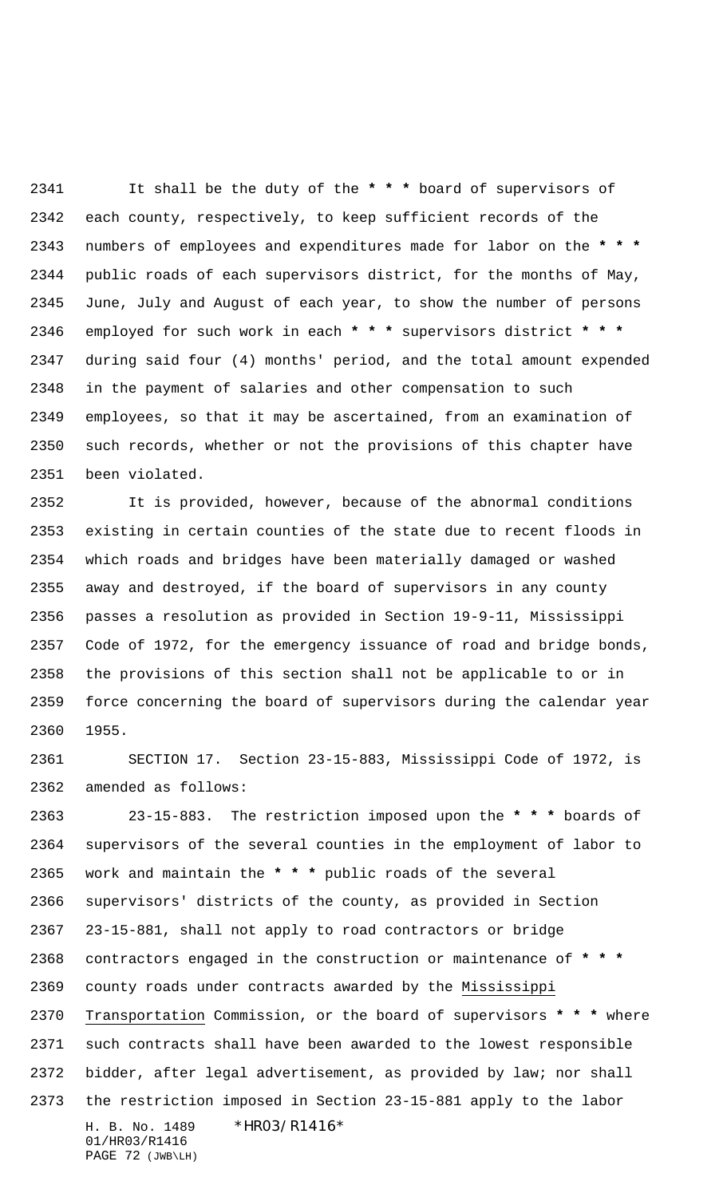It shall be the duty of the * * * board of supervisors of each county, respectively, to keep sufficient records of the numbers of employees and expenditures made for labor on the * * * public roads of each supervisors district, for the months of May, June, July and August of each year, to show the number of persons employed for such work in each * * * supervisors district * * * during said four (4) months' period, and the total amount expended in the payment of salaries and other compensation to such employees, so that it may be ascertained, from an examination of such records, whether or not the provisions of this chapter have been violated.

It is provided, however, because of the abnormal conditions existing in certain counties of the state due to recent floods in which roads and bridges have been materially damaged or washed away and destroyed, if the board of supervisors in any county passes a resolution as provided in Section 19-9-11, Mississippi Code of 1972, for the emergency issuance of road and bridge bonds, the provisions of this section shall not be applicable to or in force concerning the board of supervisors during the calendar year 1955.

SECTION 17. Section 23-15-883, Mississippi Code of 1972, is amended as follows:

23-15-883. The restriction imposed upon the * * * boards of supervisors of the several counties in the employment of labor to work and maintain the * * * public roads of the several supervisors' districts of the county, as provided in Section 23-15-881, shall not apply to road contractors or bridge contractors engaged in the construction or maintenance of * * * county roads under contracts awarded by the <u>Mississippi Transportation</u> Commission, or the board of supervisors * * * where such contracts shall have been awarded to the lowest responsible bidder, after legal advertisement, as provided by law; nor shall the restriction imposed in Section 23-15-881 apply to the labor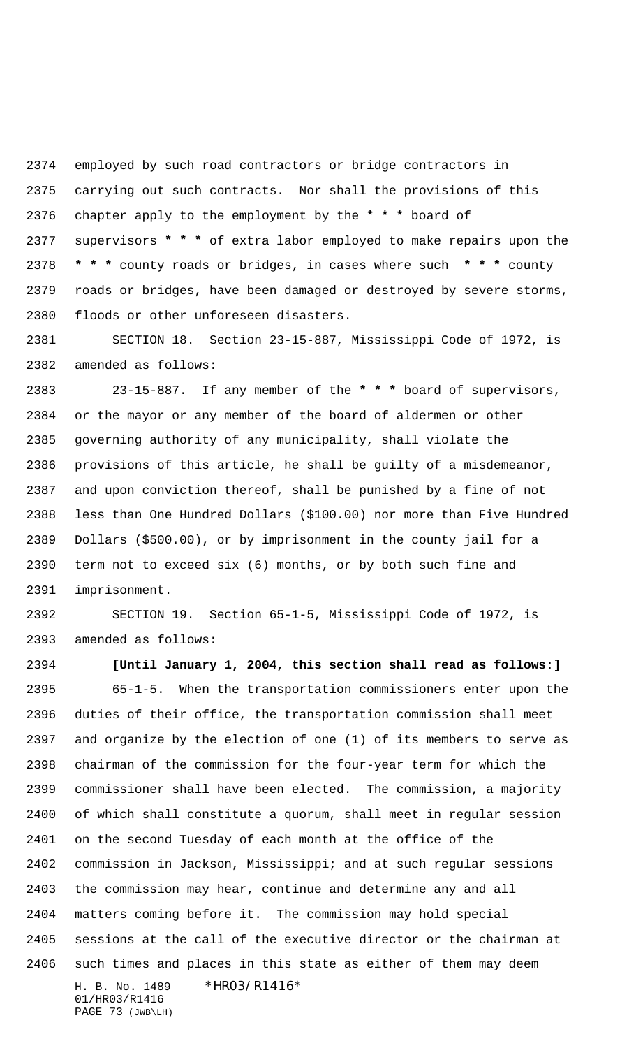employed by such road contractors or bridge contractors in carrying out such contracts. Nor shall the provisions of this chapter apply to the employment by the * * * board of supervisors * * * of extra labor employed to make repairs upon the * * * county roads or bridges, in cases where such * * * county roads or bridges, have been damaged or destroyed by severe storms, floods or other unforeseen disasters.

SECTION 18. Section 23-15-887, Mississippi Code of 1972, is amended as follows:

23-15-887. If any member of the * * * board of supervisors, or the mayor or any member of the board of aldermen or other governing authority of any municipality, shall violate the provisions of this article, he shall be guilty of a misdemeanor, and upon conviction thereof, shall be punished by a fine of not less than One Hundred Dollars ($100.00) nor more than Five Hundred Dollars ($500.00), or by imprisonment in the county jail for a term not to exceed six (6) months, or by both such fine and imprisonment.

SECTION 19. Section 65-1-5, Mississippi Code of 1972, is amended as follows:

**[Until January 1, 2004, this section shall read as follows:]**

65-1-5. When the transportation commissioners enter upon the duties of their office, the transportation commission shall meet and organize by the election of one (1) of its members to serve as chairman of the commission for the four-year term for which the commissioner shall have been elected. The commission, a majority of which shall constitute a quorum, shall meet in regular session on the second Tuesday of each month at the office of the commission in Jackson, Mississippi; and at such regular sessions the commission may hear, continue and determine any and all matters coming before it. The commission may hold special sessions at the call of the executive director or the chairman at such times and places in this state as either of them may deem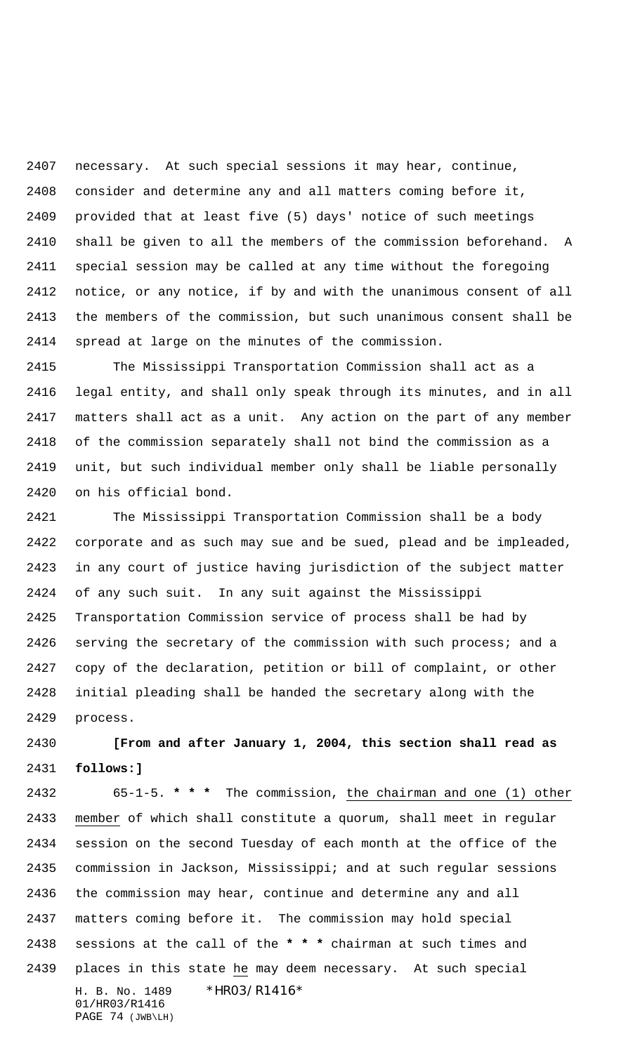necessary. At such special sessions it may hear, continue, consider and determine any and all matters coming before it, provided that at least five (5) days' notice of such meetings shall be given to all the members of the commission beforehand. A special session may be called at any time without the foregoing notice, or any notice, if by and with the unanimous consent of all the members of the commission, but such unanimous consent shall be spread at large on the minutes of the commission.

The Mississippi Transportation Commission shall act as a legal entity, and shall only speak through its minutes, and in all matters shall act as a unit. Any action on the part of any member of the commission separately shall not bind the commission as a unit, but such individual member only shall be liable personally on his official bond.

The Mississippi Transportation Commission shall be a body corporate and as such may sue and be sued, plead and be impleaded, in any court of justice having jurisdiction of the subject matter of any such suit. In any suit against the Mississippi Transportation Commission service of process shall be had by serving the secretary of the commission with such process; and a copy of the declaration, petition or bill of complaint, or other initial pleading shall be handed the secretary along with the process.

**[From and after January 1, 2004, this section shall read as follows:]**

65-1-5. *** * *** The commission, <u>the chairman and one (1) other member</u> of which shall constitute a quorum, shall meet in regular session on the second Tuesday of each month at the office of the commission in Jackson, Mississippi; and at such regular sessions the commission may hear, continue and determine any and all matters coming before it. The commission may hold special sessions at the call of the *** * *** chairman at such times and places in this state <u>he</u> may deem necessary. At such special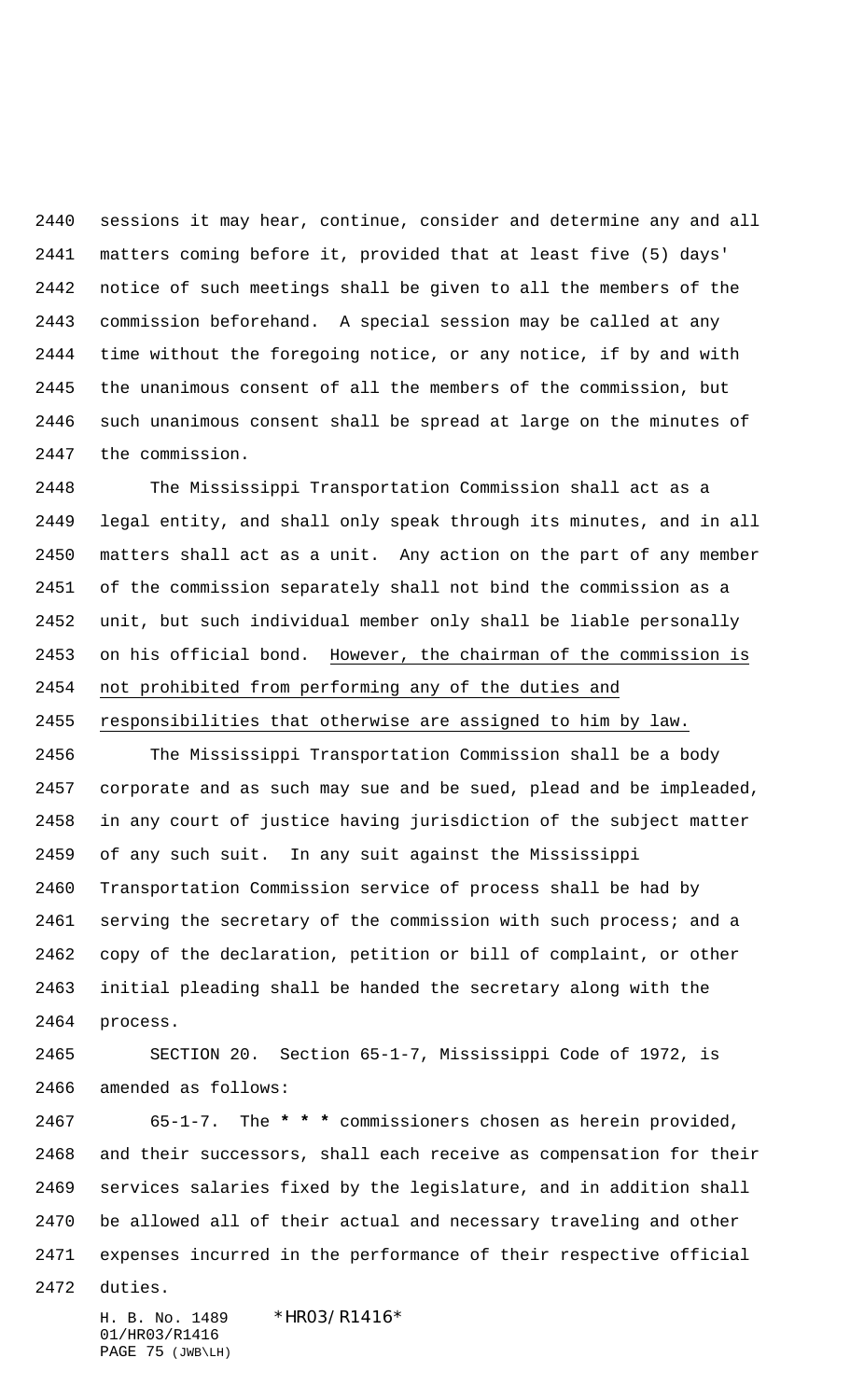sessions it may hear, continue, consider and determine any and all matters coming before it, provided that at least five (5) days' notice of such meetings shall be given to all the members of the commission beforehand. A special session may be called at any time without the foregoing notice, or any notice, if by and with the unanimous consent of all the members of the commission, but such unanimous consent shall be spread at large on the minutes of the commission.

The Mississippi Transportation Commission shall act as a legal entity, and shall only speak through its minutes, and in all matters shall act as a unit. Any action on the part of any member of the commission separately shall not bind the commission as a unit, but such individual member only shall be liable personally on his official bond. <u>However, the chairman of the commission is not prohibited from performing any of the duties and responsibilities that otherwise are assigned to him by law.</u>

The Mississippi Transportation Commission shall be a body corporate and as such may sue and be sued, plead and be impleaded, in any court of justice having jurisdiction of the subject matter of any such suit. In any suit against the Mississippi Transportation Commission service of process shall be had by serving the secretary of the commission with such process; and a copy of the declaration, petition or bill of complaint, or other initial pleading shall be handed the secretary along with the process.

SECTION 20. Section 65-1-7, Mississippi Code of 1972, is amended as follows:

65-1-7. The **\* \* \*** commissioners chosen as herein provided, and their successors, shall each receive as compensation for their services salaries fixed by the legislature, and in addition shall be allowed all of their actual and necessary traveling and other expenses incurred in the performance of their respective official duties.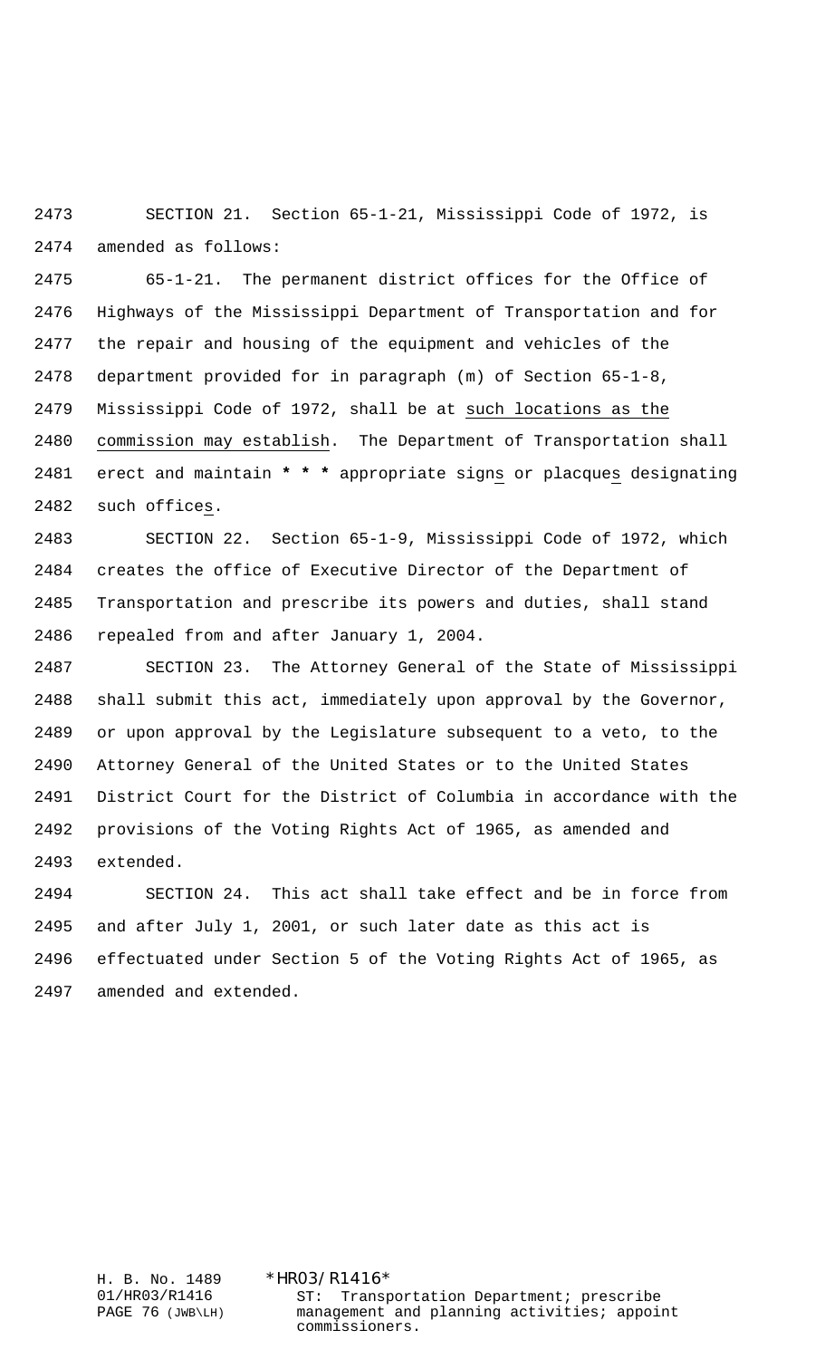SECTION 21. Section 65-1-21, Mississippi Code of 1972, is amended as follows:

65-1-21. The permanent district offices for the Office of Highways of the Mississippi Department of Transportation and for the repair and housing of the equipment and vehicles of the department provided for in paragraph (m) of Section 65-1-8, Mississippi Code of 1972, shall be at such locations as the commission may establish. The Department of Transportation shall erect and maintain **\* \* \*** appropriate signs or placques designating such offices.

SECTION 22. Section 65-1-9, Mississippi Code of 1972, which creates the office of Executive Director of the Department of Transportation and prescribe its powers and duties, shall stand repealed from and after January 1, 2004.

SECTION 23. The Attorney General of the State of Mississippi shall submit this act, immediately upon approval by the Governor, or upon approval by the Legislature subsequent to a veto, to the Attorney General of the United States or to the United States District Court for the District of Columbia in accordance with the provisions of the Voting Rights Act of 1965, as amended and extended.

SECTION 24. This act shall take effect and be in force from and after July 1, 2001, or such later date as this act is effectuated under Section 5 of the Voting Rights Act of 1965, as amended and extended.